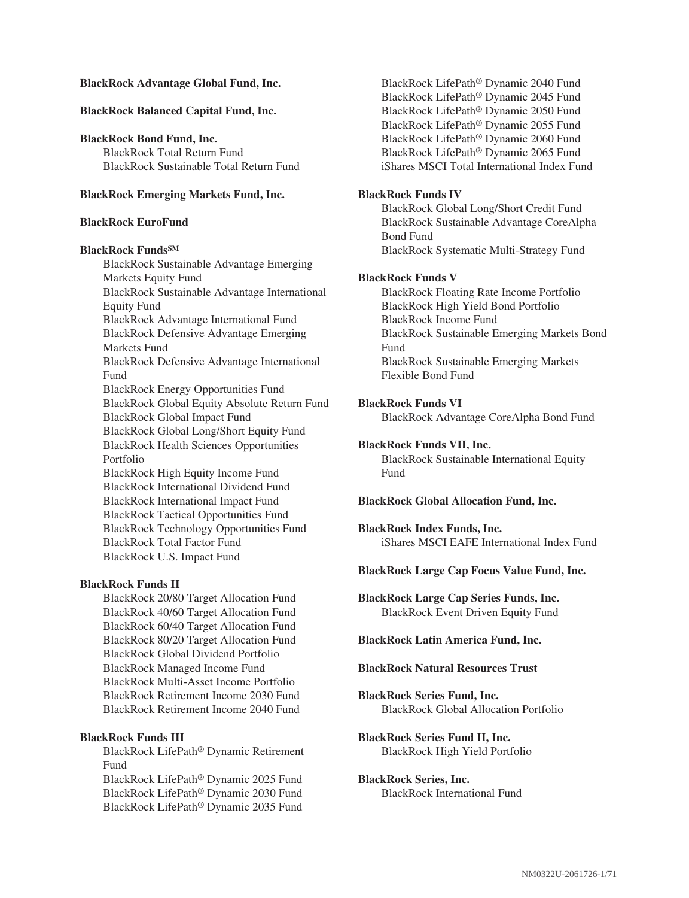**BlackRock Advantage Global Fund, Inc.**

**BlackRock Balanced Capital Fund, Inc.**

**BlackRock Bond Fund, Inc.**
- BlackRock Total Return Fund
- BlackRock Sustainable Total Return Fund

**BlackRock Emerging Markets Fund, Inc.**

**BlackRock EuroFund**

**BlackRock Funds℠**
- BlackRock Sustainable Advantage Emerging Markets Equity Fund
- BlackRock Sustainable Advantage International Equity Fund
- BlackRock Advantage International Fund
- BlackRock Defensive Advantage Emerging Markets Fund
- BlackRock Defensive Advantage International Fund
- BlackRock Energy Opportunities Fund
- BlackRock Global Equity Absolute Return Fund
- BlackRock Global Impact Fund
- BlackRock Global Long/Short Equity Fund
- BlackRock Health Sciences Opportunities Portfolio
- BlackRock High Equity Income Fund
- BlackRock International Dividend Fund
- BlackRock International Impact Fund
- BlackRock Tactical Opportunities Fund
- BlackRock Technology Opportunities Fund
- BlackRock Total Factor Fund
- BlackRock U.S. Impact Fund

**BlackRock Funds II**
- BlackRock 20/80 Target Allocation Fund
- BlackRock 40/60 Target Allocation Fund
- BlackRock 60/40 Target Allocation Fund
- BlackRock 80/20 Target Allocation Fund
- BlackRock Global Dividend Portfolio
- BlackRock Managed Income Fund
- BlackRock Multi-Asset Income Portfolio
- BlackRock Retirement Income 2030 Fund
- BlackRock Retirement Income 2040 Fund

**BlackRock Funds III**
- BlackRock LifePath® Dynamic Retirement Fund
- BlackRock LifePath® Dynamic 2025 Fund
- BlackRock LifePath® Dynamic 2030 Fund
- BlackRock LifePath® Dynamic 2035 Fund
- BlackRock LifePath® Dynamic 2040 Fund
- BlackRock LifePath® Dynamic 2045 Fund
- BlackRock LifePath® Dynamic 2050 Fund
- BlackRock LifePath® Dynamic 2055 Fund
- BlackRock LifePath® Dynamic 2060 Fund
- BlackRock LifePath® Dynamic 2065 Fund
- iShares MSCI Total International Index Fund

**BlackRock Funds IV**
- BlackRock Global Long/Short Credit Fund
- BlackRock Sustainable Advantage CoreAlpha Bond Fund
- BlackRock Systematic Multi-Strategy Fund

**BlackRock Funds V**
- BlackRock Floating Rate Income Portfolio
- BlackRock High Yield Bond Portfolio
- BlackRock Income Fund
- BlackRock Sustainable Emerging Markets Bond Fund
- BlackRock Sustainable Emerging Markets Flexible Bond Fund

**BlackRock Funds VI**
- BlackRock Advantage CoreAlpha Bond Fund

**BlackRock Funds VII, Inc.**
- BlackRock Sustainable International Equity Fund

**BlackRock Global Allocation Fund, Inc.**

**BlackRock Index Funds, Inc.**
- iShares MSCI EAFE International Index Fund

**BlackRock Large Cap Focus Value Fund, Inc.**

**BlackRock Large Cap Series Funds, Inc.**
- BlackRock Event Driven Equity Fund

**BlackRock Latin America Fund, Inc.**

**BlackRock Natural Resources Trust**

**BlackRock Series Fund, Inc.**
- BlackRock Global Allocation Portfolio

**BlackRock Series Fund II, Inc.**
- BlackRock High Yield Portfolio

**BlackRock Series, Inc.**
- BlackRock International Fund

NM0322U-2061726-1/71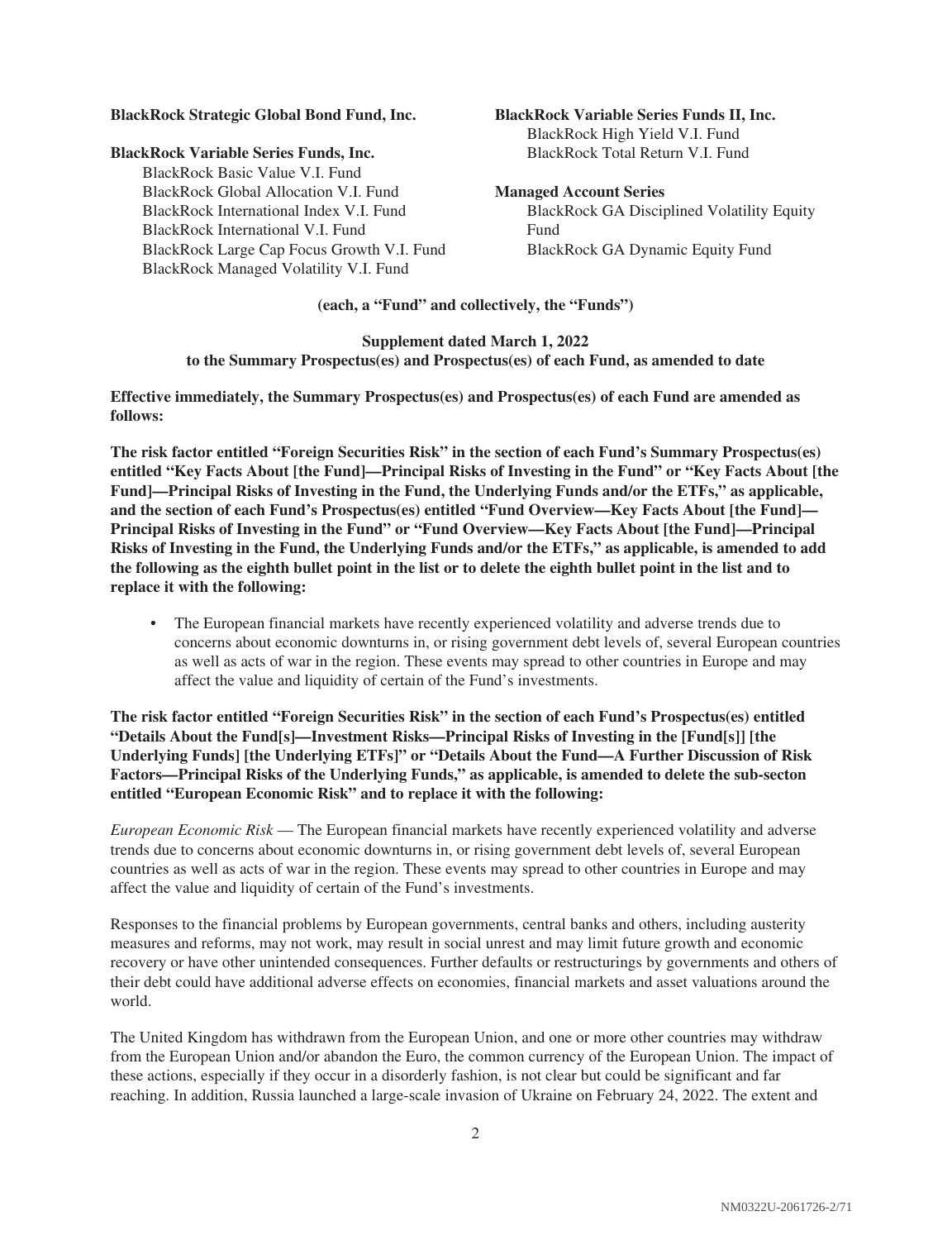**BlackRock Strategic Global Bond Fund, Inc.**

**BlackRock Variable Series Funds, Inc.**

BlackRock Basic Value V.I. Fund
BlackRock Global Allocation V.I. Fund
BlackRock International Index V.I. Fund
BlackRock International V.I. Fund
BlackRock Large Cap Focus Growth V.I. Fund
BlackRock Managed Volatility V.I. Fund

**BlackRock Variable Series Funds II, Inc.**

BlackRock High Yield V.I. Fund
BlackRock Total Return V.I. Fund

**Managed Account Series**

BlackRock GA Disciplined Volatility Equity Fund
BlackRock GA Dynamic Equity Fund

**(each, a "Fund" and collectively, the "Funds")**

**Supplement dated March 1, 2022**
**to the Summary Prospectus(es) and Prospectus(es) of each Fund, as amended to date**

**Effective immediately, the Summary Prospectus(es) and Prospectus(es) of each Fund are amended as follows:**

**The risk factor entitled "Foreign Securities Risk" in the section of each Fund's Summary Prospectus(es) entitled "Key Facts About [the Fund]—Principal Risks of Investing in the Fund" or "Key Facts About [the Fund]—Principal Risks of Investing in the Fund, the Underlying Funds and/or the ETFs," as applicable, and the section of each Fund's Prospectus(es) entitled "Fund Overview—Key Facts About [the Fund]—Principal Risks of Investing in the Fund" or "Fund Overview—Key Facts About [the Fund]—Principal Risks of Investing in the Fund, the Underlying Funds and/or the ETFs," as applicable, is amended to add the following as the eighth bullet point in the list or to delete the eighth bullet point in the list and to replace it with the following:**

- The European financial markets have recently experienced volatility and adverse trends due to concerns about economic downturns in, or rising government debt levels of, several European countries as well as acts of war in the region. These events may spread to other countries in Europe and may affect the value and liquidity of certain of the Fund's investments.

**The risk factor entitled "Foreign Securities Risk" in the section of each Fund's Prospectus(es) entitled "Details About the Fund[s]—Investment Risks—Principal Risks of Investing in the [Fund[s]] [the Underlying Funds] [the Underlying ETFs]" or "Details About the Fund—A Further Discussion of Risk Factors—Principal Risks of the Underlying Funds," as applicable, is amended to delete the sub-secton entitled "European Economic Risk" and to replace it with the following:**

*European Economic Risk* — The European financial markets have recently experienced volatility and adverse trends due to concerns about economic downturns in, or rising government debt levels of, several European countries as well as acts of war in the region. These events may spread to other countries in Europe and may affect the value and liquidity of certain of the Fund's investments.

Responses to the financial problems by European governments, central banks and others, including austerity measures and reforms, may not work, may result in social unrest and may limit future growth and economic recovery or have other unintended consequences. Further defaults or restructurings by governments and others of their debt could have additional adverse effects on economies, financial markets and asset valuations around the world.

The United Kingdom has withdrawn from the European Union, and one or more other countries may withdraw from the European Union and/or abandon the Euro, the common currency of the European Union. The impact of these actions, especially if they occur in a disorderly fashion, is not clear but could be significant and far reaching. In addition, Russia launched a large-scale invasion of Ukraine on February 24, 2022. The extent and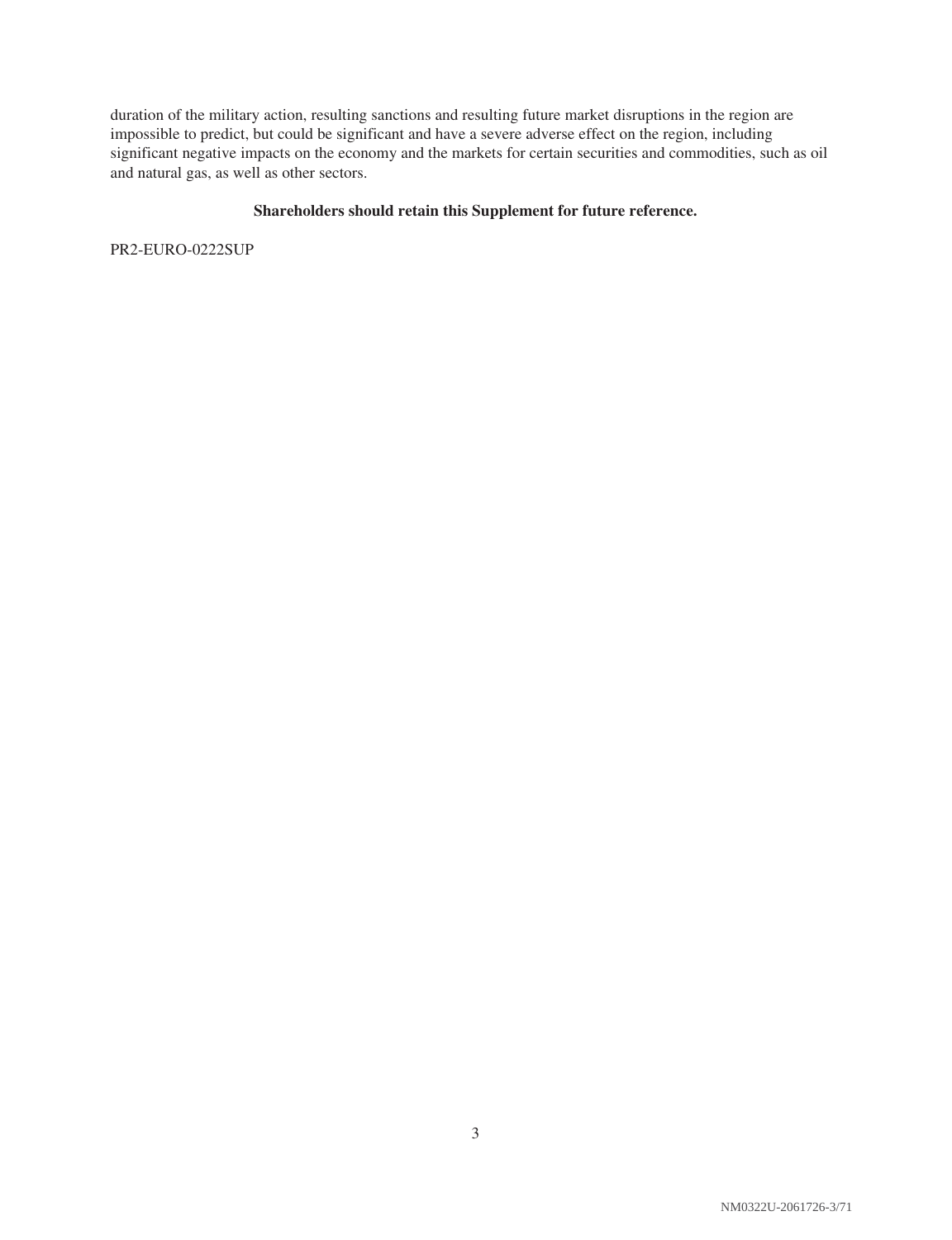duration of the military action, resulting sanctions and resulting future market disruptions in the region are impossible to predict, but could be significant and have a severe adverse effect on the region, including significant negative impacts on the economy and the markets for certain securities and commodities, such as oil and natural gas, as well as other sectors.

**Shareholders should retain this Supplement for future reference.**

PR2-EURO-0222SUP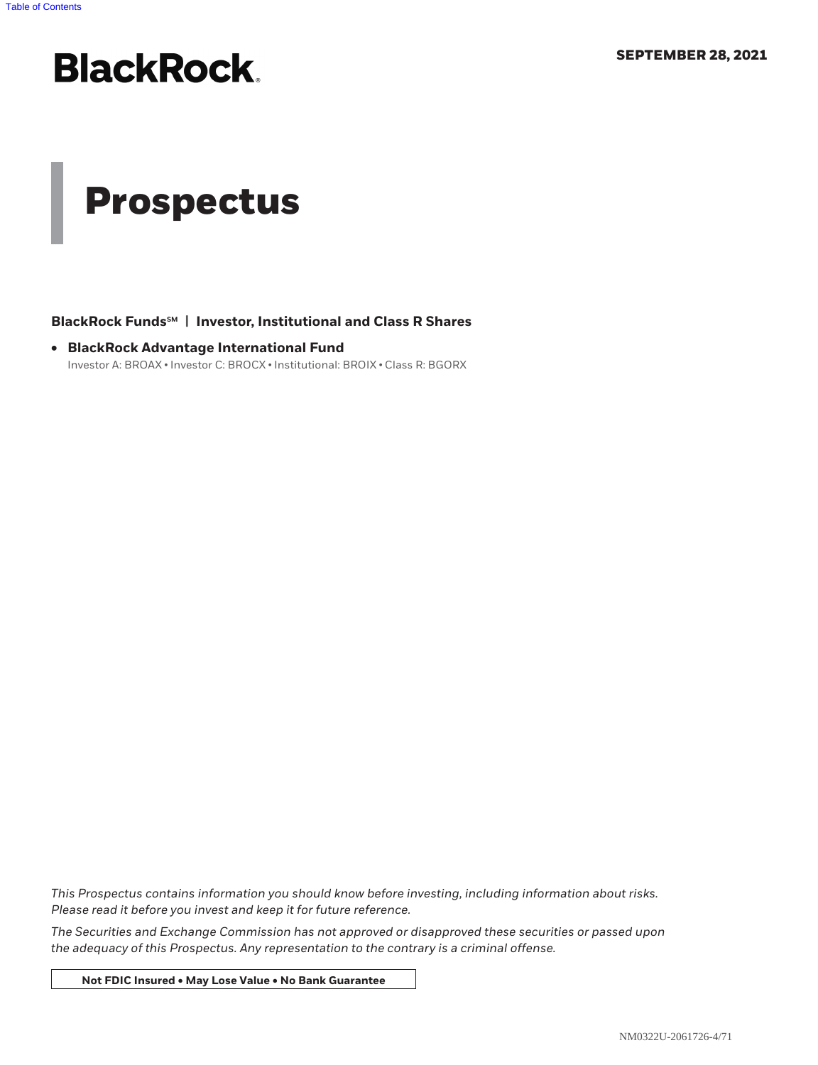BlackRock

**SEPTEMBER 28, 2021**

# Prospectus

**BlackRock Funds℠ | Investor, Institutional and Class R Shares**

- **BlackRock Advantage International Fund**
  Investor A: BROAX • Investor C: BROCX • Institutional: BROIX • Class R: BGORX

*This Prospectus contains information you should know before investing, including information about risks. Please read it before you invest and keep it for future reference.*

*The Securities and Exchange Commission has not approved or disapproved these securities or passed upon the adequacy of this Prospectus. Any representation to the contrary is a criminal offense.*

**Not FDIC Insured • May Lose Value • No Bank Guarantee**

NM0322U-2061726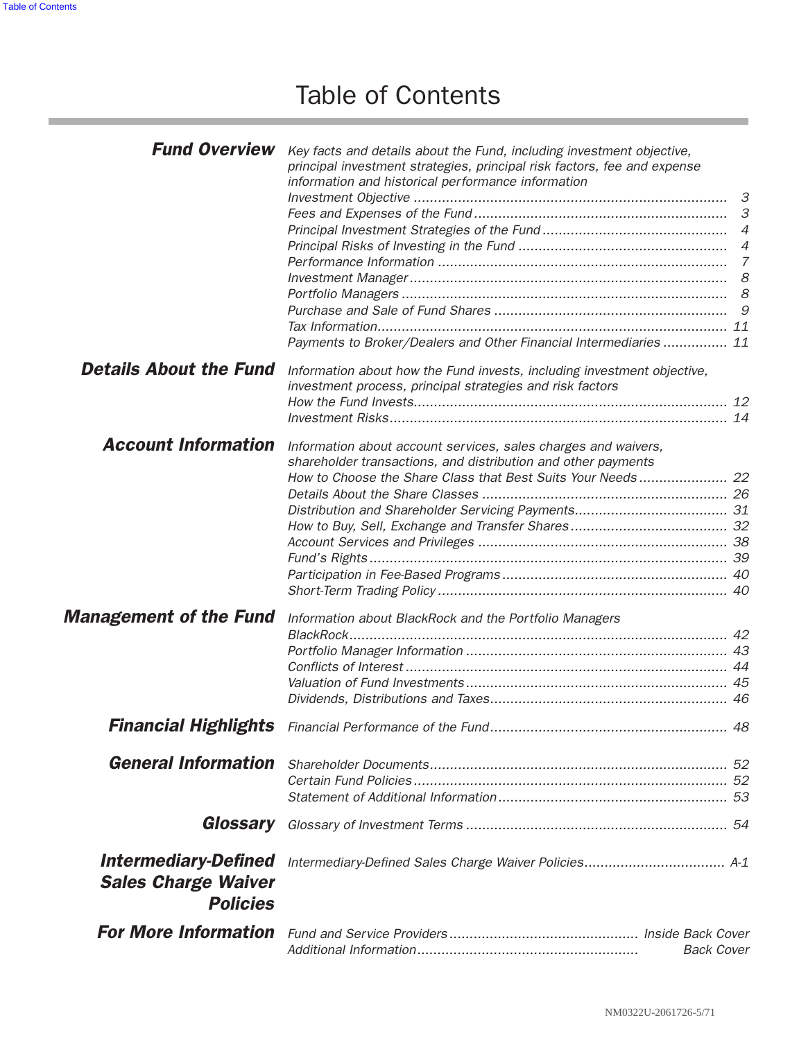# Table of Contents

| | | |
|---|---|---|
| ***Fund Overview*** | *Key facts and details about the Fund, including investment objective, principal investment strategies, principal risk factors, fee and expense information and historical performance information* | |
| | *Investment Objective* | *3* |
| | *Fees and Expenses of the Fund* | *3* |
| | *Principal Investment Strategies of the Fund* | *4* |
| | *Principal Risks of Investing in the Fund* | *4* |
| | *Performance Information* | *7* |
| | *Investment Manager* | *8* |
| | *Portfolio Managers* | *8* |
| | *Purchase and Sale of Fund Shares* | *9* |
| | *Tax Information* | *11* |
| | *Payments to Broker/Dealers and Other Financial Intermediaries* | *11* |
| ***Details About the Fund*** | *Information about how the Fund invests, including investment objective, investment process, principal strategies and risk factors* | |
| | *How the Fund Invests* | *12* |
| | *Investment Risks* | *14* |
| ***Account Information*** | *Information about account services, sales charges and waivers, shareholder transactions, and distribution and other payments* | |
| | *How to Choose the Share Class that Best Suits Your Needs* | *22* |
| | *Details About the Share Classes* | *26* |
| | *Distribution and Shareholder Servicing Payments* | *31* |
| | *How to Buy, Sell, Exchange and Transfer Shares* | *32* |
| | *Account Services and Privileges* | *38* |
| | *Fund's Rights* | *39* |
| | *Participation in Fee-Based Programs* | *40* |
| | *Short-Term Trading Policy* | *40* |
| ***Management of the Fund*** | *Information about BlackRock and the Portfolio Managers* | |
| | *BlackRock* | *42* |
| | *Portfolio Manager Information* | *43* |
| | *Conflicts of Interest* | *44* |
| | *Valuation of Fund Investments* | *45* |
| | *Dividends, Distributions and Taxes* | *46* |
| ***Financial Highlights*** | *Financial Performance of the Fund* | *48* |
| ***General Information*** | *Shareholder Documents* | *52* |
| | *Certain Fund Policies* | *52* |
| | *Statement of Additional Information* | *53* |
| ***Glossary*** | *Glossary of Investment Terms* | *54* |
| ***Intermediary-Defined Sales Charge Waiver Policies*** | *Intermediary-Defined Sales Charge Waiver Policies* | *A-1* |
| ***For More Information*** | *Fund and Service Providers* | *Inside Back Cover* |
| | *Additional Information* | *Back Cover* |

NM0322U-2061726-5/71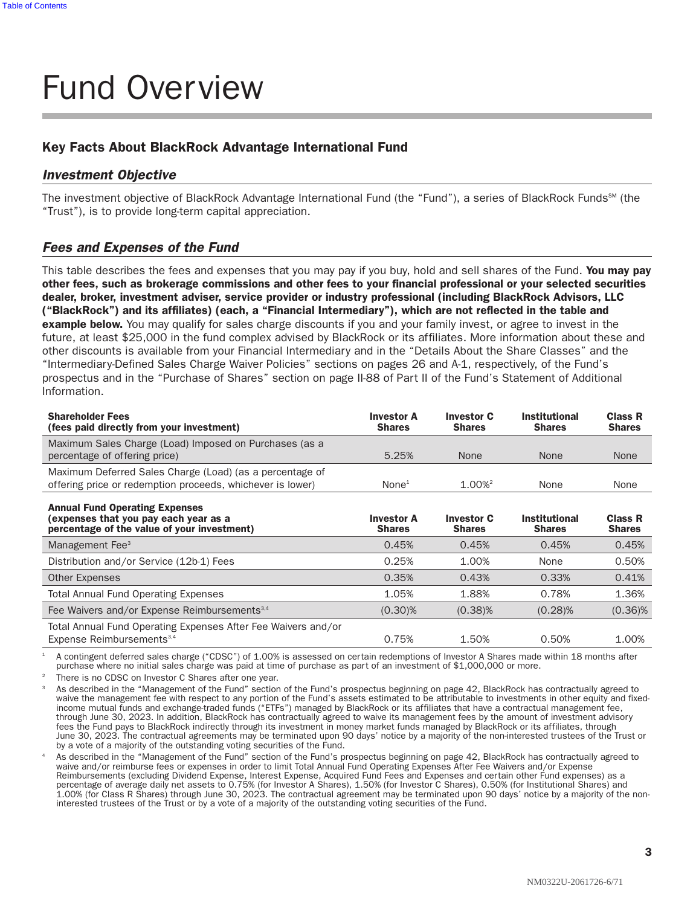# Fund Overview

## Key Facts About BlackRock Advantage International Fund

### *Investment Objective*

The investment objective of BlackRock Advantage International Fund (the "Fund"), a series of BlackRock Funds℠ (the "Trust"), is to provide long-term capital appreciation.

### *Fees and Expenses of the Fund*

This table describes the fees and expenses that you may pay if you buy, hold and sell shares of the Fund. **You may pay other fees, such as brokerage commissions and other fees to your financial professional or your selected securities dealer, broker, investment adviser, service provider or industry professional (including BlackRock Advisors, LLC ("BlackRock") and its affiliates) (each, a "Financial Intermediary"), which are not reflected in the table and example below.** You may qualify for sales charge discounts if you and your family invest, or agree to invest in the future, at least $25,000 in the fund complex advised by BlackRock or its affiliates. More information about these and other discounts is available from your Financial Intermediary and in the "Details About the Share Classes" and the "Intermediary-Defined Sales Charge Waiver Policies" sections on pages 26 and A-1, respectively, of the Fund's prospectus and in the "Purchase of Shares" section on page II-88 of Part II of the Fund's Statement of Additional Information.

| **Shareholder Fees (fees paid directly from your investment)** | **Investor A Shares** | **Investor C Shares** | **Institutional Shares** | **Class R Shares** |
|---|---|---|---|---|
| Maximum Sales Charge (Load) Imposed on Purchases (as a percentage of offering price) | 5.25% | None | None | None |
| Maximum Deferred Sales Charge (Load) (as a percentage of offering price or redemption proceeds, whichever is lower) | None[1] | 1.00%[2] | None | None |

| **Annual Fund Operating Expenses (expenses that you pay each year as a percentage of the value of your investment)** | **Investor A Shares** | **Investor C Shares** | **Institutional Shares** | **Class R Shares** |
|---|---|---|---|---|
| Management Fee[3] | 0.45% | 0.45% | 0.45% | 0.45% |
| Distribution and/or Service (12b-1) Fees | 0.25% | 1.00% | None | 0.50% |
| Other Expenses | 0.35% | 0.43% | 0.33% | 0.41% |
| Total Annual Fund Operating Expenses | 1.05% | 1.88% | 0.78% | 1.36% |
| Fee Waivers and/or Expense Reimbursements[3,4] | (0.30)% | (0.38)% | (0.28)% | (0.36)% |
| Total Annual Fund Operating Expenses After Fee Waivers and/or Expense Reimbursements[3,4] | 0.75% | 1.50% | 0.50% | 1.00% |

1 A contingent deferred sales charge ("CDSC") of 1.00% is assessed on certain redemptions of Investor A Shares made within 18 months after purchase where no initial sales charge was paid at time of purchase as part of an investment of $1,000,000 or more.

2 There is no CDSC on Investor C Shares after one year.

3 As described in the "Management of the Fund" section of the Fund's prospectus beginning on page 42, BlackRock has contractually agreed to waive the management fee with respect to any portion of the Fund's assets estimated to be attributable to investments in other equity and fixed-income mutual funds and exchange-traded funds ("ETFs") managed by BlackRock or its affiliates that have a contractual management fee, through June 30, 2023. In addition, BlackRock has contractually agreed to waive its management fees by the amount of investment advisory fees the Fund pays to BlackRock indirectly through its investment in money market funds managed by BlackRock or its affiliates, through June 30, 2023. The contractual agreements may be terminated upon 90 days' notice by a majority of the non-interested trustees of the Trust or by a vote of a majority of the outstanding voting securities of the Fund.

4 As described in the "Management of the Fund" section of the Fund's prospectus beginning on page 42, BlackRock has contractually agreed to waive and/or reimburse fees or expenses in order to limit Total Annual Fund Operating Expenses After Fee Waivers and/or Expense Reimbursements (excluding Dividend Expense, Interest Expense, Acquired Fund Fees and Expenses and certain other Fund expenses) as a percentage of average daily net assets to 0.75% (for Investor A Shares), 1.50% (for Investor C Shares), 0.50% (for Institutional Shares) and 1.00% (for Class R Shares) through June 30, 2023. The contractual agreement may be terminated upon 90 days' notice by a majority of the non-interested trustees of the Trust or by a vote of a majority of the outstanding voting securities of the Fund.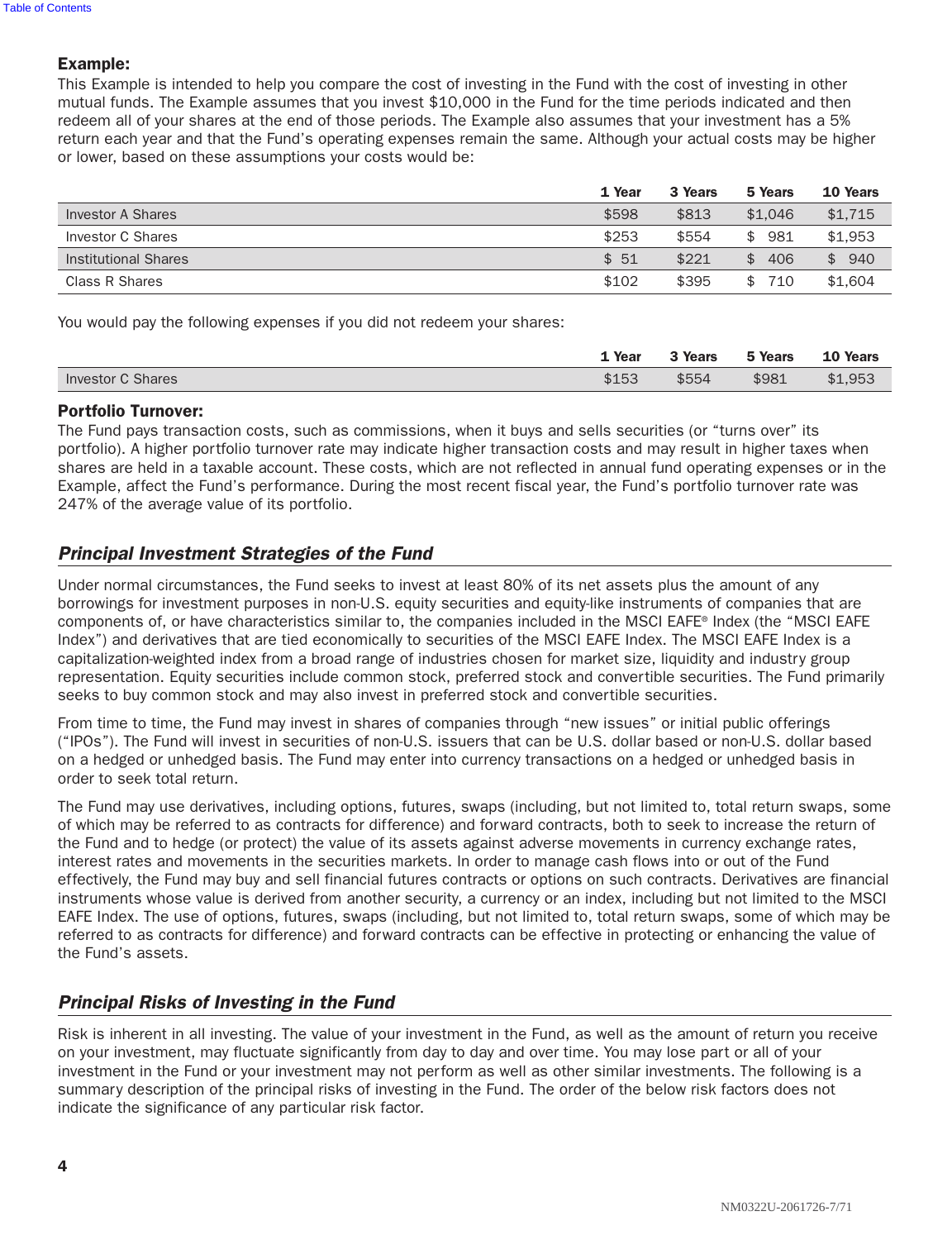**Example:**

This Example is intended to help you compare the cost of investing in the Fund with the cost of investing in other mutual funds. The Example assumes that you invest $10,000 in the Fund for the time periods indicated and then redeem all of your shares at the end of those periods. The Example also assumes that your investment has a 5% return each year and that the Fund's operating expenses remain the same. Although your actual costs may be higher or lower, based on these assumptions your costs would be:

| | 1 Year | 3 Years | 5 Years | 10 Years |
|---|---|---|---|---|
| Investor A Shares | $598 | $813 | $1,046 | $1,715 |
| Investor C Shares | $253 | $554 | $ 981 | $1,953 |
| Institutional Shares | $ 51 | $221 | $ 406 | $ 940 |
| Class R Shares | $102 | $395 | $ 710 | $1,604 |

You would pay the following expenses if you did not redeem your shares:

| | 1 Year | 3 Years | 5 Years | 10 Years |
|---|---|---|---|---|
| Investor C Shares | $153 | $554 | $981 | $1,953 |

**Portfolio Turnover:**

The Fund pays transaction costs, such as commissions, when it buys and sells securities (or "turns over" its portfolio). A higher portfolio turnover rate may indicate higher transaction costs and may result in higher taxes when shares are held in a taxable account. These costs, which are not reflected in annual fund operating expenses or in the Example, affect the Fund's performance. During the most recent fiscal year, the Fund's portfolio turnover rate was 247% of the average value of its portfolio.

## *Principal Investment Strategies of the Fund*

Under normal circumstances, the Fund seeks to invest at least 80% of its net assets plus the amount of any borrowings for investment purposes in non-U.S. equity securities and equity-like instruments of companies that are components of, or have characteristics similar to, the companies included in the MSCI EAFE® Index (the "MSCI EAFE Index") and derivatives that are tied economically to securities of the MSCI EAFE Index. The MSCI EAFE Index is a capitalization-weighted index from a broad range of industries chosen for market size, liquidity and industry group representation. Equity securities include common stock, preferred stock and convertible securities. The Fund primarily seeks to buy common stock and may also invest in preferred stock and convertible securities.

From time to time, the Fund may invest in shares of companies through "new issues" or initial public offerings ("IPOs"). The Fund will invest in securities of non-U.S. issuers that can be U.S. dollar based or non-U.S. dollar based on a hedged or unhedged basis. The Fund may enter into currency transactions on a hedged or unhedged basis in order to seek total return.

The Fund may use derivatives, including options, futures, swaps (including, but not limited to, total return swaps, some of which may be referred to as contracts for difference) and forward contracts, both to seek to increase the return of the Fund and to hedge (or protect) the value of its assets against adverse movements in currency exchange rates, interest rates and movements in the securities markets. In order to manage cash flows into or out of the Fund effectively, the Fund may buy and sell financial futures contracts or options on such contracts. Derivatives are financial instruments whose value is derived from another security, a currency or an index, including but not limited to the MSCI EAFE Index. The use of options, futures, swaps (including, but not limited to, total return swaps, some of which may be referred to as contracts for difference) and forward contracts can be effective in protecting or enhancing the value of the Fund's assets.

## *Principal Risks of Investing in the Fund*

Risk is inherent in all investing. The value of your investment in the Fund, as well as the amount of return you receive on your investment, may fluctuate significantly from day to day and over time. You may lose part or all of your investment in the Fund or your investment may not perform as well as other similar investments. The following is a summary description of the principal risks of investing in the Fund. The order of the below risk factors does not indicate the significance of any particular risk factor.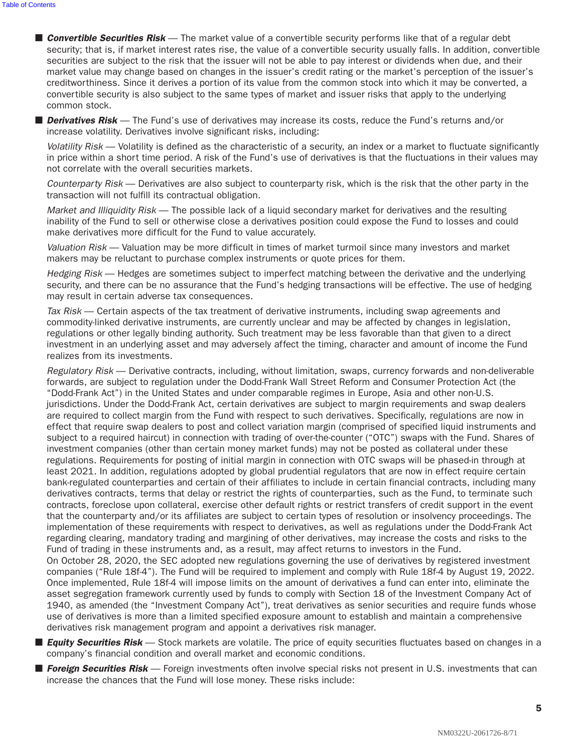- ***Convertible Securities Risk*** — The market value of a convertible security performs like that of a regular debt security; that is, if market interest rates rise, the value of a convertible security usually falls. In addition, convertible securities are subject to the risk that the issuer will not be able to pay interest or dividends when due, and their market value may change based on changes in the issuer's credit rating or the market's perception of the issuer's creditworthiness. Since it derives a portion of its value from the common stock into which it may be converted, a convertible security is also subject to the same types of market and issuer risks that apply to the underlying common stock.

- ***Derivatives Risk*** — The Fund's use of derivatives may increase its costs, reduce the Fund's returns and/or increase volatility. Derivatives involve significant risks, including:

  *Volatility Risk* — Volatility is defined as the characteristic of a security, an index or a market to fluctuate significantly in price within a short time period. A risk of the Fund's use of derivatives is that the fluctuations in their values may not correlate with the overall securities markets.

  *Counterparty Risk* — Derivatives are also subject to counterparty risk, which is the risk that the other party in the transaction will not fulfill its contractual obligation.

  *Market and Illiquidity Risk* — The possible lack of a liquid secondary market for derivatives and the resulting inability of the Fund to sell or otherwise close a derivatives position could expose the Fund to losses and could make derivatives more difficult for the Fund to value accurately.

  *Valuation Risk* — Valuation may be more difficult in times of market turmoil since many investors and market makers may be reluctant to purchase complex instruments or quote prices for them.

  *Hedging Risk* — Hedges are sometimes subject to imperfect matching between the derivative and the underlying security, and there can be no assurance that the Fund's hedging transactions will be effective. The use of hedging may result in certain adverse tax consequences.

  *Tax Risk* — Certain aspects of the tax treatment of derivative instruments, including swap agreements and commodity-linked derivative instruments, are currently unclear and may be affected by changes in legislation, regulations or other legally binding authority. Such treatment may be less favorable than that given to a direct investment in an underlying asset and may adversely affect the timing, character and amount of income the Fund realizes from its investments.

  *Regulatory Risk* — Derivative contracts, including, without limitation, swaps, currency forwards and non-deliverable forwards, are subject to regulation under the Dodd-Frank Wall Street Reform and Consumer Protection Act (the "Dodd-Frank Act") in the United States and under comparable regimes in Europe, Asia and other non-U.S. jurisdictions. Under the Dodd-Frank Act, certain derivatives are subject to margin requirements and swap dealers are required to collect margin from the Fund with respect to such derivatives. Specifically, regulations are now in effect that require swap dealers to post and collect variation margin (comprised of specified liquid instruments and subject to a required haircut) in connection with trading of over-the-counter ("OTC") swaps with the Fund. Shares of investment companies (other than certain money market funds) may not be posted as collateral under these regulations. Requirements for posting of initial margin in connection with OTC swaps will be phased-in through at least 2021. In addition, regulations adopted by global prudential regulators that are now in effect require certain bank-regulated counterparties and certain of their affiliates to include in certain financial contracts, including many derivatives contracts, terms that delay or restrict the rights of counterparties, such as the Fund, to terminate such contracts, foreclose upon collateral, exercise other default rights or restrict transfers of credit support in the event that the counterparty and/or its affiliates are subject to certain types of resolution or insolvency proceedings. The implementation of these requirements with respect to derivatives, as well as regulations under the Dodd-Frank Act regarding clearing, mandatory trading and margining of other derivatives, may increase the costs and risks to the Fund of trading in these instruments and, as a result, may affect returns to investors in the Fund.

  On October 28, 2020, the SEC adopted new regulations governing the use of derivatives by registered investment companies ("Rule 18f-4"). The Fund will be required to implement and comply with Rule 18f-4 by August 19, 2022. Once implemented, Rule 18f-4 will impose limits on the amount of derivatives a fund can enter into, eliminate the asset segregation framework currently used by funds to comply with Section 18 of the Investment Company Act of 1940, as amended (the "Investment Company Act"), treat derivatives as senior securities and require funds whose use of derivatives is more than a limited specified exposure amount to establish and maintain a comprehensive derivatives risk management program and appoint a derivatives risk manager.

- ***Equity Securities Risk*** — Stock markets are volatile. The price of equity securities fluctuates based on changes in a company's financial condition and overall market and economic conditions.

- ***Foreign Securities Risk*** — Foreign investments often involve special risks not present in U.S. investments that can increase the chances that the Fund will lose money. These risks include: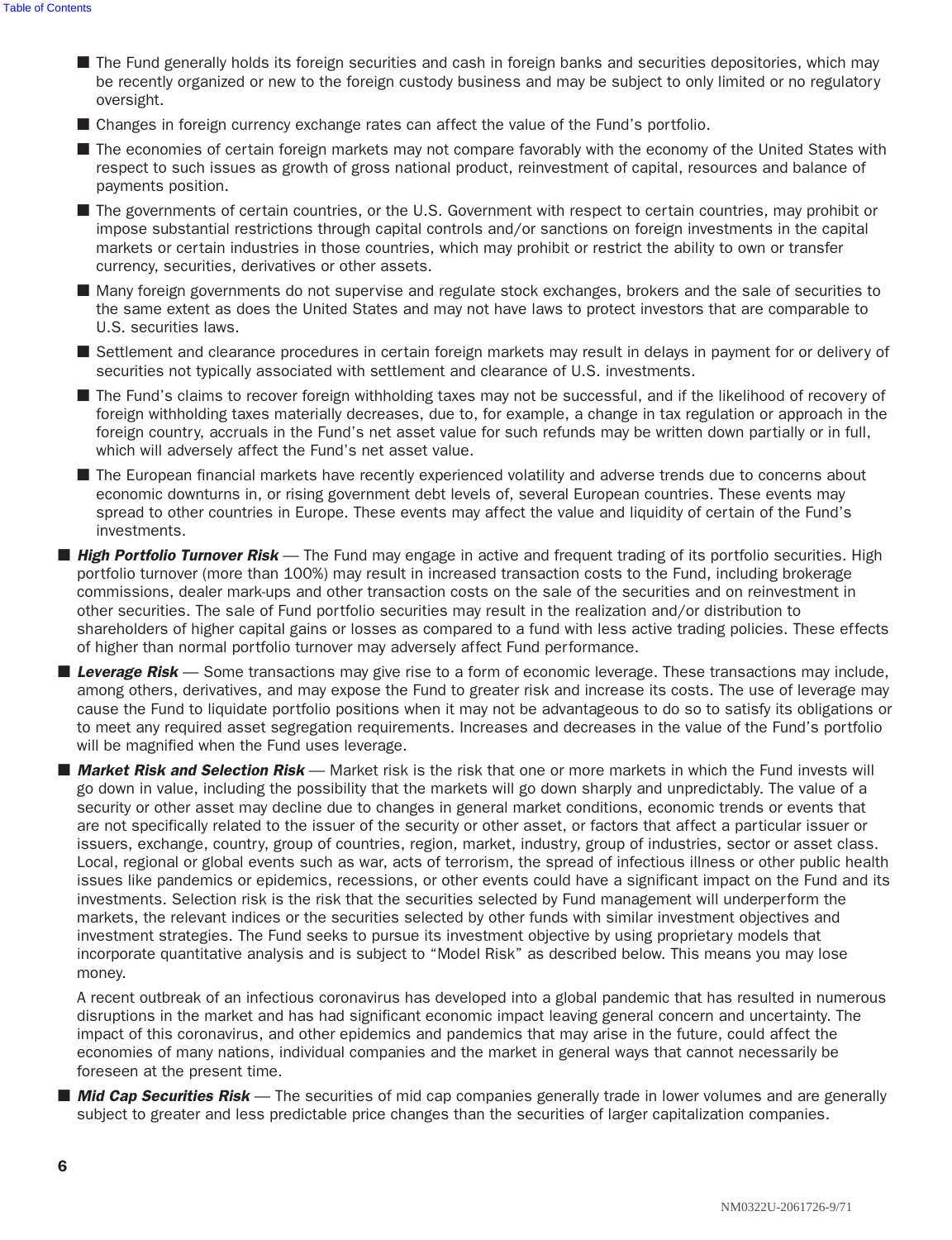- The Fund generally holds its foreign securities and cash in foreign banks and securities depositories, which may be recently organized or new to the foreign custody business and may be subject to only limited or no regulatory oversight.
- Changes in foreign currency exchange rates can affect the value of the Fund's portfolio.
- The economies of certain foreign markets may not compare favorably with the economy of the United States with respect to such issues as growth of gross national product, reinvestment of capital, resources and balance of payments position.
- The governments of certain countries, or the U.S. Government with respect to certain countries, may prohibit or impose substantial restrictions through capital controls and/or sanctions on foreign investments in the capital markets or certain industries in those countries, which may prohibit or restrict the ability to own or transfer currency, securities, derivatives or other assets.
- Many foreign governments do not supervise and regulate stock exchanges, brokers and the sale of securities to the same extent as does the United States and may not have laws to protect investors that are comparable to U.S. securities laws.
- Settlement and clearance procedures in certain foreign markets may result in delays in payment for or delivery of securities not typically associated with settlement and clearance of U.S. investments.
- The Fund's claims to recover foreign withholding taxes may not be successful, and if the likelihood of recovery of foreign withholding taxes materially decreases, due to, for example, a change in tax regulation or approach in the foreign country, accruals in the Fund's net asset value for such refunds may be written down partially or in full, which will adversely affect the Fund's net asset value.
- The European financial markets have recently experienced volatility and adverse trends due to concerns about economic downturns in, or rising government debt levels of, several European countries. These events may spread to other countries in Europe. These events may affect the value and liquidity of certain of the Fund's investments.

- ***High Portfolio Turnover Risk*** — The Fund may engage in active and frequent trading of its portfolio securities. High portfolio turnover (more than 100%) may result in increased transaction costs to the Fund, including brokerage commissions, dealer mark-ups and other transaction costs on the sale of the securities and on reinvestment in other securities. The sale of Fund portfolio securities may result in the realization and/or distribution to shareholders of higher capital gains or losses as compared to a fund with less active trading policies. These effects of higher than normal portfolio turnover may adversely affect Fund performance.
- ***Leverage Risk*** — Some transactions may give rise to a form of economic leverage. These transactions may include, among others, derivatives, and may expose the Fund to greater risk and increase its costs. The use of leverage may cause the Fund to liquidate portfolio positions when it may not be advantageous to do so to satisfy its obligations or to meet any required asset segregation requirements. Increases and decreases in the value of the Fund's portfolio will be magnified when the Fund uses leverage.
- ***Market Risk and Selection Risk*** — Market risk is the risk that one or more markets in which the Fund invests will go down in value, including the possibility that the markets will go down sharply and unpredictably. The value of a security or other asset may decline due to changes in general market conditions, economic trends or events that are not specifically related to the issuer of the security or other asset, or factors that affect a particular issuer or issuers, exchange, country, group of countries, region, market, industry, group of industries, sector or asset class. Local, regional or global events such as war, acts of terrorism, the spread of infectious illness or other public health issues like pandemics or epidemics, recessions, or other events could have a significant impact on the Fund and its investments. Selection risk is the risk that the securities selected by Fund management will underperform the markets, the relevant indices or the securities selected by other funds with similar investment objectives and investment strategies. The Fund seeks to pursue its investment objective by using proprietary models that incorporate quantitative analysis and is subject to "Model Risk" as described below. This means you may lose money.

  A recent outbreak of an infectious coronavirus has developed into a global pandemic that has resulted in numerous disruptions in the market and has had significant economic impact leaving general concern and uncertainty. The impact of this coronavirus, and other epidemics and pandemics that may arise in the future, could affect the economies of many nations, individual companies and the market in general ways that cannot necessarily be foreseen at the present time.
- ***Mid Cap Securities Risk*** — The securities of mid cap companies generally trade in lower volumes and are generally subject to greater and less predictable price changes than the securities of larger capitalization companies.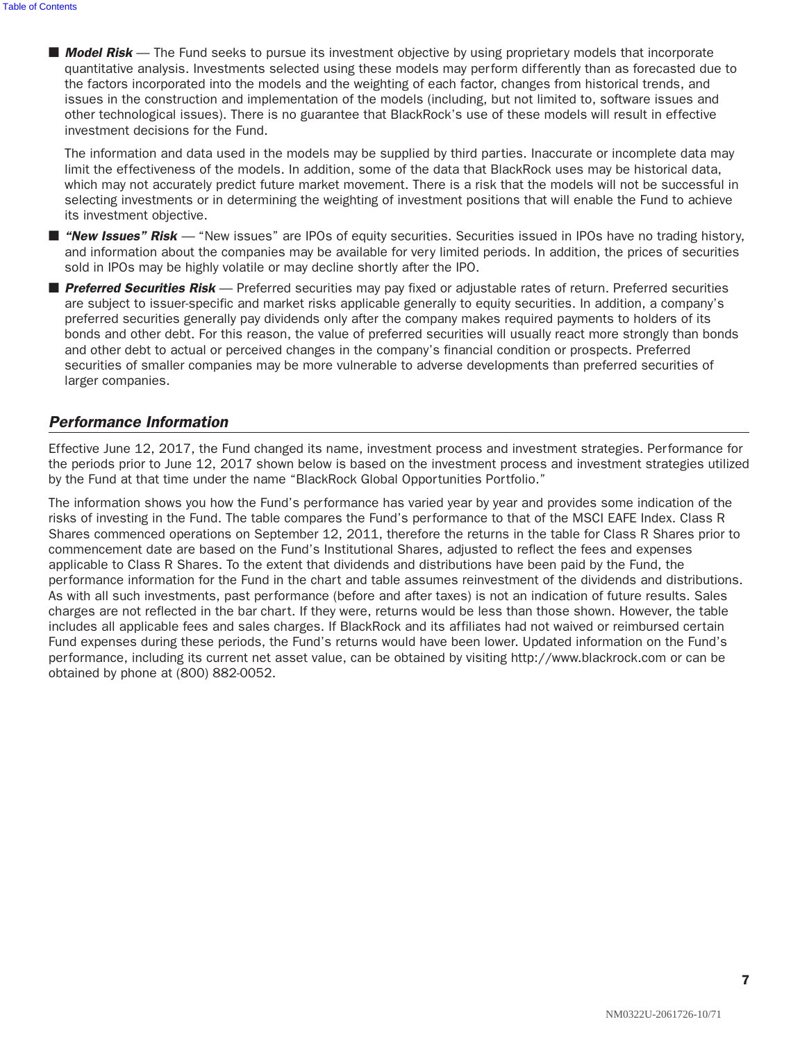- ***Model Risk*** — The Fund seeks to pursue its investment objective by using proprietary models that incorporate quantitative analysis. Investments selected using these models may perform differently than as forecasted due to the factors incorporated into the models and the weighting of each factor, changes from historical trends, and issues in the construction and implementation of the models (including, but not limited to, software issues and other technological issues). There is no guarantee that BlackRock's use of these models will result in effective investment decisions for the Fund.

  The information and data used in the models may be supplied by third parties. Inaccurate or incomplete data may limit the effectiveness of the models. In addition, some of the data that BlackRock uses may be historical data, which may not accurately predict future market movement. There is a risk that the models will not be successful in selecting investments or in determining the weighting of investment positions that will enable the Fund to achieve its investment objective.

- ***"New Issues" Risk*** — "New issues" are IPOs of equity securities. Securities issued in IPOs have no trading history, and information about the companies may be available for very limited periods. In addition, the prices of securities sold in IPOs may be highly volatile or may decline shortly after the IPO.

- ***Preferred Securities Risk*** — Preferred securities may pay fixed or adjustable rates of return. Preferred securities are subject to issuer-specific and market risks applicable generally to equity securities. In addition, a company's preferred securities generally pay dividends only after the company makes required payments to holders of its bonds and other debt. For this reason, the value of preferred securities will usually react more strongly than bonds and other debt to actual or perceived changes in the company's financial condition or prospects. Preferred securities of smaller companies may be more vulnerable to adverse developments than preferred securities of larger companies.

## *Performance Information*

Effective June 12, 2017, the Fund changed its name, investment process and investment strategies. Performance for the periods prior to June 12, 2017 shown below is based on the investment process and investment strategies utilized by the Fund at that time under the name "BlackRock Global Opportunities Portfolio."

The information shows you how the Fund's performance has varied year by year and provides some indication of the risks of investing in the Fund. The table compares the Fund's performance to that of the MSCI EAFE Index. Class R Shares commenced operations on September 12, 2011, therefore the returns in the table for Class R Shares prior to commencement date are based on the Fund's Institutional Shares, adjusted to reflect the fees and expenses applicable to Class R Shares. To the extent that dividends and distributions have been paid by the Fund, the performance information for the Fund in the chart and table assumes reinvestment of the dividends and distributions. As with all such investments, past performance (before and after taxes) is not an indication of future results. Sales charges are not reflected in the bar chart. If they were, returns would be less than those shown. However, the table includes all applicable fees and sales charges. If BlackRock and its affiliates had not waived or reimbursed certain Fund expenses during these periods, the Fund's returns would have been lower. Updated information on the Fund's performance, including its current net asset value, can be obtained by visiting http://www.blackrock.com or can be obtained by phone at (800) 882-0052.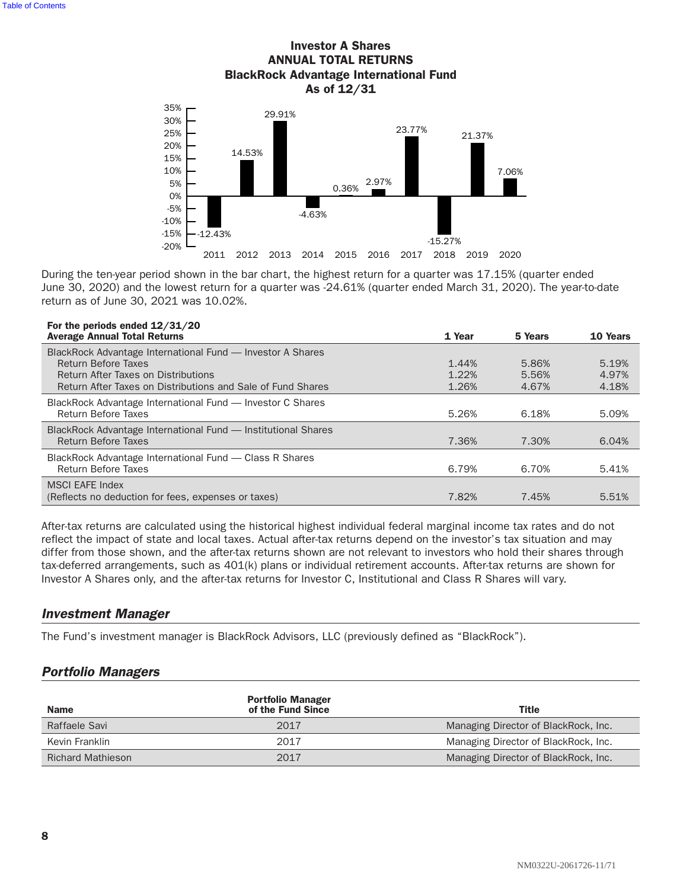**Investor A Shares**
**ANNUAL TOTAL RETURNS**
**BlackRock Advantage International Fund**
**As of 12/31**

| Year | Return |
|---|---|
| 2011 | -12.43% |
| 2012 | 14.53% |
| 2013 | 29.91% |
| 2014 | -4.63% |
| 2015 | 0.36% |
| 2016 | 2.97% |
| 2017 | 23.77% |
| 2018 | -15.27% |
| 2019 | 21.37% |
| 2020 | 7.06% |

During the ten-year period shown in the bar chart, the highest return for a quarter was 17.15% (quarter ended June 30, 2020) and the lowest return for a quarter was -24.61% (quarter ended March 31, 2020). The year-to-date return as of June 30, 2021 was 10.02%.

| For the periods ended 12/31/20<br>Average Annual Total Returns | 1 Year | 5 Years | 10 Years |
|---|---|---|---|
| BlackRock Advantage International Fund — Investor A Shares | | | |
| Return Before Taxes | 1.44% | 5.86% | 5.19% |
| Return After Taxes on Distributions | 1.22% | 5.56% | 4.97% |
| Return After Taxes on Distributions and Sale of Fund Shares | 1.26% | 4.67% | 4.18% |
| BlackRock Advantage International Fund — Investor C Shares | | | |
| Return Before Taxes | 5.26% | 6.18% | 5.09% |
| BlackRock Advantage International Fund — Institutional Shares | | | |
| Return Before Taxes | 7.36% | 7.30% | 6.04% |
| BlackRock Advantage International Fund — Class R Shares | | | |
| Return Before Taxes | 6.79% | 6.70% | 5.41% |
| MSCI EAFE Index<br>(Reflects no deduction for fees, expenses or taxes) | 7.82% | 7.45% | 5.51% |

After-tax returns are calculated using the historical highest individual federal marginal income tax rates and do not reflect the impact of state and local taxes. Actual after-tax returns depend on the investor's tax situation and may differ from those shown, and the after-tax returns shown are not relevant to investors who hold their shares through tax-deferred arrangements, such as 401(k) plans or individual retirement accounts. After-tax returns are shown for Investor A Shares only, and the after-tax returns for Investor C, Institutional and Class R Shares will vary.

## *Investment Manager*

The Fund's investment manager is BlackRock Advisors, LLC (previously defined as "BlackRock").

## *Portfolio Managers*

| Name | Portfolio Manager of the Fund Since | Title |
|---|---|---|
| Raffaele Savi | 2017 | Managing Director of BlackRock, Inc. |
| Kevin Franklin | 2017 | Managing Director of BlackRock, Inc. |
| Richard Mathieson | 2017 | Managing Director of BlackRock, Inc. |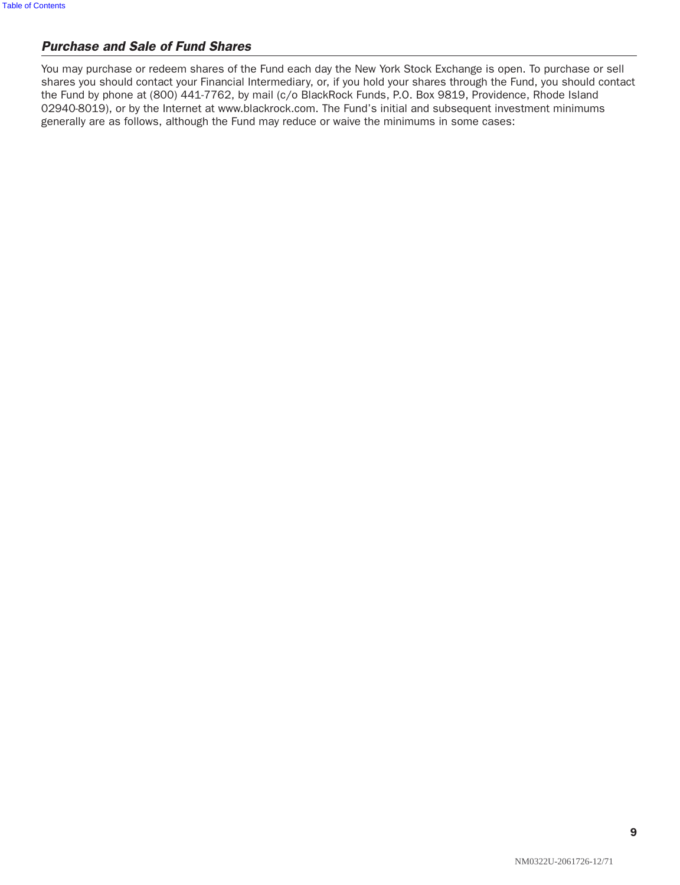### *Purchase and Sale of Fund Shares*

You may purchase or redeem shares of the Fund each day the New York Stock Exchange is open. To purchase or sell shares you should contact your Financial Intermediary, or, if you hold your shares through the Fund, you should contact the Fund by phone at (800) 441-7762, by mail (c/o BlackRock Funds, P.O. Box 9819, Providence, Rhode Island 02940-8019), or by the Internet at www.blackrock.com. The Fund's initial and subsequent investment minimums generally are as follows, although the Fund may reduce or waive the minimums in some cases: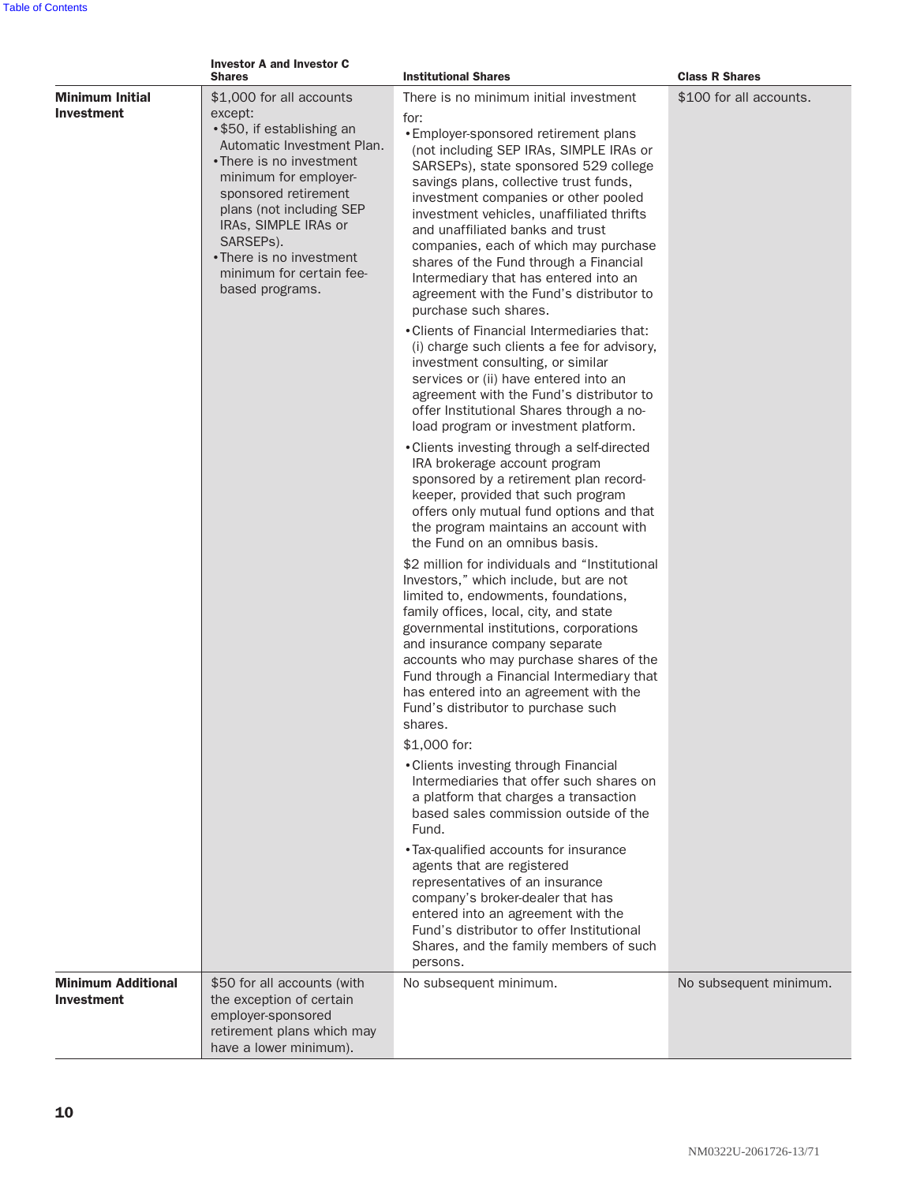| | Investor A and Investor C Shares | Institutional Shares | Class R Shares |
|---|---|---|---|
| **Minimum Initial Investment** | $1,000 for all accounts except:<br>• $50, if establishing an Automatic Investment Plan.<br>• There is no investment minimum for employer-sponsored retirement plans (not including SEP IRAs, SIMPLE IRAs or SARSEPs).<br>• There is no investment minimum for certain fee-based programs. | There is no minimum initial investment for:<br>• Employer-sponsored retirement plans (not including SEP IRAs, SIMPLE IRAs or SARSEPs), state sponsored 529 college savings plans, collective trust funds, investment companies or other pooled investment vehicles, unaffiliated thrifts and unaffiliated banks and trust companies, each of which may purchase shares of the Fund through a Financial Intermediary that has entered into an agreement with the Fund's distributor to purchase such shares.<br>• Clients of Financial Intermediaries that: (i) charge such clients a fee for advisory, investment consulting, or similar services or (ii) have entered into an agreement with the Fund's distributor to offer Institutional Shares through a no-load program or investment platform.<br>• Clients investing through a self-directed IRA brokerage account program sponsored by a retirement plan record-keeper, provided that such program offers only mutual fund options and that the program maintains an account with the Fund on an omnibus basis.<br>$2 million for individuals and "Institutional Investors," which include, but are not limited to, endowments, foundations, family offices, local, city, and state governmental institutions, corporations and insurance company separate accounts who may purchase shares of the Fund through a Financial Intermediary that has entered into an agreement with the Fund's distributor to purchase such shares.<br>$1,000 for:<br>• Clients investing through Financial Intermediaries that offer such shares on a platform that charges a transaction based sales commission outside of the Fund.<br>• Tax-qualified accounts for insurance agents that are registered representatives of an insurance company's broker-dealer that has entered into an agreement with the Fund's distributor to offer Institutional Shares, and the family members of such persons. | $100 for all accounts. |
| **Minimum Additional Investment** | $50 for all accounts (with the exception of certain employer-sponsored retirement plans which may have a lower minimum). | No subsequent minimum. | No subsequent minimum. |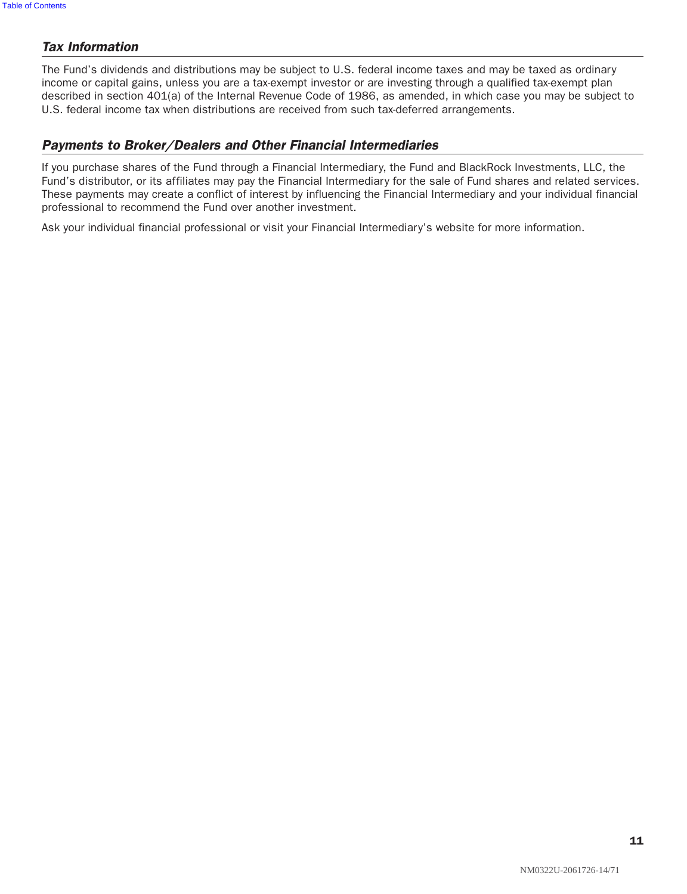### *Tax Information*

The Fund's dividends and distributions may be subject to U.S. federal income taxes and may be taxed as ordinary income or capital gains, unless you are a tax-exempt investor or are investing through a qualified tax-exempt plan described in section 401(a) of the Internal Revenue Code of 1986, as amended, in which case you may be subject to U.S. federal income tax when distributions are received from such tax-deferred arrangements.

### *Payments to Broker/Dealers and Other Financial Intermediaries*

If you purchase shares of the Fund through a Financial Intermediary, the Fund and BlackRock Investments, LLC, the Fund's distributor, or its affiliates may pay the Financial Intermediary for the sale of Fund shares and related services. These payments may create a conflict of interest by influencing the Financial Intermediary and your individual financial professional to recommend the Fund over another investment.

Ask your individual financial professional or visit your Financial Intermediary's website for more information.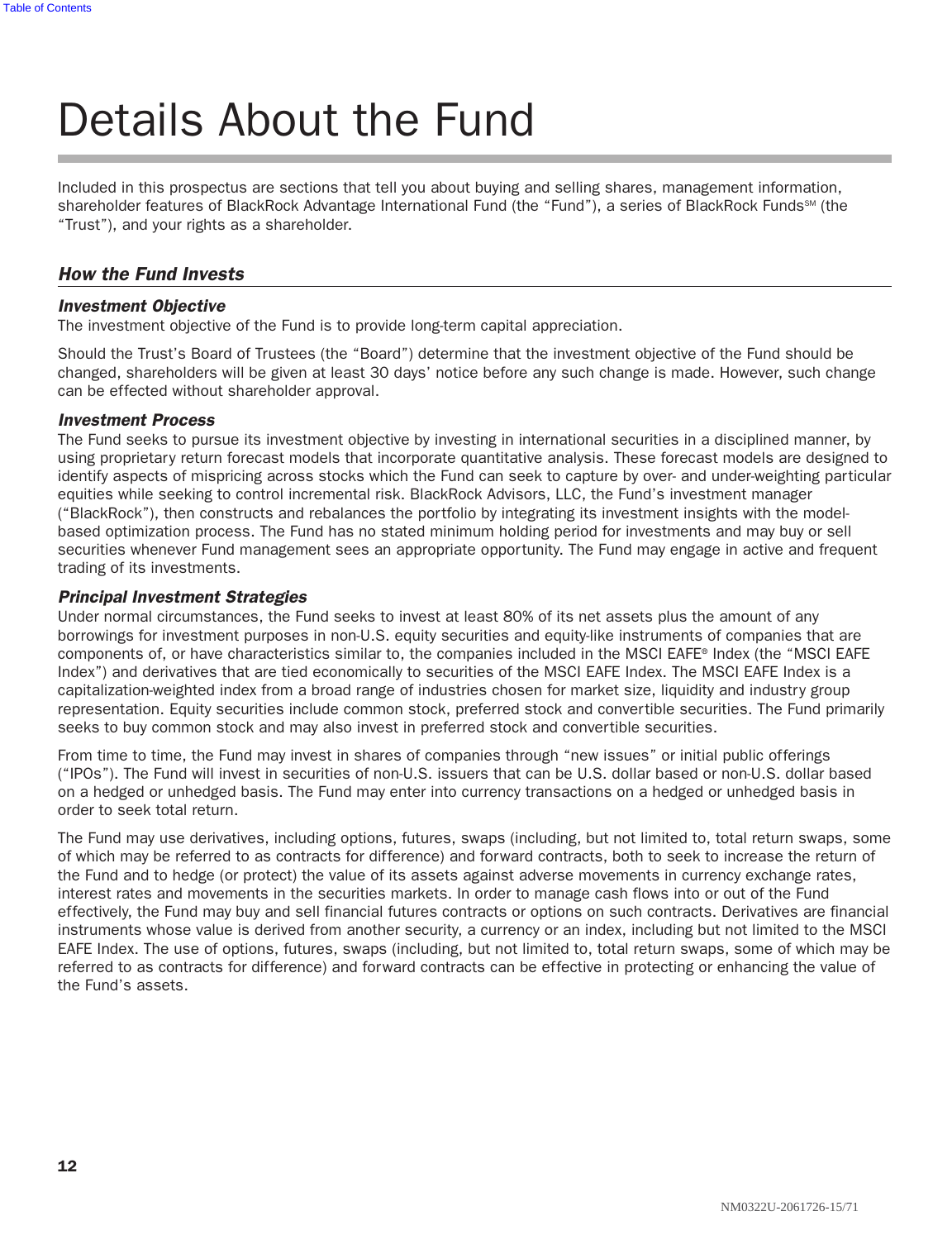# Details About the Fund

Included in this prospectus are sections that tell you about buying and selling shares, management information, shareholder features of BlackRock Advantage International Fund (the "Fund"), a series of BlackRock Funds℠ (the "Trust"), and your rights as a shareholder.

## *How the Fund Invests*

### *Investment Objective*

The investment objective of the Fund is to provide long-term capital appreciation.

Should the Trust's Board of Trustees (the "Board") determine that the investment objective of the Fund should be changed, shareholders will be given at least 30 days' notice before any such change is made. However, such change can be effected without shareholder approval.

### *Investment Process*

The Fund seeks to pursue its investment objective by investing in international securities in a disciplined manner, by using proprietary return forecast models that incorporate quantitative analysis. These forecast models are designed to identify aspects of mispricing across stocks which the Fund can seek to capture by over- and under-weighting particular equities while seeking to control incremental risk. BlackRock Advisors, LLC, the Fund's investment manager ("BlackRock"), then constructs and rebalances the portfolio by integrating its investment insights with the model-based optimization process. The Fund has no stated minimum holding period for investments and may buy or sell securities whenever Fund management sees an appropriate opportunity. The Fund may engage in active and frequent trading of its investments.

### *Principal Investment Strategies*

Under normal circumstances, the Fund seeks to invest at least 80% of its net assets plus the amount of any borrowings for investment purposes in non-U.S. equity securities and equity-like instruments of companies that are components of, or have characteristics similar to, the companies included in the MSCI EAFE® Index (the "MSCI EAFE Index") and derivatives that are tied economically to securities of the MSCI EAFE Index. The MSCI EAFE Index is a capitalization-weighted index from a broad range of industries chosen for market size, liquidity and industry group representation. Equity securities include common stock, preferred stock and convertible securities. The Fund primarily seeks to buy common stock and may also invest in preferred stock and convertible securities.

From time to time, the Fund may invest in shares of companies through "new issues" or initial public offerings ("IPOs"). The Fund will invest in securities of non-U.S. issuers that can be U.S. dollar based or non-U.S. dollar based on a hedged or unhedged basis. The Fund may enter into currency transactions on a hedged or unhedged basis in order to seek total return.

The Fund may use derivatives, including options, futures, swaps (including, but not limited to, total return swaps, some of which may be referred to as contracts for difference) and forward contracts, both to seek to increase the return of the Fund and to hedge (or protect) the value of its assets against adverse movements in currency exchange rates, interest rates and movements in the securities markets. In order to manage cash flows into or out of the Fund effectively, the Fund may buy and sell financial futures contracts or options on such contracts. Derivatives are financial instruments whose value is derived from another security, a currency or an index, including but not limited to the MSCI EAFE Index. The use of options, futures, swaps (including, but not limited to, total return swaps, some of which may be referred to as contracts for difference) and forward contracts can be effective in protecting or enhancing the value of the Fund's assets.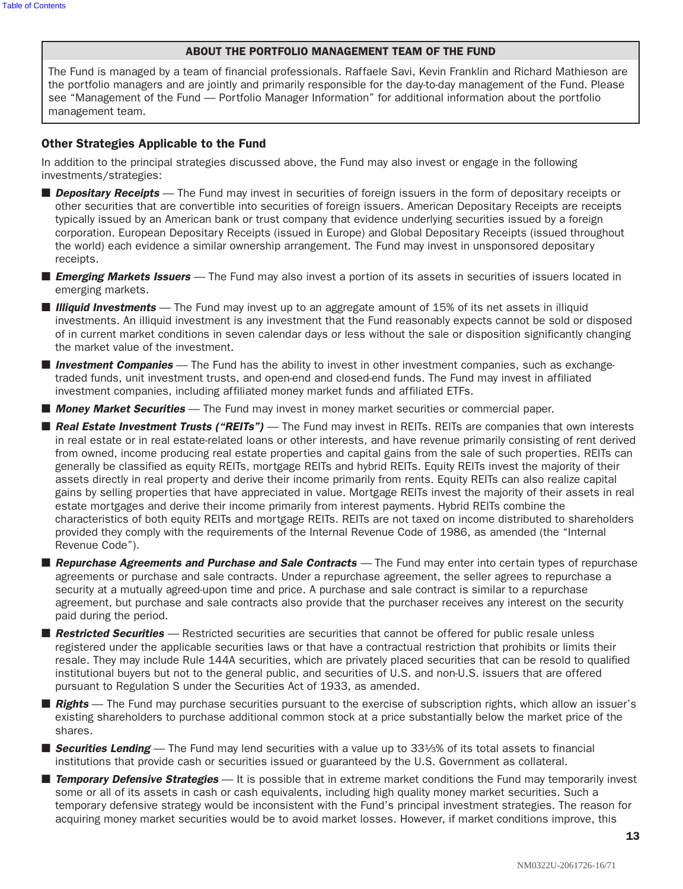**ABOUT THE PORTFOLIO MANAGEMENT TEAM OF THE FUND**

The Fund is managed by a team of financial professionals. Raffaele Savi, Kevin Franklin and Richard Mathieson are the portfolio managers and are jointly and primarily responsible for the day-to-day management of the Fund. Please see "Management of the Fund — Portfolio Manager Information" for additional information about the portfolio management team.

### Other Strategies Applicable to the Fund

In addition to the principal strategies discussed above, the Fund may also invest or engage in the following investments/strategies:

- ***Depositary Receipts*** — The Fund may invest in securities of foreign issuers in the form of depositary receipts or other securities that are convertible into securities of foreign issuers. American Depositary Receipts are receipts typically issued by an American bank or trust company that evidence underlying securities issued by a foreign corporation. European Depositary Receipts (issued in Europe) and Global Depositary Receipts (issued throughout the world) each evidence a similar ownership arrangement. The Fund may invest in unsponsored depositary receipts.
- ***Emerging Markets Issuers*** — The Fund may also invest a portion of its assets in securities of issuers located in emerging markets.
- ***Illiquid Investments*** — The Fund may invest up to an aggregate amount of 15% of its net assets in illiquid investments. An illiquid investment is any investment that the Fund reasonably expects cannot be sold or disposed of in current market conditions in seven calendar days or less without the sale or disposition significantly changing the market value of the investment.
- ***Investment Companies*** — The Fund has the ability to invest in other investment companies, such as exchange-traded funds, unit investment trusts, and open-end and closed-end funds. The Fund may invest in affiliated investment companies, including affiliated money market funds and affiliated ETFs.
- ***Money Market Securities*** — The Fund may invest in money market securities or commercial paper.
- ***Real Estate Investment Trusts ("REITs")*** — The Fund may invest in REITs. REITs are companies that own interests in real estate or in real estate-related loans or other interests, and have revenue primarily consisting of rent derived from owned, income producing real estate properties and capital gains from the sale of such properties. REITs can generally be classified as equity REITs, mortgage REITs and hybrid REITs. Equity REITs invest the majority of their assets directly in real property and derive their income primarily from rents. Equity REITs can also realize capital gains by selling properties that have appreciated in value. Mortgage REITs invest the majority of their assets in real estate mortgages and derive their income primarily from interest payments. Hybrid REITs combine the characteristics of both equity REITs and mortgage REITs. REITs are not taxed on income distributed to shareholders provided they comply with the requirements of the Internal Revenue Code of 1986, as amended (the "Internal Revenue Code").
- ***Repurchase Agreements and Purchase and Sale Contracts*** — The Fund may enter into certain types of repurchase agreements or purchase and sale contracts. Under a repurchase agreement, the seller agrees to repurchase a security at a mutually agreed-upon time and price. A purchase and sale contract is similar to a repurchase agreement, but purchase and sale contracts also provide that the purchaser receives any interest on the security paid during the period.
- ***Restricted Securities*** — Restricted securities are securities that cannot be offered for public resale unless registered under the applicable securities laws or that have a contractual restriction that prohibits or limits their resale. They may include Rule 144A securities, which are privately placed securities that can be resold to qualified institutional buyers but not to the general public, and securities of U.S. and non-U.S. issuers that are offered pursuant to Regulation S under the Securities Act of 1933, as amended.
- ***Rights*** — The Fund may purchase securities pursuant to the exercise of subscription rights, which allow an issuer's existing shareholders to purchase additional common stock at a price substantially below the market price of the shares.
- ***Securities Lending*** — The Fund may lend securities with a value up to 33⅓% of its total assets to financial institutions that provide cash or securities issued or guaranteed by the U.S. Government as collateral.
- ***Temporary Defensive Strategies*** — It is possible that in extreme market conditions the Fund may temporarily invest some or all of its assets in cash or cash equivalents, including high quality money market securities. Such a temporary defensive strategy would be inconsistent with the Fund's principal investment strategies. The reason for acquiring money market securities would be to avoid market losses. However, if market conditions improve, this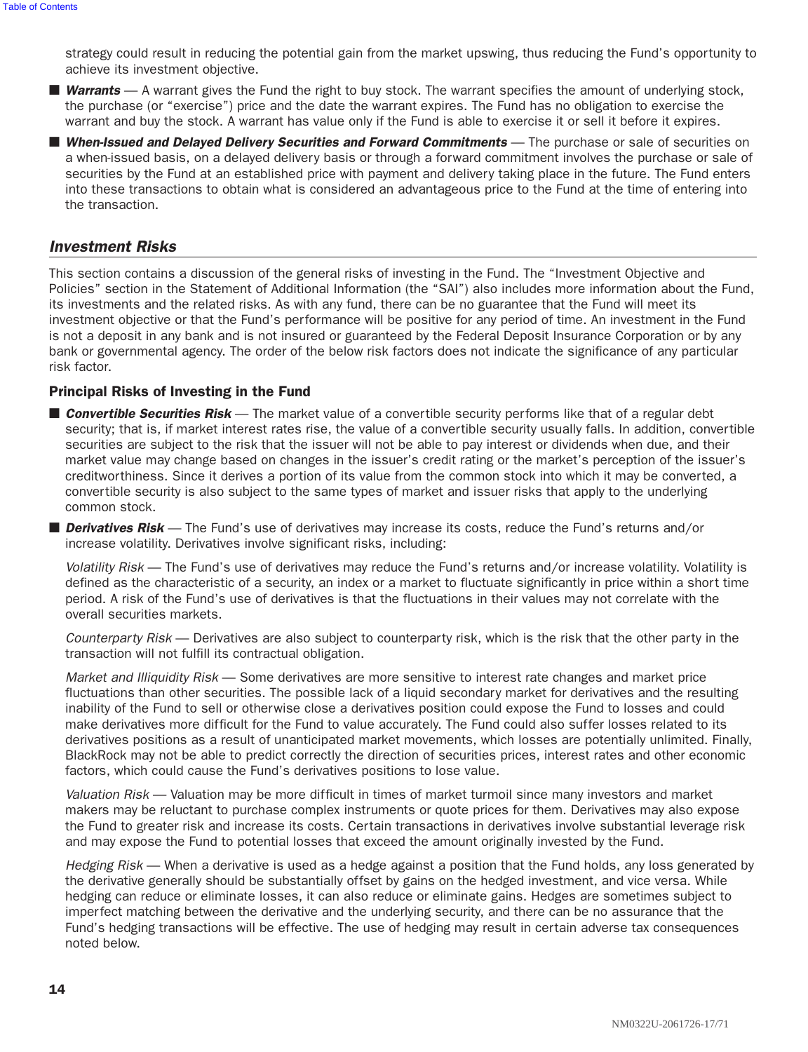strategy could result in reducing the potential gain from the market upswing, thus reducing the Fund's opportunity to achieve its investment objective.

- ***Warrants*** — A warrant gives the Fund the right to buy stock. The warrant specifies the amount of underlying stock, the purchase (or "exercise") price and the date the warrant expires. The Fund has no obligation to exercise the warrant and buy the stock. A warrant has value only if the Fund is able to exercise it or sell it before it expires.
- ***When-Issued and Delayed Delivery Securities and Forward Commitments*** — The purchase or sale of securities on a when-issued basis, on a delayed delivery basis or through a forward commitment involves the purchase or sale of securities by the Fund at an established price with payment and delivery taking place in the future. The Fund enters into these transactions to obtain what is considered an advantageous price to the Fund at the time of entering into the transaction.

## *Investment Risks*

This section contains a discussion of the general risks of investing in the Fund. The "Investment Objective and Policies" section in the Statement of Additional Information (the "SAI") also includes more information about the Fund, its investments and the related risks. As with any fund, there can be no guarantee that the Fund will meet its investment objective or that the Fund's performance will be positive for any period of time. An investment in the Fund is not a deposit in any bank and is not insured or guaranteed by the Federal Deposit Insurance Corporation or by any bank or governmental agency. The order of the below risk factors does not indicate the significance of any particular risk factor.

### Principal Risks of Investing in the Fund

- ***Convertible Securities Risk*** — The market value of a convertible security performs like that of a regular debt security; that is, if market interest rates rise, the value of a convertible security usually falls. In addition, convertible securities are subject to the risk that the issuer will not be able to pay interest or dividends when due, and their market value may change based on changes in the issuer's credit rating or the market's perception of the issuer's creditworthiness. Since it derives a portion of its value from the common stock into which it may be converted, a convertible security is also subject to the same types of market and issuer risks that apply to the underlying common stock.
- ***Derivatives Risk*** — The Fund's use of derivatives may increase its costs, reduce the Fund's returns and/or increase volatility. Derivatives involve significant risks, including:

  *Volatility Risk* — The Fund's use of derivatives may reduce the Fund's returns and/or increase volatility. Volatility is defined as the characteristic of a security, an index or a market to fluctuate significantly in price within a short time period. A risk of the Fund's use of derivatives is that the fluctuations in their values may not correlate with the overall securities markets.

  *Counterparty Risk* — Derivatives are also subject to counterparty risk, which is the risk that the other party in the transaction will not fulfill its contractual obligation.

  *Market and Illiquidity Risk* — Some derivatives are more sensitive to interest rate changes and market price fluctuations than other securities. The possible lack of a liquid secondary market for derivatives and the resulting inability of the Fund to sell or otherwise close a derivatives position could expose the Fund to losses and could make derivatives more difficult for the Fund to value accurately. The Fund could also suffer losses related to its derivatives positions as a result of unanticipated market movements, which losses are potentially unlimited. Finally, BlackRock may not be able to predict correctly the direction of securities prices, interest rates and other economic factors, which could cause the Fund's derivatives positions to lose value.

  *Valuation Risk* — Valuation may be more difficult in times of market turmoil since many investors and market makers may be reluctant to purchase complex instruments or quote prices for them. Derivatives may also expose the Fund to greater risk and increase its costs. Certain transactions in derivatives involve substantial leverage risk and may expose the Fund to potential losses that exceed the amount originally invested by the Fund.

  *Hedging Risk* — When a derivative is used as a hedge against a position that the Fund holds, any loss generated by the derivative generally should be substantially offset by gains on the hedged investment, and vice versa. While hedging can reduce or eliminate losses, it can also reduce or eliminate gains. Hedges are sometimes subject to imperfect matching between the derivative and the underlying security, and there can be no assurance that the Fund's hedging transactions will be effective. The use of hedging may result in certain adverse tax consequences noted below.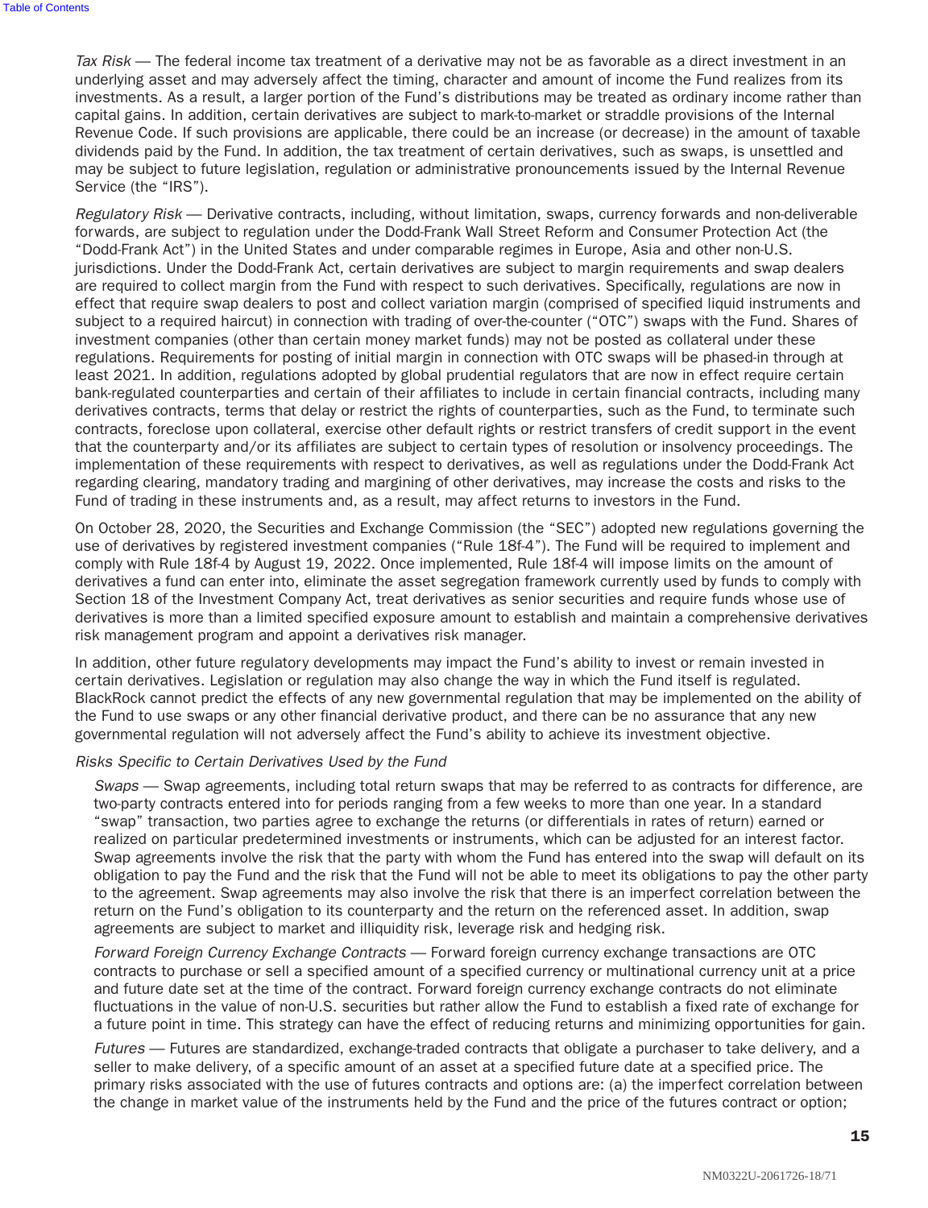*Tax Risk* — The federal income tax treatment of a derivative may not be as favorable as a direct investment in an underlying asset and may adversely affect the timing, character and amount of income the Fund realizes from its investments. As a result, a larger portion of the Fund's distributions may be treated as ordinary income rather than capital gains. In addition, certain derivatives are subject to mark-to-market or straddle provisions of the Internal Revenue Code. If such provisions are applicable, there could be an increase (or decrease) in the amount of taxable dividends paid by the Fund. In addition, the tax treatment of certain derivatives, such as swaps, is unsettled and may be subject to future legislation, regulation or administrative pronouncements issued by the Internal Revenue Service (the "IRS").

*Regulatory Risk* — Derivative contracts, including, without limitation, swaps, currency forwards and non-deliverable forwards, are subject to regulation under the Dodd-Frank Wall Street Reform and Consumer Protection Act (the "Dodd-Frank Act") in the United States and under comparable regimes in Europe, Asia and other non-U.S. jurisdictions. Under the Dodd-Frank Act, certain derivatives are subject to margin requirements and swap dealers are required to collect margin from the Fund with respect to such derivatives. Specifically, regulations are now in effect that require swap dealers to post and collect variation margin (comprised of specified liquid instruments and subject to a required haircut) in connection with trading of over-the-counter ("OTC") swaps with the Fund. Shares of investment companies (other than certain money market funds) may not be posted as collateral under these regulations. Requirements for posting of initial margin in connection with OTC swaps will be phased-in through at least 2021. In addition, regulations adopted by global prudential regulators that are now in effect require certain bank-regulated counterparties and certain of their affiliates to include in certain financial contracts, including many derivatives contracts, terms that delay or restrict the rights of counterparties, such as the Fund, to terminate such contracts, foreclose upon collateral, exercise other default rights or restrict transfers of credit support in the event that the counterparty and/or its affiliates are subject to certain types of resolution or insolvency proceedings. The implementation of these requirements with respect to derivatives, as well as regulations under the Dodd-Frank Act regarding clearing, mandatory trading and margining of other derivatives, may increase the costs and risks to the Fund of trading in these instruments and, as a result, may affect returns to investors in the Fund.

On October 28, 2020, the Securities and Exchange Commission (the "SEC") adopted new regulations governing the use of derivatives by registered investment companies ("Rule 18f-4"). The Fund will be required to implement and comply with Rule 18f-4 by August 19, 2022. Once implemented, Rule 18f-4 will impose limits on the amount of derivatives a fund can enter into, eliminate the asset segregation framework currently used by funds to comply with Section 18 of the Investment Company Act, treat derivatives as senior securities and require funds whose use of derivatives is more than a limited specified exposure amount to establish and maintain a comprehensive derivatives risk management program and appoint a derivatives risk manager.

In addition, other future regulatory developments may impact the Fund's ability to invest or remain invested in certain derivatives. Legislation or regulation may also change the way in which the Fund itself is regulated. BlackRock cannot predict the effects of any new governmental regulation that may be implemented on the ability of the Fund to use swaps or any other financial derivative product, and there can be no assurance that any new governmental regulation will not adversely affect the Fund's ability to achieve its investment objective.

*Risks Specific to Certain Derivatives Used by the Fund*

*Swaps* — Swap agreements, including total return swaps that may be referred to as contracts for difference, are two-party contracts entered into for periods ranging from a few weeks to more than one year. In a standard "swap" transaction, two parties agree to exchange the returns (or differentials in rates of return) earned or realized on particular predetermined investments or instruments, which can be adjusted for an interest factor. Swap agreements involve the risk that the party with whom the Fund has entered into the swap will default on its obligation to pay the Fund and the risk that the Fund will not be able to meet its obligations to pay the other party to the agreement. Swap agreements may also involve the risk that there is an imperfect correlation between the return on the Fund's obligation to its counterparty and the return on the referenced asset. In addition, swap agreements are subject to market and illiquidity risk, leverage risk and hedging risk.

*Forward Foreign Currency Exchange Contracts* — Forward foreign currency exchange transactions are OTC contracts to purchase or sell a specified amount of a specified currency or multinational currency unit at a price and future date set at the time of the contract. Forward foreign currency exchange contracts do not eliminate fluctuations in the value of non-U.S. securities but rather allow the Fund to establish a fixed rate of exchange for a future point in time. This strategy can have the effect of reducing returns and minimizing opportunities for gain.

*Futures* — Futures are standardized, exchange-traded contracts that obligate a purchaser to take delivery, and a seller to make delivery, of a specific amount of an asset at a specified future date at a specified price. The primary risks associated with the use of futures contracts and options are: (a) the imperfect correlation between the change in market value of the instruments held by the Fund and the price of the futures contract or option;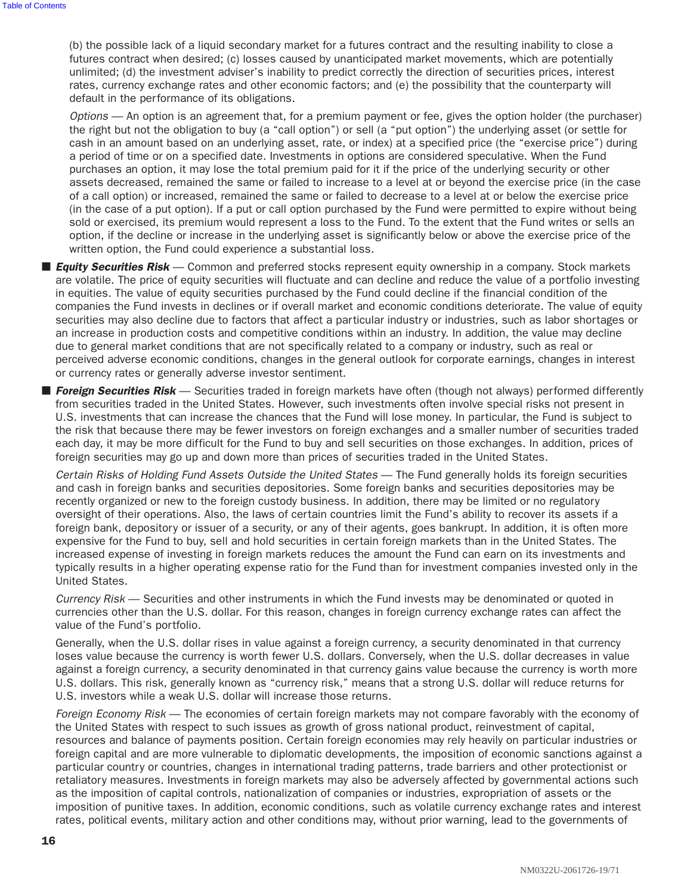(b) the possible lack of a liquid secondary market for a futures contract and the resulting inability to close a futures contract when desired; (c) losses caused by unanticipated market movements, which are potentially unlimited; (d) the investment adviser's inability to predict correctly the direction of securities prices, interest rates, currency exchange rates and other economic factors; and (e) the possibility that the counterparty will default in the performance of its obligations.

*Options* — An option is an agreement that, for a premium payment or fee, gives the option holder (the purchaser) the right but not the obligation to buy (a "call option") or sell (a "put option") the underlying asset (or settle for cash in an amount based on an underlying asset, rate, or index) at a specified price (the "exercise price") during a period of time or on a specified date. Investments in options are considered speculative. When the Fund purchases an option, it may lose the total premium paid for it if the price of the underlying security or other assets decreased, remained the same or failed to increase to a level at or beyond the exercise price (in the case of a call option) or increased, remained the same or failed to decrease to a level at or below the exercise price (in the case of a put option). If a put or call option purchased by the Fund were permitted to expire without being sold or exercised, its premium would represent a loss to the Fund. To the extent that the Fund writes or sells an option, if the decline or increase in the underlying asset is significantly below or above the exercise price of the written option, the Fund could experience a substantial loss.

- ***Equity Securities Risk*** — Common and preferred stocks represent equity ownership in a company. Stock markets are volatile. The price of equity securities will fluctuate and can decline and reduce the value of a portfolio investing in equities. The value of equity securities purchased by the Fund could decline if the financial condition of the companies the Fund invests in declines or if overall market and economic conditions deteriorate. The value of equity securities may also decline due to factors that affect a particular industry or industries, such as labor shortages or an increase in production costs and competitive conditions within an industry. In addition, the value may decline due to general market conditions that are not specifically related to a company or industry, such as real or perceived adverse economic conditions, changes in the general outlook for corporate earnings, changes in interest or currency rates or generally adverse investor sentiment.

- ***Foreign Securities Risk*** — Securities traded in foreign markets have often (though not always) performed differently from securities traded in the United States. However, such investments often involve special risks not present in U.S. investments that can increase the chances that the Fund will lose money. In particular, the Fund is subject to the risk that because there may be fewer investors on foreign exchanges and a smaller number of securities traded each day, it may be more difficult for the Fund to buy and sell securities on those exchanges. In addition, prices of foreign securities may go up and down more than prices of securities traded in the United States.

  *Certain Risks of Holding Fund Assets Outside the United States* — The Fund generally holds its foreign securities and cash in foreign banks and securities depositories. Some foreign banks and securities depositories may be recently organized or new to the foreign custody business. In addition, there may be limited or no regulatory oversight of their operations. Also, the laws of certain countries limit the Fund's ability to recover its assets if a foreign bank, depository or issuer of a security, or any of their agents, goes bankrupt. In addition, it is often more expensive for the Fund to buy, sell and hold securities in certain foreign markets than in the United States. The increased expense of investing in foreign markets reduces the amount the Fund can earn on its investments and typically results in a higher operating expense ratio for the Fund than for investment companies invested only in the United States.

  *Currency Risk* — Securities and other instruments in which the Fund invests may be denominated or quoted in currencies other than the U.S. dollar. For this reason, changes in foreign currency exchange rates can affect the value of the Fund's portfolio.

  Generally, when the U.S. dollar rises in value against a foreign currency, a security denominated in that currency loses value because the currency is worth fewer U.S. dollars. Conversely, when the U.S. dollar decreases in value against a foreign currency, a security denominated in that currency gains value because the currency is worth more U.S. dollars. This risk, generally known as "currency risk," means that a strong U.S. dollar will reduce returns for U.S. investors while a weak U.S. dollar will increase those returns.

  *Foreign Economy Risk* — The economies of certain foreign markets may not compare favorably with the economy of the United States with respect to such issues as growth of gross national product, reinvestment of capital, resources and balance of payments position. Certain foreign economies may rely heavily on particular industries or foreign capital and are more vulnerable to diplomatic developments, the imposition of economic sanctions against a particular country or countries, changes in international trading patterns, trade barriers and other protectionist or retaliatory measures. Investments in foreign markets may also be adversely affected by governmental actions such as the imposition of capital controls, nationalization of companies or industries, expropriation of assets or the imposition of punitive taxes. In addition, economic conditions, such as volatile currency exchange rates and interest rates, political events, military action and other conditions may, without prior warning, lead to the governments of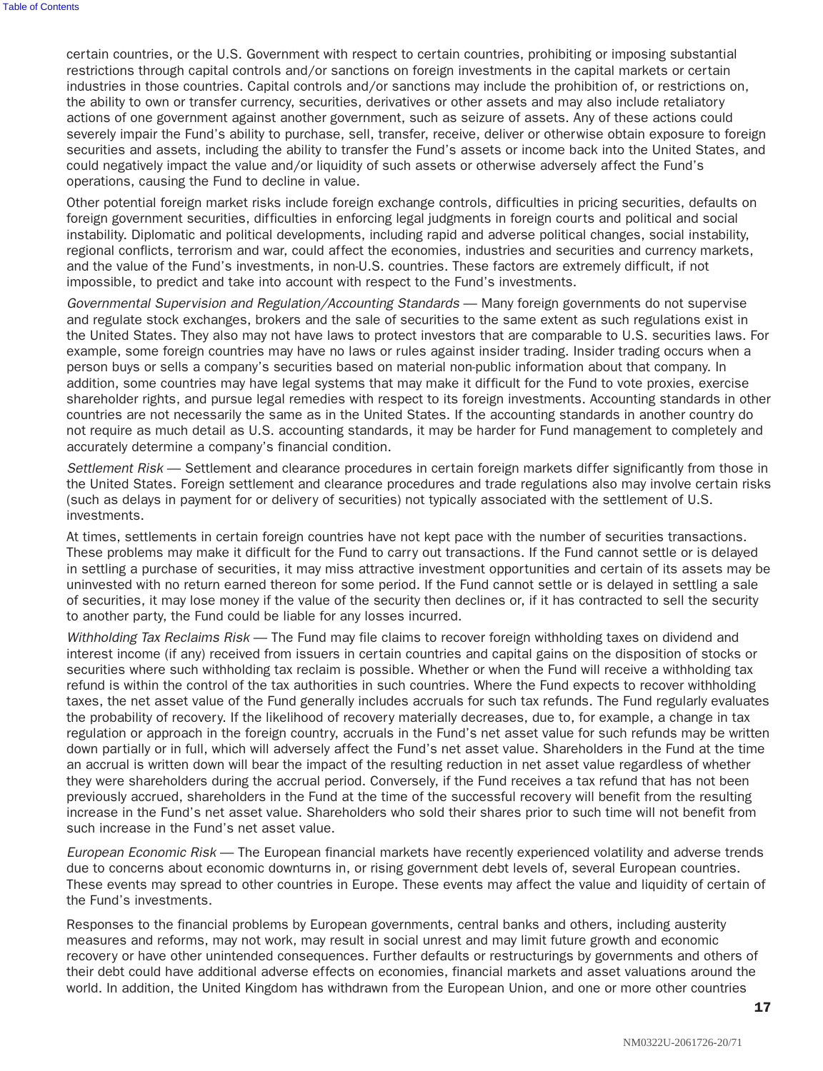certain countries, or the U.S. Government with respect to certain countries, prohibiting or imposing substantial restrictions through capital controls and/or sanctions on foreign investments in the capital markets or certain industries in those countries. Capital controls and/or sanctions may include the prohibition of, or restrictions on, the ability to own or transfer currency, securities, derivatives or other assets and may also include retaliatory actions of one government against another government, such as seizure of assets. Any of these actions could severely impair the Fund's ability to purchase, sell, transfer, receive, deliver or otherwise obtain exposure to foreign securities and assets, including the ability to transfer the Fund's assets or income back into the United States, and could negatively impact the value and/or liquidity of such assets or otherwise adversely affect the Fund's operations, causing the Fund to decline in value.

Other potential foreign market risks include foreign exchange controls, difficulties in pricing securities, defaults on foreign government securities, difficulties in enforcing legal judgments in foreign courts and political and social instability. Diplomatic and political developments, including rapid and adverse political changes, social instability, regional conflicts, terrorism and war, could affect the economies, industries and securities and currency markets, and the value of the Fund's investments, in non-U.S. countries. These factors are extremely difficult, if not impossible, to predict and take into account with respect to the Fund's investments.

*Governmental Supervision and Regulation/Accounting Standards* — Many foreign governments do not supervise and regulate stock exchanges, brokers and the sale of securities to the same extent as such regulations exist in the United States. They also may not have laws to protect investors that are comparable to U.S. securities laws. For example, some foreign countries may have no laws or rules against insider trading. Insider trading occurs when a person buys or sells a company's securities based on material non-public information about that company. In addition, some countries may have legal systems that may make it difficult for the Fund to vote proxies, exercise shareholder rights, and pursue legal remedies with respect to its foreign investments. Accounting standards in other countries are not necessarily the same as in the United States. If the accounting standards in another country do not require as much detail as U.S. accounting standards, it may be harder for Fund management to completely and accurately determine a company's financial condition.

*Settlement Risk* — Settlement and clearance procedures in certain foreign markets differ significantly from those in the United States. Foreign settlement and clearance procedures and trade regulations also may involve certain risks (such as delays in payment for or delivery of securities) not typically associated with the settlement of U.S. investments.

At times, settlements in certain foreign countries have not kept pace with the number of securities transactions. These problems may make it difficult for the Fund to carry out transactions. If the Fund cannot settle or is delayed in settling a purchase of securities, it may miss attractive investment opportunities and certain of its assets may be uninvested with no return earned thereon for some period. If the Fund cannot settle or is delayed in settling a sale of securities, it may lose money if the value of the security then declines or, if it has contracted to sell the security to another party, the Fund could be liable for any losses incurred.

*Withholding Tax Reclaims Risk* — The Fund may file claims to recover foreign withholding taxes on dividend and interest income (if any) received from issuers in certain countries and capital gains on the disposition of stocks or securities where such withholding tax reclaim is possible. Whether or when the Fund will receive a withholding tax refund is within the control of the tax authorities in such countries. Where the Fund expects to recover withholding taxes, the net asset value of the Fund generally includes accruals for such tax refunds. The Fund regularly evaluates the probability of recovery. If the likelihood of recovery materially decreases, due to, for example, a change in tax regulation or approach in the foreign country, accruals in the Fund's net asset value for such refunds may be written down partially or in full, which will adversely affect the Fund's net asset value. Shareholders in the Fund at the time an accrual is written down will bear the impact of the resulting reduction in net asset value regardless of whether they were shareholders during the accrual period. Conversely, if the Fund receives a tax refund that has not been previously accrued, shareholders in the Fund at the time of the successful recovery will benefit from the resulting increase in the Fund's net asset value. Shareholders who sold their shares prior to such time will not benefit from such increase in the Fund's net asset value.

*European Economic Risk* — The European financial markets have recently experienced volatility and adverse trends due to concerns about economic downturns in, or rising government debt levels of, several European countries. These events may spread to other countries in Europe. These events may affect the value and liquidity of certain of the Fund's investments.

Responses to the financial problems by European governments, central banks and others, including austerity measures and reforms, may not work, may result in social unrest and may limit future growth and economic recovery or have other unintended consequences. Further defaults or restructurings by governments and others of their debt could have additional adverse effects on economies, financial markets and asset valuations around the world. In addition, the United Kingdom has withdrawn from the European Union, and one or more other countries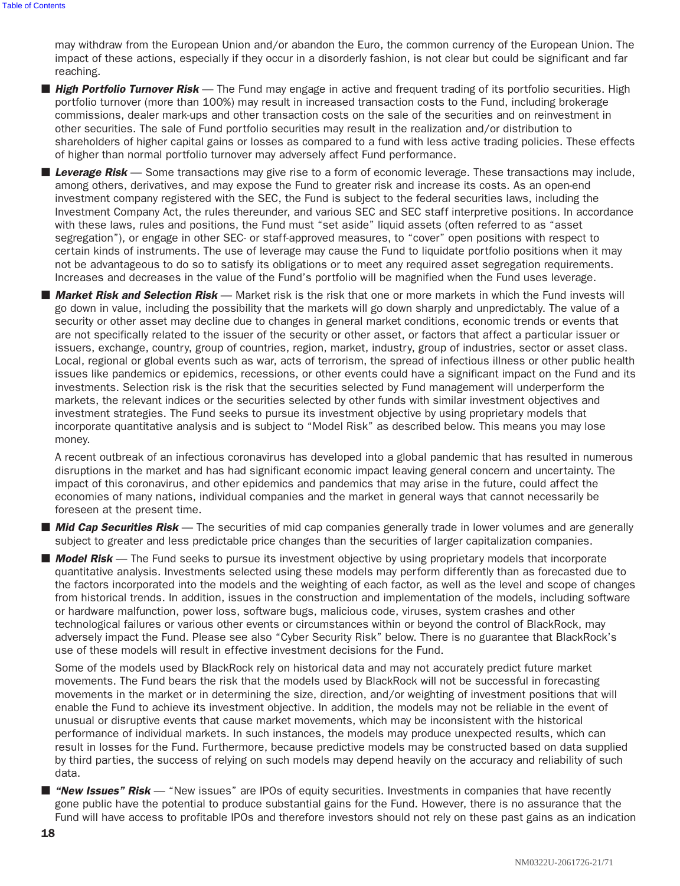may withdraw from the European Union and/or abandon the Euro, the common currency of the European Union. The impact of these actions, especially if they occur in a disorderly fashion, is not clear but could be significant and far reaching.

- ***High Portfolio Turnover Risk*** — The Fund may engage in active and frequent trading of its portfolio securities. High portfolio turnover (more than 100%) may result in increased transaction costs to the Fund, including brokerage commissions, dealer mark-ups and other transaction costs on the sale of the securities and on reinvestment in other securities. The sale of Fund portfolio securities may result in the realization and/or distribution to shareholders of higher capital gains or losses as compared to a fund with less active trading policies. These effects of higher than normal portfolio turnover may adversely affect Fund performance.
- ***Leverage Risk*** — Some transactions may give rise to a form of economic leverage. These transactions may include, among others, derivatives, and may expose the Fund to greater risk and increase its costs. As an open-end investment company registered with the SEC, the Fund is subject to the federal securities laws, including the Investment Company Act, the rules thereunder, and various SEC and SEC staff interpretive positions. In accordance with these laws, rules and positions, the Fund must "set aside" liquid assets (often referred to as "asset segregation"), or engage in other SEC- or staff-approved measures, to "cover" open positions with respect to certain kinds of instruments. The use of leverage may cause the Fund to liquidate portfolio positions when it may not be advantageous to do so to satisfy its obligations or to meet any required asset segregation requirements. Increases and decreases in the value of the Fund's portfolio will be magnified when the Fund uses leverage.
- ***Market Risk and Selection Risk*** — Market risk is the risk that one or more markets in which the Fund invests will go down in value, including the possibility that the markets will go down sharply and unpredictably. The value of a security or other asset may decline due to changes in general market conditions, economic trends or events that are not specifically related to the issuer of the security or other asset, or factors that affect a particular issuer or issuers, exchange, country, group of countries, region, market, industry, group of industries, sector or asset class. Local, regional or global events such as war, acts of terrorism, the spread of infectious illness or other public health issues like pandemics or epidemics, recessions, or other events could have a significant impact on the Fund and its investments. Selection risk is the risk that the securities selected by Fund management will underperform the markets, the relevant indices or the securities selected by other funds with similar investment objectives and investment strategies. The Fund seeks to pursue its investment objective by using proprietary models that incorporate quantitative analysis and is subject to "Model Risk" as described below. This means you may lose money.

  A recent outbreak of an infectious coronavirus has developed into a global pandemic that has resulted in numerous disruptions in the market and has had significant economic impact leaving general concern and uncertainty. The impact of this coronavirus, and other epidemics and pandemics that may arise in the future, could affect the economies of many nations, individual companies and the market in general ways that cannot necessarily be foreseen at the present time.
- ***Mid Cap Securities Risk*** — The securities of mid cap companies generally trade in lower volumes and are generally subject to greater and less predictable price changes than the securities of larger capitalization companies.
- ***Model Risk*** — The Fund seeks to pursue its investment objective by using proprietary models that incorporate quantitative analysis. Investments selected using these models may perform differently than as forecasted due to the factors incorporated into the models and the weighting of each factor, as well as the level and scope of changes from historical trends. In addition, issues in the construction and implementation of the models, including software or hardware malfunction, power loss, software bugs, malicious code, viruses, system crashes and other technological failures or various other events or circumstances within or beyond the control of BlackRock, may adversely impact the Fund. Please see also "Cyber Security Risk" below. There is no guarantee that BlackRock's use of these models will result in effective investment decisions for the Fund.

  Some of the models used by BlackRock rely on historical data and may not accurately predict future market movements. The Fund bears the risk that the models used by BlackRock will not be successful in forecasting movements in the market or in determining the size, direction, and/or weighting of investment positions that will enable the Fund to achieve its investment objective. In addition, the models may not be reliable in the event of unusual or disruptive events that cause market movements, which may be inconsistent with the historical performance of individual markets. In such instances, the models may produce unexpected results, which can result in losses for the Fund. Furthermore, because predictive models may be constructed based on data supplied by third parties, the success of relying on such models may depend heavily on the accuracy and reliability of such data.
- ***"New Issues" Risk*** — "New issues" are IPOs of equity securities. Investments in companies that have recently gone public have the potential to produce substantial gains for the Fund. However, there is no assurance that the Fund will have access to profitable IPOs and therefore investors should not rely on these past gains as an indication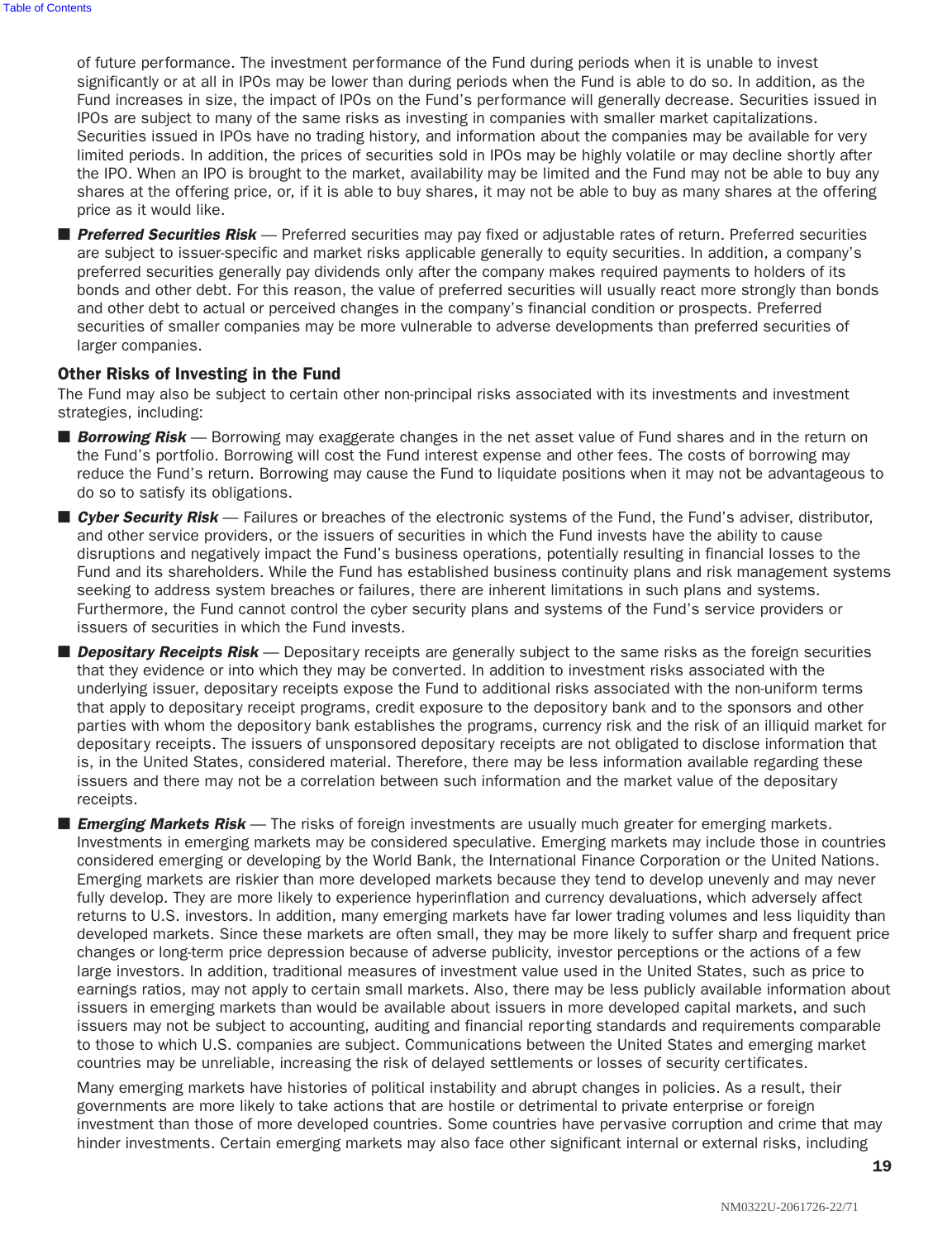of future performance. The investment performance of the Fund during periods when it is unable to invest significantly or at all in IPOs may be lower than during periods when the Fund is able to do so. In addition, as the Fund increases in size, the impact of IPOs on the Fund's performance will generally decrease. Securities issued in IPOs are subject to many of the same risks as investing in companies with smaller market capitalizations. Securities issued in IPOs have no trading history, and information about the companies may be available for very limited periods. In addition, the prices of securities sold in IPOs may be highly volatile or may decline shortly after the IPO. When an IPO is brought to the market, availability may be limited and the Fund may not be able to buy any shares at the offering price, or, if it is able to buy shares, it may not be able to buy as many shares at the offering price as it would like.

- ***Preferred Securities Risk*** — Preferred securities may pay fixed or adjustable rates of return. Preferred securities are subject to issuer-specific and market risks applicable generally to equity securities. In addition, a company's preferred securities generally pay dividends only after the company makes required payments to holders of its bonds and other debt. For this reason, the value of preferred securities will usually react more strongly than bonds and other debt to actual or perceived changes in the company's financial condition or prospects. Preferred securities of smaller companies may be more vulnerable to adverse developments than preferred securities of larger companies.

## Other Risks of Investing in the Fund

The Fund may also be subject to certain other non-principal risks associated with its investments and investment strategies, including:

- ***Borrowing Risk*** — Borrowing may exaggerate changes in the net asset value of Fund shares and in the return on the Fund's portfolio. Borrowing will cost the Fund interest expense and other fees. The costs of borrowing may reduce the Fund's return. Borrowing may cause the Fund to liquidate positions when it may not be advantageous to do so to satisfy its obligations.

- ***Cyber Security Risk*** — Failures or breaches of the electronic systems of the Fund, the Fund's adviser, distributor, and other service providers, or the issuers of securities in which the Fund invests have the ability to cause disruptions and negatively impact the Fund's business operations, potentially resulting in financial losses to the Fund and its shareholders. While the Fund has established business continuity plans and risk management systems seeking to address system breaches or failures, there are inherent limitations in such plans and systems. Furthermore, the Fund cannot control the cyber security plans and systems of the Fund's service providers or issuers of securities in which the Fund invests.

- ***Depositary Receipts Risk*** — Depositary receipts are generally subject to the same risks as the foreign securities that they evidence or into which they may be converted. In addition to investment risks associated with the underlying issuer, depositary receipts expose the Fund to additional risks associated with the non-uniform terms that apply to depositary receipt programs, credit exposure to the depository bank and to the sponsors and other parties with whom the depository bank establishes the programs, currency risk and the risk of an illiquid market for depositary receipts. The issuers of unsponsored depositary receipts are not obligated to disclose information that is, in the United States, considered material. Therefore, there may be less information available regarding these issuers and there may not be a correlation between such information and the market value of the depositary receipts.

- ***Emerging Markets Risk*** — The risks of foreign investments are usually much greater for emerging markets. Investments in emerging markets may be considered speculative. Emerging markets may include those in countries considered emerging or developing by the World Bank, the International Finance Corporation or the United Nations. Emerging markets are riskier than more developed markets because they tend to develop unevenly and may never fully develop. They are more likely to experience hyperinflation and currency devaluations, which adversely affect returns to U.S. investors. In addition, many emerging markets have far lower trading volumes and less liquidity than developed markets. Since these markets are often small, they may be more likely to suffer sharp and frequent price changes or long-term price depression because of adverse publicity, investor perceptions or the actions of a few large investors. In addition, traditional measures of investment value used in the United States, such as price to earnings ratios, may not apply to certain small markets. Also, there may be less publicly available information about issuers in emerging markets than would be available about issuers in more developed capital markets, and such issuers may not be subject to accounting, auditing and financial reporting standards and requirements comparable to those to which U.S. companies are subject. Communications between the United States and emerging market countries may be unreliable, increasing the risk of delayed settlements or losses of security certificates.

  Many emerging markets have histories of political instability and abrupt changes in policies. As a result, their governments are more likely to take actions that are hostile or detrimental to private enterprise or foreign investment than those of more developed countries. Some countries have pervasive corruption and crime that may hinder investments. Certain emerging markets may also face other significant internal or external risks, including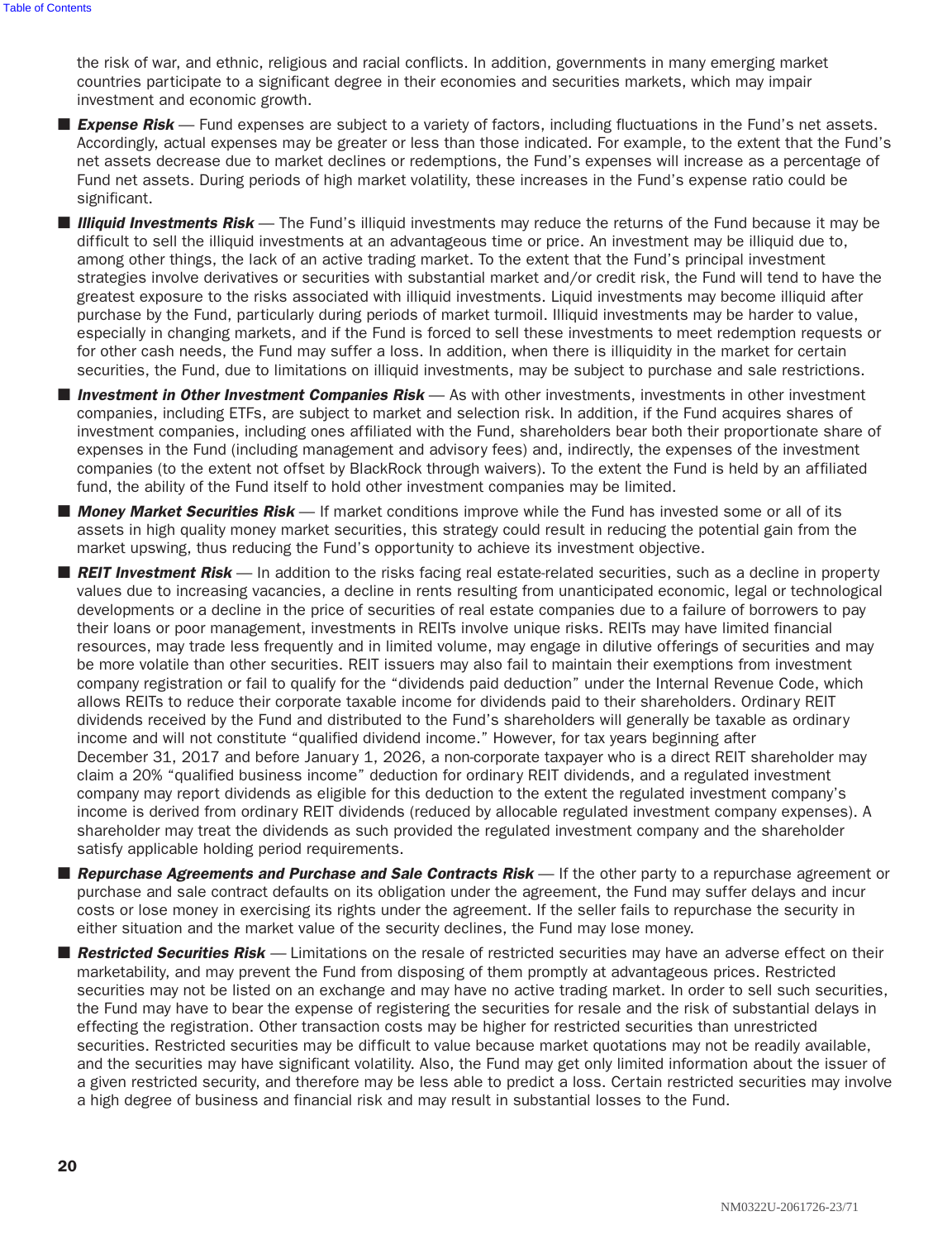the risk of war, and ethnic, religious and racial conflicts. In addition, governments in many emerging market countries participate to a significant degree in their economies and securities markets, which may impair investment and economic growth.

- ***Expense Risk*** — Fund expenses are subject to a variety of factors, including fluctuations in the Fund's net assets. Accordingly, actual expenses may be greater or less than those indicated. For example, to the extent that the Fund's net assets decrease due to market declines or redemptions, the Fund's expenses will increase as a percentage of Fund net assets. During periods of high market volatility, these increases in the Fund's expense ratio could be significant.
- ***Illiquid Investments Risk*** — The Fund's illiquid investments may reduce the returns of the Fund because it may be difficult to sell the illiquid investments at an advantageous time or price. An investment may be illiquid due to, among other things, the lack of an active trading market. To the extent that the Fund's principal investment strategies involve derivatives or securities with substantial market and/or credit risk, the Fund will tend to have the greatest exposure to the risks associated with illiquid investments. Liquid investments may become illiquid after purchase by the Fund, particularly during periods of market turmoil. Illiquid investments may be harder to value, especially in changing markets, and if the Fund is forced to sell these investments to meet redemption requests or for other cash needs, the Fund may suffer a loss. In addition, when there is illiquidity in the market for certain securities, the Fund, due to limitations on illiquid investments, may be subject to purchase and sale restrictions.
- ***Investment in Other Investment Companies Risk*** — As with other investments, investments in other investment companies, including ETFs, are subject to market and selection risk. In addition, if the Fund acquires shares of investment companies, including ones affiliated with the Fund, shareholders bear both their proportionate share of expenses in the Fund (including management and advisory fees) and, indirectly, the expenses of the investment companies (to the extent not offset by BlackRock through waivers). To the extent the Fund is held by an affiliated fund, the ability of the Fund itself to hold other investment companies may be limited.
- ***Money Market Securities Risk*** — If market conditions improve while the Fund has invested some or all of its assets in high quality money market securities, this strategy could result in reducing the potential gain from the market upswing, thus reducing the Fund's opportunity to achieve its investment objective.
- ***REIT Investment Risk*** — In addition to the risks facing real estate-related securities, such as a decline in property values due to increasing vacancies, a decline in rents resulting from unanticipated economic, legal or technological developments or a decline in the price of securities of real estate companies due to a failure of borrowers to pay their loans or poor management, investments in REITs involve unique risks. REITs may have limited financial resources, may trade less frequently and in limited volume, may engage in dilutive offerings of securities and may be more volatile than other securities. REIT issuers may also fail to maintain their exemptions from investment company registration or fail to qualify for the "dividends paid deduction" under the Internal Revenue Code, which allows REITs to reduce their corporate taxable income for dividends paid to their shareholders. Ordinary REIT dividends received by the Fund and distributed to the Fund's shareholders will generally be taxable as ordinary income and will not constitute "qualified dividend income." However, for tax years beginning after December 31, 2017 and before January 1, 2026, a non-corporate taxpayer who is a direct REIT shareholder may claim a 20% "qualified business income" deduction for ordinary REIT dividends, and a regulated investment company may report dividends as eligible for this deduction to the extent the regulated investment company's income is derived from ordinary REIT dividends (reduced by allocable regulated investment company expenses). A shareholder may treat the dividends as such provided the regulated investment company and the shareholder satisfy applicable holding period requirements.
- ***Repurchase Agreements and Purchase and Sale Contracts Risk*** — If the other party to a repurchase agreement or purchase and sale contract defaults on its obligation under the agreement, the Fund may suffer delays and incur costs or lose money in exercising its rights under the agreement. If the seller fails to repurchase the security in either situation and the market value of the security declines, the Fund may lose money.
- ***Restricted Securities Risk*** — Limitations on the resale of restricted securities may have an adverse effect on their marketability, and may prevent the Fund from disposing of them promptly at advantageous prices. Restricted securities may not be listed on an exchange and may have no active trading market. In order to sell such securities, the Fund may have to bear the expense of registering the securities for resale and the risk of substantial delays in effecting the registration. Other transaction costs may be higher for restricted securities than unrestricted securities. Restricted securities may be difficult to value because market quotations may not be readily available, and the securities may have significant volatility. Also, the Fund may get only limited information about the issuer of a given restricted security, and therefore may be less able to predict a loss. Certain restricted securities may involve a high degree of business and financial risk and may result in substantial losses to the Fund.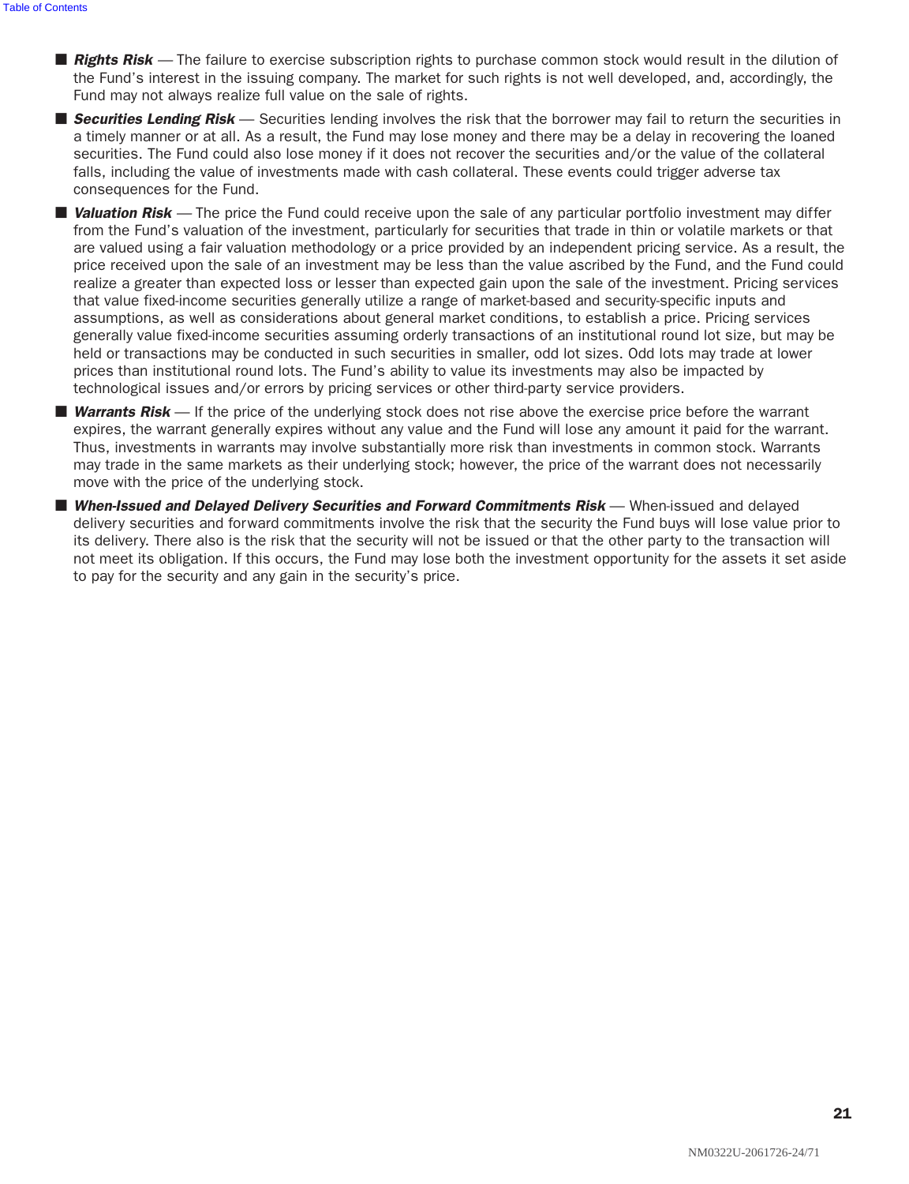- ***Rights Risk*** — The failure to exercise subscription rights to purchase common stock would result in the dilution of the Fund's interest in the issuing company. The market for such rights is not well developed, and, accordingly, the Fund may not always realize full value on the sale of rights.
- ***Securities Lending Risk*** — Securities lending involves the risk that the borrower may fail to return the securities in a timely manner or at all. As a result, the Fund may lose money and there may be a delay in recovering the loaned securities. The Fund could also lose money if it does not recover the securities and/or the value of the collateral falls, including the value of investments made with cash collateral. These events could trigger adverse tax consequences for the Fund.
- ***Valuation Risk*** — The price the Fund could receive upon the sale of any particular portfolio investment may differ from the Fund's valuation of the investment, particularly for securities that trade in thin or volatile markets or that are valued using a fair valuation methodology or a price provided by an independent pricing service. As a result, the price received upon the sale of an investment may be less than the value ascribed by the Fund, and the Fund could realize a greater than expected loss or lesser than expected gain upon the sale of the investment. Pricing services that value fixed-income securities generally utilize a range of market-based and security-specific inputs and assumptions, as well as considerations about general market conditions, to establish a price. Pricing services generally value fixed-income securities assuming orderly transactions of an institutional round lot size, but may be held or transactions may be conducted in such securities in smaller, odd lot sizes. Odd lots may trade at lower prices than institutional round lots. The Fund's ability to value its investments may also be impacted by technological issues and/or errors by pricing services or other third-party service providers.
- ***Warrants Risk*** — If the price of the underlying stock does not rise above the exercise price before the warrant expires, the warrant generally expires without any value and the Fund will lose any amount it paid for the warrant. Thus, investments in warrants may involve substantially more risk than investments in common stock. Warrants may trade in the same markets as their underlying stock; however, the price of the warrant does not necessarily move with the price of the underlying stock.
- ***When-Issued and Delayed Delivery Securities and Forward Commitments Risk*** — When-issued and delayed delivery securities and forward commitments involve the risk that the security the Fund buys will lose value prior to its delivery. There also is the risk that the security will not be issued or that the other party to the transaction will not meet its obligation. If this occurs, the Fund may lose both the investment opportunity for the assets it set aside to pay for the security and any gain in the security's price.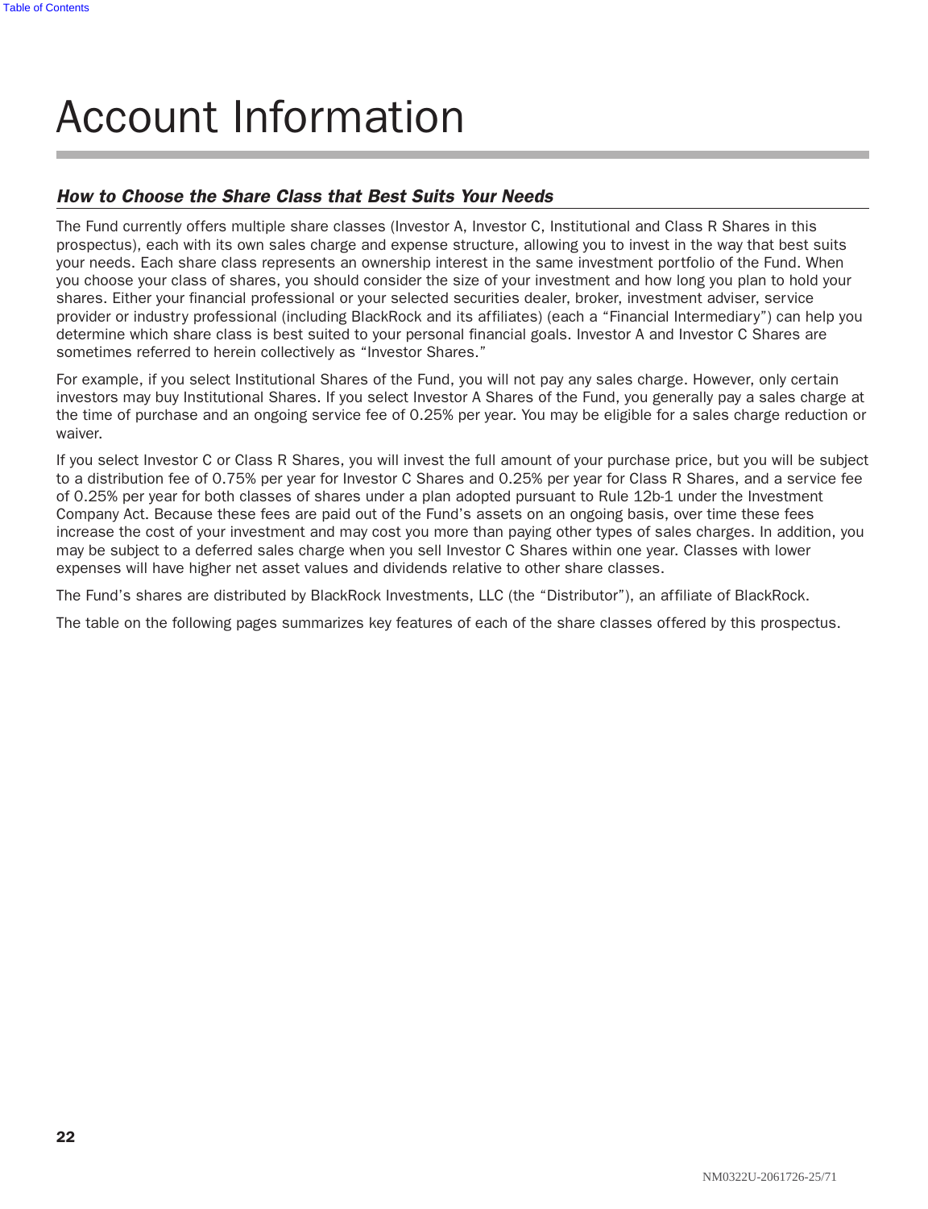# Account Information

### *How to Choose the Share Class that Best Suits Your Needs*

The Fund currently offers multiple share classes (Investor A, Investor C, Institutional and Class R Shares in this prospectus), each with its own sales charge and expense structure, allowing you to invest in the way that best suits your needs. Each share class represents an ownership interest in the same investment portfolio of the Fund. When you choose your class of shares, you should consider the size of your investment and how long you plan to hold your shares. Either your financial professional or your selected securities dealer, broker, investment adviser, service provider or industry professional (including BlackRock and its affiliates) (each a "Financial Intermediary") can help you determine which share class is best suited to your personal financial goals. Investor A and Investor C Shares are sometimes referred to herein collectively as "Investor Shares."

For example, if you select Institutional Shares of the Fund, you will not pay any sales charge. However, only certain investors may buy Institutional Shares. If you select Investor A Shares of the Fund, you generally pay a sales charge at the time of purchase and an ongoing service fee of 0.25% per year. You may be eligible for a sales charge reduction or waiver.

If you select Investor C or Class R Shares, you will invest the full amount of your purchase price, but you will be subject to a distribution fee of 0.75% per year for Investor C Shares and 0.25% per year for Class R Shares, and a service fee of 0.25% per year for both classes of shares under a plan adopted pursuant to Rule 12b-1 under the Investment Company Act. Because these fees are paid out of the Fund's assets on an ongoing basis, over time these fees increase the cost of your investment and may cost you more than paying other types of sales charges. In addition, you may be subject to a deferred sales charge when you sell Investor C Shares within one year. Classes with lower expenses will have higher net asset values and dividends relative to other share classes.

The Fund's shares are distributed by BlackRock Investments, LLC (the "Distributor"), an affiliate of BlackRock.

The table on the following pages summarizes key features of each of the share classes offered by this prospectus.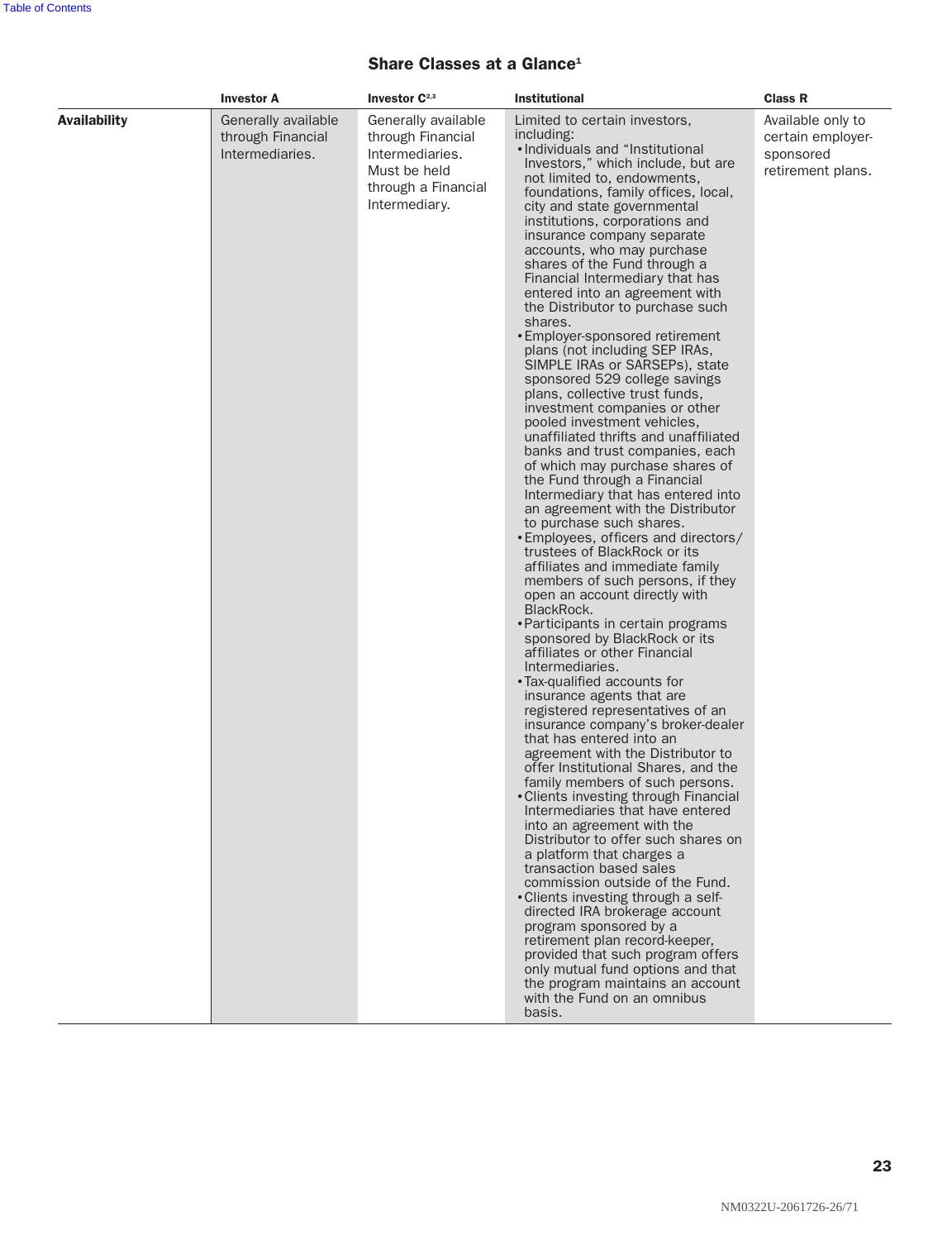## Share Classes at a Glance[1]

| | Investor A | Investor C[2,3] | Institutional | Class R |
|---|---|---|---|---|
| **Availability** | Generally available through Financial Intermediaries. | Generally available through Financial Intermediaries. Must be held through a Financial Intermediary. | Limited to certain investors, including:<br>• Individuals and "Institutional Investors," which include, but are not limited to, endowments, foundations, family offices, local, city and state governmental institutions, corporations and insurance company separate accounts, who may purchase shares of the Fund through a Financial Intermediary that has entered into an agreement with the Distributor to purchase such shares.<br>• Employer-sponsored retirement plans (not including SEP IRAs, SIMPLE IRAs or SARSEPs), state sponsored 529 college savings plans, collective trust funds, investment companies or other pooled investment vehicles, unaffiliated thrifts and unaffiliated banks and trust companies, each of which may purchase shares of the Fund through a Financial Intermediary that has entered into an agreement with the Distributor to purchase such shares.<br>• Employees, officers and directors/trustees of BlackRock or its affiliates and immediate family members of such persons, if they open an account directly with BlackRock.<br>• Participants in certain programs sponsored by BlackRock or its affiliates or other Financial Intermediaries.<br>• Tax-qualified accounts for insurance agents that are registered representatives of an insurance company's broker-dealer that has entered into an agreement with the Distributor to offer Institutional Shares, and the family members of such persons.<br>• Clients investing through Financial Intermediaries that have entered into an agreement with the Distributor to offer such shares on a platform that charges a transaction based sales commission outside of the Fund.<br>• Clients investing through a self-directed IRA brokerage account program sponsored by a retirement plan record-keeper, provided that such program offers only mutual fund options and that the program maintains an account with the Fund on an omnibus basis. | Available only to certain employer-sponsored retirement plans. |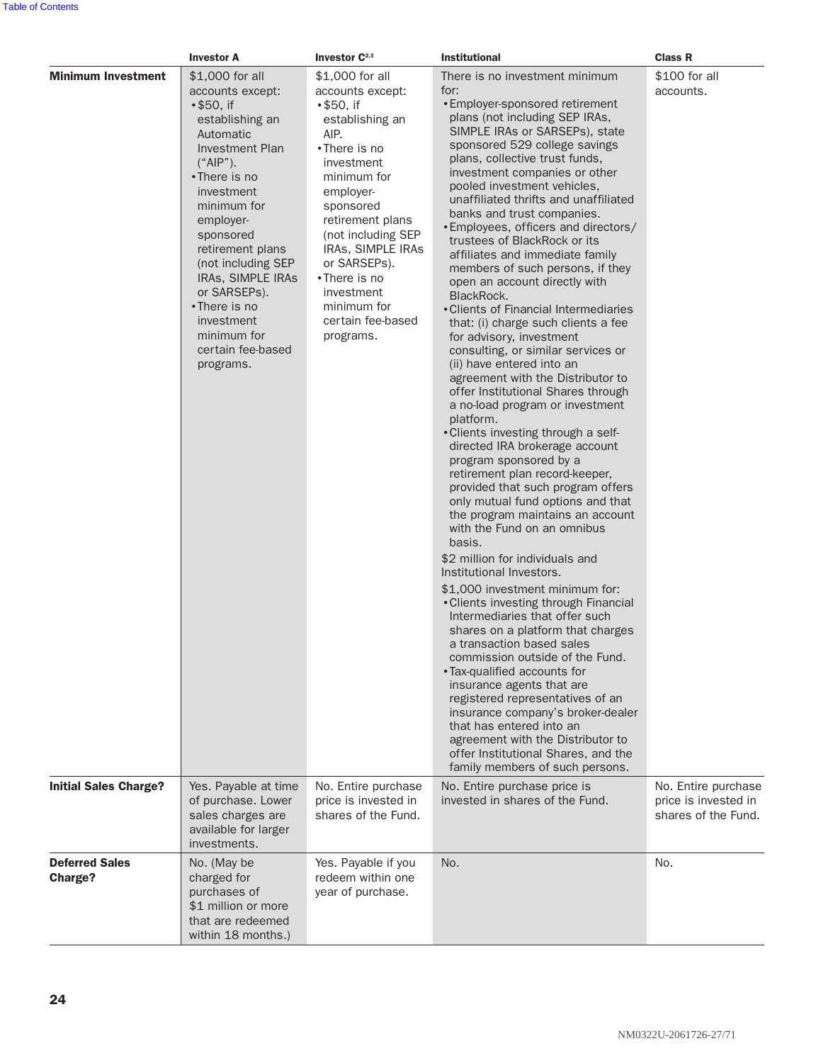| | Investor A | Investor C[2,3] | Institutional | Class R |
|---|---|---|---|---|
| **Minimum Investment** | $1,000 for all accounts except: <br>• $50, if establishing an Automatic Investment Plan (“AIP”). <br>• There is no investment minimum for employer-sponsored retirement plans (not including SEP IRAs, SIMPLE IRAs or SARSEPs). <br>• There is no investment minimum for certain fee-based programs. | $1,000 for all accounts except: <br>• $50, if establishing an AIP. <br>• There is no investment minimum for employer-sponsored retirement plans (not including SEP IRAs, SIMPLE IRAs or SARSEPs). <br>• There is no investment minimum for certain fee-based programs. | There is no investment minimum for: <br>• Employer-sponsored retirement plans (not including SEP IRAs, SIMPLE IRAs or SARSEPs), state sponsored 529 college savings plans, collective trust funds, investment companies or other pooled investment vehicles, unaffiliated thrifts and unaffiliated banks and trust companies. <br>• Employees, officers and directors/trustees of BlackRock or its affiliates and immediate family members of such persons, if they open an account directly with BlackRock. <br>• Clients of Financial Intermediaries that: (i) charge such clients a fee for advisory, investment consulting, or similar services or (ii) have entered into an agreement with the Distributor to offer Institutional Shares through a no-load program or investment platform. <br>• Clients investing through a self-directed IRA brokerage account program sponsored by a retirement plan record-keeper, provided that such program offers only mutual fund options and that the program maintains an account with the Fund on an omnibus basis. <br><br>$2 million for individuals and Institutional Investors. <br><br>$1,000 investment minimum for: <br>• Clients investing through Financial Intermediaries that offer such shares on a platform that charges a transaction based sales commission outside of the Fund. <br>• Tax-qualified accounts for insurance agents that are registered representatives of an insurance company’s broker-dealer that has entered into an agreement with the Distributor to offer Institutional Shares, and the family members of such persons. | $100 for all accounts. |
| **Initial Sales Charge?** | Yes. Payable at time of purchase. Lower sales charges are available for larger investments. | No. Entire purchase price is invested in shares of the Fund. | No. Entire purchase price is invested in shares of the Fund. | No. Entire purchase price is invested in shares of the Fund. |
| **Deferred Sales Charge?** | No. (May be charged for purchases of $1 million or more that are redeemed within 18 months.) | Yes. Payable if you redeem within one year of purchase. | No. | No. |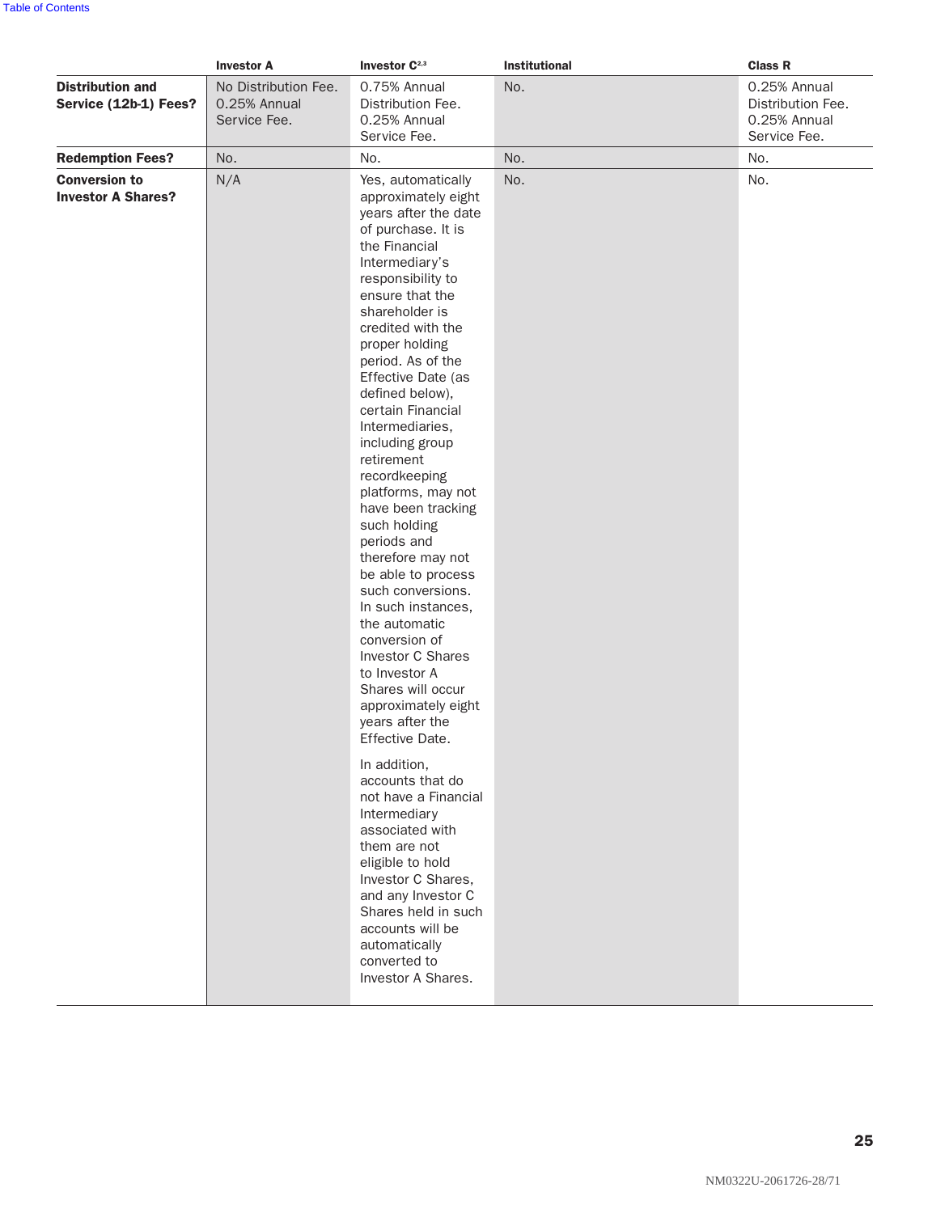| | Investor A | Investor C[2,3] | Institutional | Class R |
|---|---|---|---|---|
| **Distribution and Service (12b-1) Fees?** | No Distribution Fee. 0.25% Annual Service Fee. | 0.75% Annual Distribution Fee. 0.25% Annual Service Fee. | No. | 0.25% Annual Distribution Fee. 0.25% Annual Service Fee. |
| **Redemption Fees?** | No. | No. | No. | No. |
| **Conversion to Investor A Shares?** | N/A | Yes, automatically approximately eight years after the date of purchase. It is the Financial Intermediary's responsibility to ensure that the shareholder is credited with the proper holding period. As of the Effective Date (as defined below), certain Financial Intermediaries, including group retirement recordkeeping platforms, may not have been tracking such holding periods and therefore may not be able to process such conversions. In such instances, the automatic conversion of Investor C Shares to Investor A Shares will occur approximately eight years after the Effective Date.<br><br>In addition, accounts that do not have a Financial Intermediary associated with them are not eligible to hold Investor C Shares, and any Investor C Shares held in such accounts will be automatically converted to Investor A Shares. | No. | No. |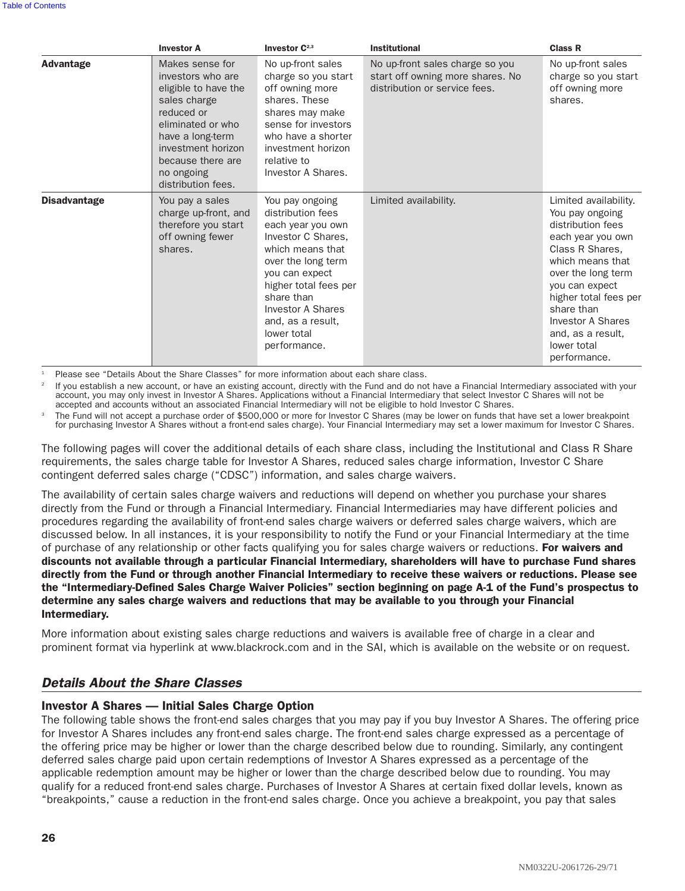| | Investor A | Investor C[2,3] | Institutional | Class R |
|---|---|---|---|---|
| **Advantage** | Makes sense for investors who are eligible to have the sales charge reduced or eliminated or who have a long-term investment horizon because there are no ongoing distribution fees. | No up-front sales charge so you start off owning more shares. These shares may make sense for investors who have a shorter investment horizon relative to Investor A Shares. | No up-front sales charge so you start off owning more shares. No distribution or service fees. | No up-front sales charge so you start off owning more shares. |
| **Disadvantage** | You pay a sales charge up-front, and therefore you start off owning fewer shares. | You pay ongoing distribution fees each year you own Investor C Shares, which means that over the long term you can expect higher total fees per share than Investor A Shares and, as a result, lower total performance. | Limited availability. | Limited availability. You pay ongoing distribution fees each year you own Class R Shares, which means that over the long term you can expect higher total fees per share than Investor A Shares and, as a result, lower total performance. |

[1] Please see "Details About the Share Classes" for more information about each share class.

[2] If you establish a new account, or have an existing account, directly with the Fund and do not have a Financial Intermediary associated with your account, you may only invest in Investor A Shares. Applications without a Financial Intermediary that select Investor C Shares will not be accepted and accounts without an associated Financial Intermediary will not be eligible to hold Investor C Shares.

[3] The Fund will not accept a purchase order of $500,000 or more for Investor C Shares (may be lower on funds that have set a lower breakpoint for purchasing Investor A Shares without a front-end sales charge). Your Financial Intermediary may set a lower maximum for Investor C Shares.

The following pages will cover the additional details of each share class, including the Institutional and Class R Share requirements, the sales charge table for Investor A Shares, reduced sales charge information, Investor C Share contingent deferred sales charge ("CDSC") information, and sales charge waivers.

The availability of certain sales charge waivers and reductions will depend on whether you purchase your shares directly from the Fund or through a Financial Intermediary. Financial Intermediaries may have different policies and procedures regarding the availability of front-end sales charge waivers or deferred sales charge waivers, which are discussed below. In all instances, it is your responsibility to notify the Fund or your Financial Intermediary at the time of purchase of any relationship or other facts qualifying you for sales charge waivers or reductions. **For waivers and discounts not available through a particular Financial Intermediary, shareholders will have to purchase Fund shares directly from the Fund or through another Financial Intermediary to receive these waivers or reductions. Please see the "Intermediary-Defined Sales Charge Waiver Policies" section beginning on page A-1 of the Fund's prospectus to determine any sales charge waivers and reductions that may be available to you through your Financial Intermediary.**

More information about existing sales charge reductions and waivers is available free of charge in a clear and prominent format via hyperlink at www.blackrock.com and in the SAI, which is available on the website or on request.

## *Details About the Share Classes*

### Investor A Shares — Initial Sales Charge Option

The following table shows the front-end sales charges that you may pay if you buy Investor A Shares. The offering price for Investor A Shares includes any front-end sales charge. The front-end sales charge expressed as a percentage of the offering price may be higher or lower than the charge described below due to rounding. Similarly, any contingent deferred sales charge paid upon certain redemptions of Investor A Shares expressed as a percentage of the applicable redemption amount may be higher or lower than the charge described below due to rounding. You may qualify for a reduced front-end sales charge. Purchases of Investor A Shares at certain fixed dollar levels, known as "breakpoints," cause a reduction in the front-end sales charge. Once you achieve a breakpoint, you pay that sales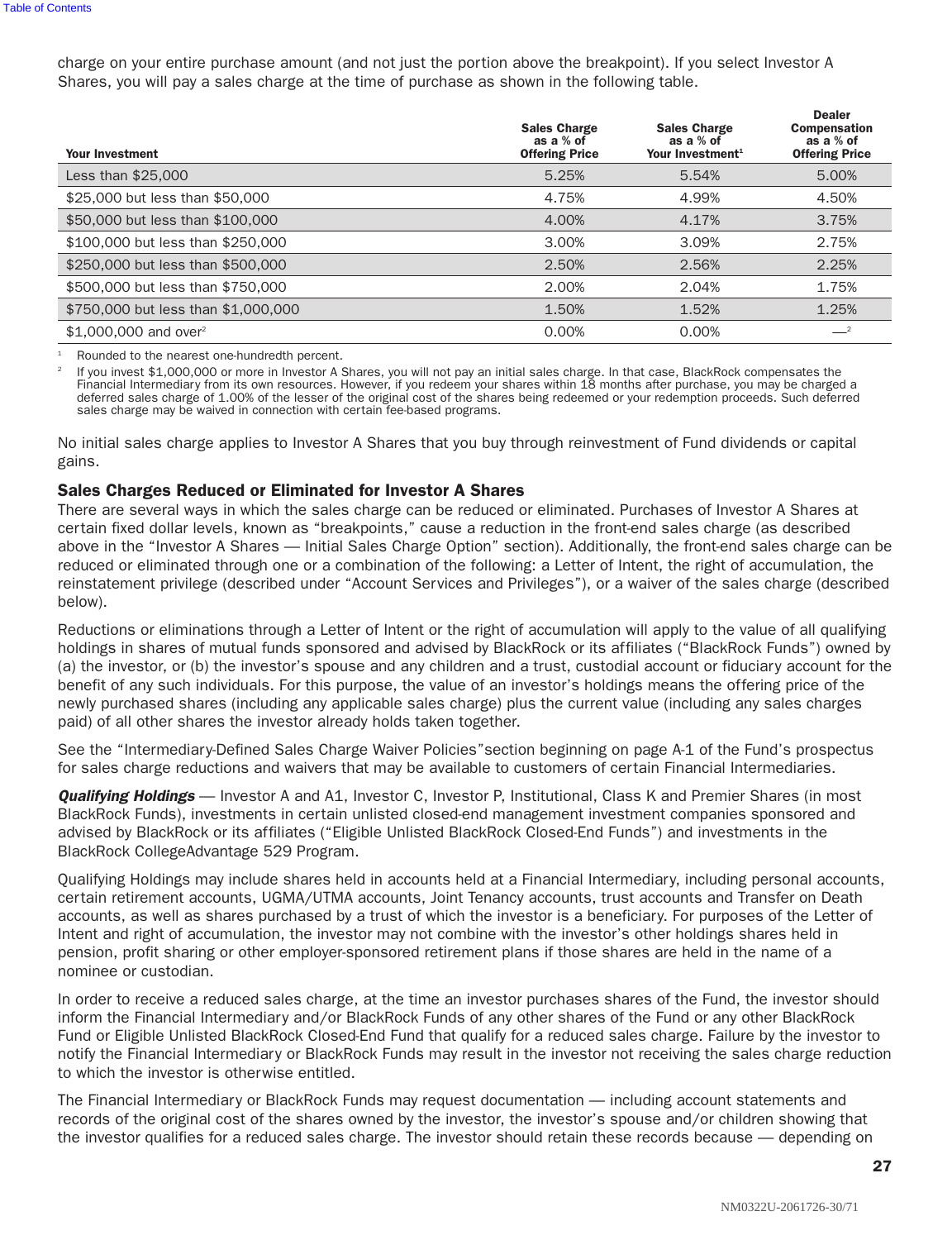charge on your entire purchase amount (and not just the portion above the breakpoint). If you select Investor A Shares, you will pay a sales charge at the time of purchase as shown in the following table.

| Your Investment | Sales Charge as a % of Offering Price | Sales Charge as a % of Your Investment[1] | Dealer Compensation as a % of Offering Price |
|---|---|---|---|
| Less than $25,000 | 5.25% | 5.54% | 5.00% |
| $25,000 but less than $50,000 | 4.75% | 4.99% | 4.50% |
| $50,000 but less than $100,000 | 4.00% | 4.17% | 3.75% |
| $100,000 but less than $250,000 | 3.00% | 3.09% | 2.75% |
| $250,000 but less than $500,000 | 2.50% | 2.56% | 2.25% |
| $500,000 but less than $750,000 | 2.00% | 2.04% | 1.75% |
| $750,000 but less than $1,000,000 | 1.50% | 1.52% | 1.25% |
| $1,000,000 and over[2] | 0.00% | 0.00% | —[2] |

[1] Rounded to the nearest one-hundredth percent.

[2] If you invest $1,000,000 or more in Investor A Shares, you will not pay an initial sales charge. In that case, BlackRock compensates the Financial Intermediary from its own resources. However, if you redeem your shares within 18 months after purchase, you may be charged a deferred sales charge of 1.00% of the lesser of the original cost of the shares being redeemed or your redemption proceeds. Such deferred sales charge may be waived in connection with certain fee-based programs.

No initial sales charge applies to Investor A Shares that you buy through reinvestment of Fund dividends or capital gains.

### Sales Charges Reduced or Eliminated for Investor A Shares

There are several ways in which the sales charge can be reduced or eliminated. Purchases of Investor A Shares at certain fixed dollar levels, known as "breakpoints," cause a reduction in the front-end sales charge (as described above in the "Investor A Shares — Initial Sales Charge Option" section). Additionally, the front-end sales charge can be reduced or eliminated through one or a combination of the following: a Letter of Intent, the right of accumulation, the reinstatement privilege (described under "Account Services and Privileges"), or a waiver of the sales charge (described below).

Reductions or eliminations through a Letter of Intent or the right of accumulation will apply to the value of all qualifying holdings in shares of mutual funds sponsored and advised by BlackRock or its affiliates ("BlackRock Funds") owned by (a) the investor, or (b) the investor's spouse and any children and a trust, custodial account or fiduciary account for the benefit of any such individuals. For this purpose, the value of an investor's holdings means the offering price of the newly purchased shares (including any applicable sales charge) plus the current value (including any sales charges paid) of all other shares the investor already holds taken together.

See the "Intermediary-Defined Sales Charge Waiver Policies" section beginning on page A-1 of the Fund's prospectus for sales charge reductions and waivers that may be available to customers of certain Financial Intermediaries.

***Qualifying Holdings*** — Investor A and A1, Investor C, Investor P, Institutional, Class K and Premier Shares (in most BlackRock Funds), investments in certain unlisted closed-end management investment companies sponsored and advised by BlackRock or its affiliates ("Eligible Unlisted BlackRock Closed-End Funds") and investments in the BlackRock CollegeAdvantage 529 Program.

Qualifying Holdings may include shares held in accounts held at a Financial Intermediary, including personal accounts, certain retirement accounts, UGMA/UTMA accounts, Joint Tenancy accounts, trust accounts and Transfer on Death accounts, as well as shares purchased by a trust of which the investor is a beneficiary. For purposes of the Letter of Intent and right of accumulation, the investor may not combine with the investor's other holdings shares held in pension, profit sharing or other employer-sponsored retirement plans if those shares are held in the name of a nominee or custodian.

In order to receive a reduced sales charge, at the time an investor purchases shares of the Fund, the investor should inform the Financial Intermediary and/or BlackRock Funds of any other shares of the Fund or any other BlackRock Fund or Eligible Unlisted BlackRock Closed-End Fund that qualify for a reduced sales charge. Failure by the investor to notify the Financial Intermediary or BlackRock Funds may result in the investor not receiving the sales charge reduction to which the investor is otherwise entitled.

The Financial Intermediary or BlackRock Funds may request documentation — including account statements and records of the original cost of the shares owned by the investor, the investor's spouse and/or children showing that the investor qualifies for a reduced sales charge. The investor should retain these records because — depending on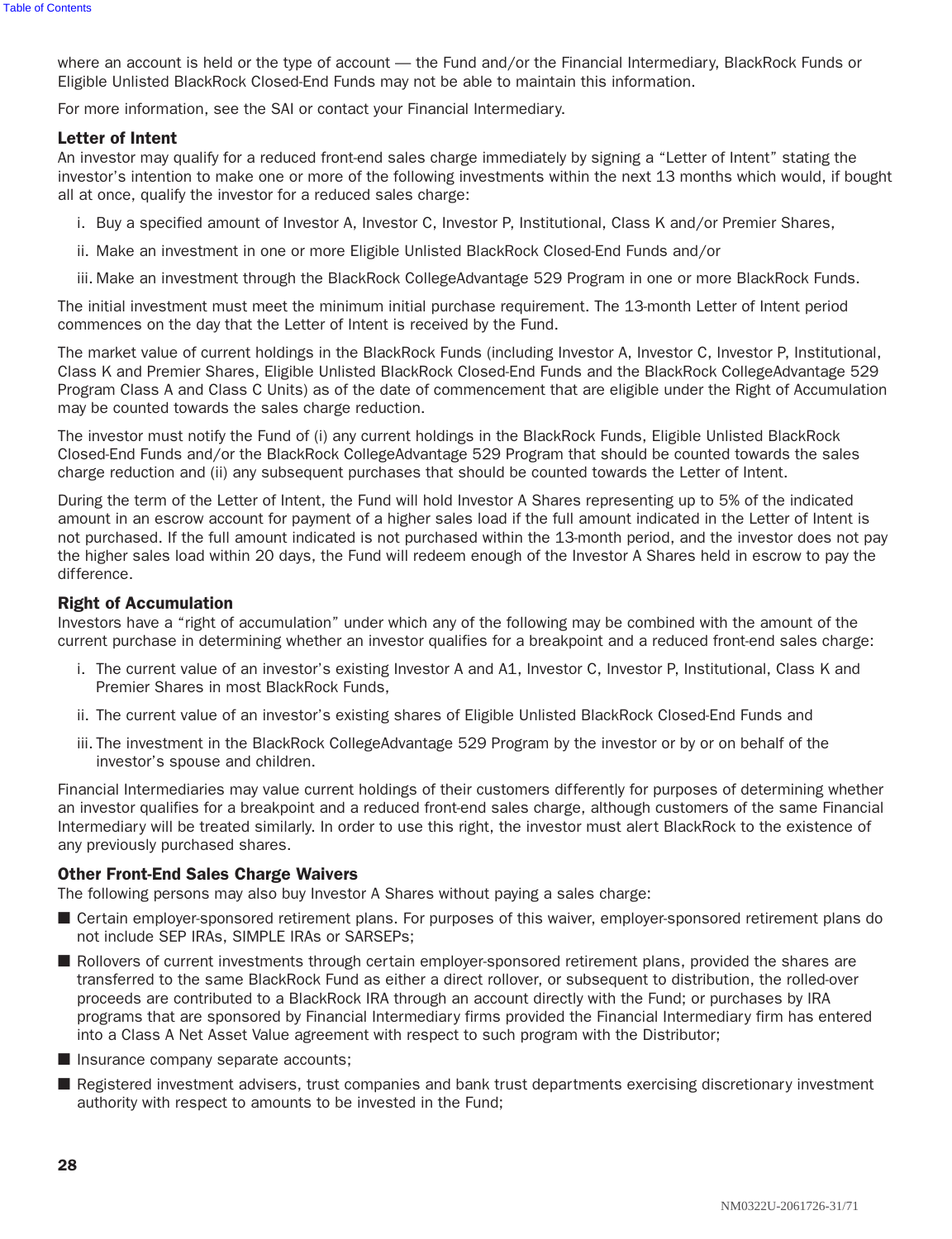where an account is held or the type of account — the Fund and/or the Financial Intermediary, BlackRock Funds or Eligible Unlisted BlackRock Closed-End Funds may not be able to maintain this information.

For more information, see the SAI or contact your Financial Intermediary.

### Letter of Intent

An investor may qualify for a reduced front-end sales charge immediately by signing a "Letter of Intent" stating the investor's intention to make one or more of the following investments within the next 13 months which would, if bought all at once, qualify the investor for a reduced sales charge:

i. Buy a specified amount of Investor A, Investor C, Investor P, Institutional, Class K and/or Premier Shares,

ii. Make an investment in one or more Eligible Unlisted BlackRock Closed-End Funds and/or

iii. Make an investment through the BlackRock CollegeAdvantage 529 Program in one or more BlackRock Funds.

The initial investment must meet the minimum initial purchase requirement. The 13-month Letter of Intent period commences on the day that the Letter of Intent is received by the Fund.

The market value of current holdings in the BlackRock Funds (including Investor A, Investor C, Investor P, Institutional, Class K and Premier Shares, Eligible Unlisted BlackRock Closed-End Funds and the BlackRock CollegeAdvantage 529 Program Class A and Class C Units) as of the date of commencement that are eligible under the Right of Accumulation may be counted towards the sales charge reduction.

The investor must notify the Fund of (i) any current holdings in the BlackRock Funds, Eligible Unlisted BlackRock Closed-End Funds and/or the BlackRock CollegeAdvantage 529 Program that should be counted towards the sales charge reduction and (ii) any subsequent purchases that should be counted towards the Letter of Intent.

During the term of the Letter of Intent, the Fund will hold Investor A Shares representing up to 5% of the indicated amount in an escrow account for payment of a higher sales load if the full amount indicated in the Letter of Intent is not purchased. If the full amount indicated is not purchased within the 13-month period, and the investor does not pay the higher sales load within 20 days, the Fund will redeem enough of the Investor A Shares held in escrow to pay the difference.

### Right of Accumulation

Investors have a "right of accumulation" under which any of the following may be combined with the amount of the current purchase in determining whether an investor qualifies for a breakpoint and a reduced front-end sales charge:

i. The current value of an investor's existing Investor A and A1, Investor C, Investor P, Institutional, Class K and Premier Shares in most BlackRock Funds,

ii. The current value of an investor's existing shares of Eligible Unlisted BlackRock Closed-End Funds and

iii. The investment in the BlackRock CollegeAdvantage 529 Program by the investor or by or on behalf of the investor's spouse and children.

Financial Intermediaries may value current holdings of their customers differently for purposes of determining whether an investor qualifies for a breakpoint and a reduced front-end sales charge, although customers of the same Financial Intermediary will be treated similarly. In order to use this right, the investor must alert BlackRock to the existence of any previously purchased shares.

### Other Front-End Sales Charge Waivers

The following persons may also buy Investor A Shares without paying a sales charge:

- Certain employer-sponsored retirement plans. For purposes of this waiver, employer-sponsored retirement plans do not include SEP IRAs, SIMPLE IRAs or SARSEPs;
- Rollovers of current investments through certain employer-sponsored retirement plans, provided the shares are transferred to the same BlackRock Fund as either a direct rollover, or subsequent to distribution, the rolled-over proceeds are contributed to a BlackRock IRA through an account directly with the Fund; or purchases by IRA programs that are sponsored by Financial Intermediary firms provided the Financial Intermediary firm has entered into a Class A Net Asset Value agreement with respect to such program with the Distributor;
- Insurance company separate accounts;
- Registered investment advisers, trust companies and bank trust departments exercising discretionary investment authority with respect to amounts to be invested in the Fund;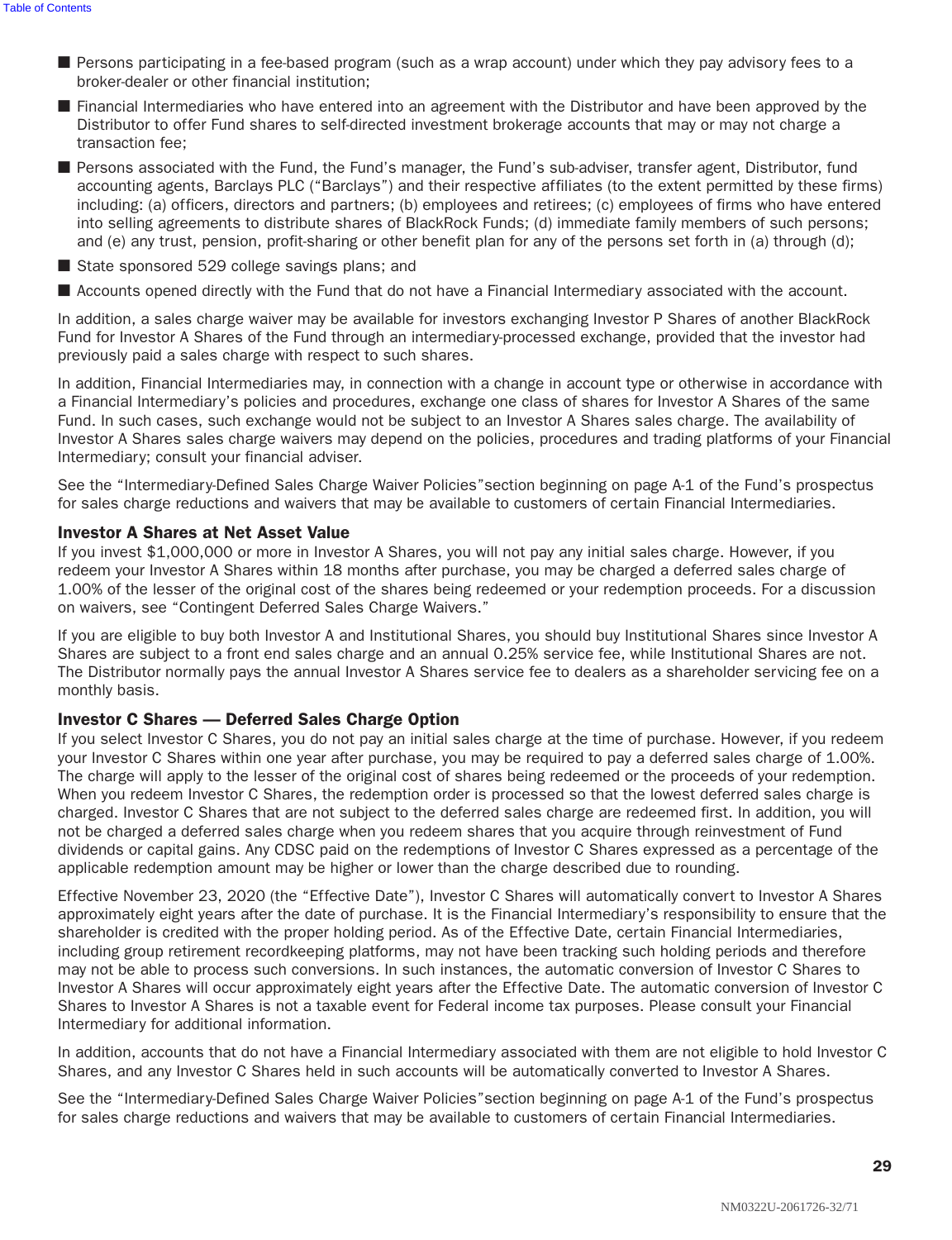- Persons participating in a fee-based program (such as a wrap account) under which they pay advisory fees to a broker-dealer or other financial institution;
- Financial Intermediaries who have entered into an agreement with the Distributor and have been approved by the Distributor to offer Fund shares to self-directed investment brokerage accounts that may or may not charge a transaction fee;
- Persons associated with the Fund, the Fund's manager, the Fund's sub-adviser, transfer agent, Distributor, fund accounting agents, Barclays PLC ("Barclays") and their respective affiliates (to the extent permitted by these firms) including: (a) officers, directors and partners; (b) employees and retirees; (c) employees of firms who have entered into selling agreements to distribute shares of BlackRock Funds; (d) immediate family members of such persons; and (e) any trust, pension, profit-sharing or other benefit plan for any of the persons set forth in (a) through (d);
- State sponsored 529 college savings plans; and
- Accounts opened directly with the Fund that do not have a Financial Intermediary associated with the account.

In addition, a sales charge waiver may be available for investors exchanging Investor P Shares of another BlackRock Fund for Investor A Shares of the Fund through an intermediary-processed exchange, provided that the investor had previously paid a sales charge with respect to such shares.

In addition, Financial Intermediaries may, in connection with a change in account type or otherwise in accordance with a Financial Intermediary's policies and procedures, exchange one class of shares for Investor A Shares of the same Fund. In such cases, such exchange would not be subject to an Investor A Shares sales charge. The availability of Investor A Shares sales charge waivers may depend on the policies, procedures and trading platforms of your Financial Intermediary; consult your financial adviser.

See the "Intermediary-Defined Sales Charge Waiver Policies"section beginning on page A-1 of the Fund's prospectus for sales charge reductions and waivers that may be available to customers of certain Financial Intermediaries.

### Investor A Shares at Net Asset Value

If you invest $1,000,000 or more in Investor A Shares, you will not pay any initial sales charge. However, if you redeem your Investor A Shares within 18 months after purchase, you may be charged a deferred sales charge of 1.00% of the lesser of the original cost of the shares being redeemed or your redemption proceeds. For a discussion on waivers, see "Contingent Deferred Sales Charge Waivers."

If you are eligible to buy both Investor A and Institutional Shares, you should buy Institutional Shares since Investor A Shares are subject to a front end sales charge and an annual 0.25% service fee, while Institutional Shares are not. The Distributor normally pays the annual Investor A Shares service fee to dealers as a shareholder servicing fee on a monthly basis.

### Investor C Shares — Deferred Sales Charge Option

If you select Investor C Shares, you do not pay an initial sales charge at the time of purchase. However, if you redeem your Investor C Shares within one year after purchase, you may be required to pay a deferred sales charge of 1.00%. The charge will apply to the lesser of the original cost of shares being redeemed or the proceeds of your redemption. When you redeem Investor C Shares, the redemption order is processed so that the lowest deferred sales charge is charged. Investor C Shares that are not subject to the deferred sales charge are redeemed first. In addition, you will not be charged a deferred sales charge when you redeem shares that you acquire through reinvestment of Fund dividends or capital gains. Any CDSC paid on the redemptions of Investor C Shares expressed as a percentage of the applicable redemption amount may be higher or lower than the charge described due to rounding.

Effective November 23, 2020 (the "Effective Date"), Investor C Shares will automatically convert to Investor A Shares approximately eight years after the date of purchase. It is the Financial Intermediary's responsibility to ensure that the shareholder is credited with the proper holding period. As of the Effective Date, certain Financial Intermediaries, including group retirement recordkeeping platforms, may not have been tracking such holding periods and therefore may not be able to process such conversions. In such instances, the automatic conversion of Investor C Shares to Investor A Shares will occur approximately eight years after the Effective Date. The automatic conversion of Investor C Shares to Investor A Shares is not a taxable event for Federal income tax purposes. Please consult your Financial Intermediary for additional information.

In addition, accounts that do not have a Financial Intermediary associated with them are not eligible to hold Investor C Shares, and any Investor C Shares held in such accounts will be automatically converted to Investor A Shares.

See the "Intermediary-Defined Sales Charge Waiver Policies"section beginning on page A-1 of the Fund's prospectus for sales charge reductions and waivers that may be available to customers of certain Financial Intermediaries.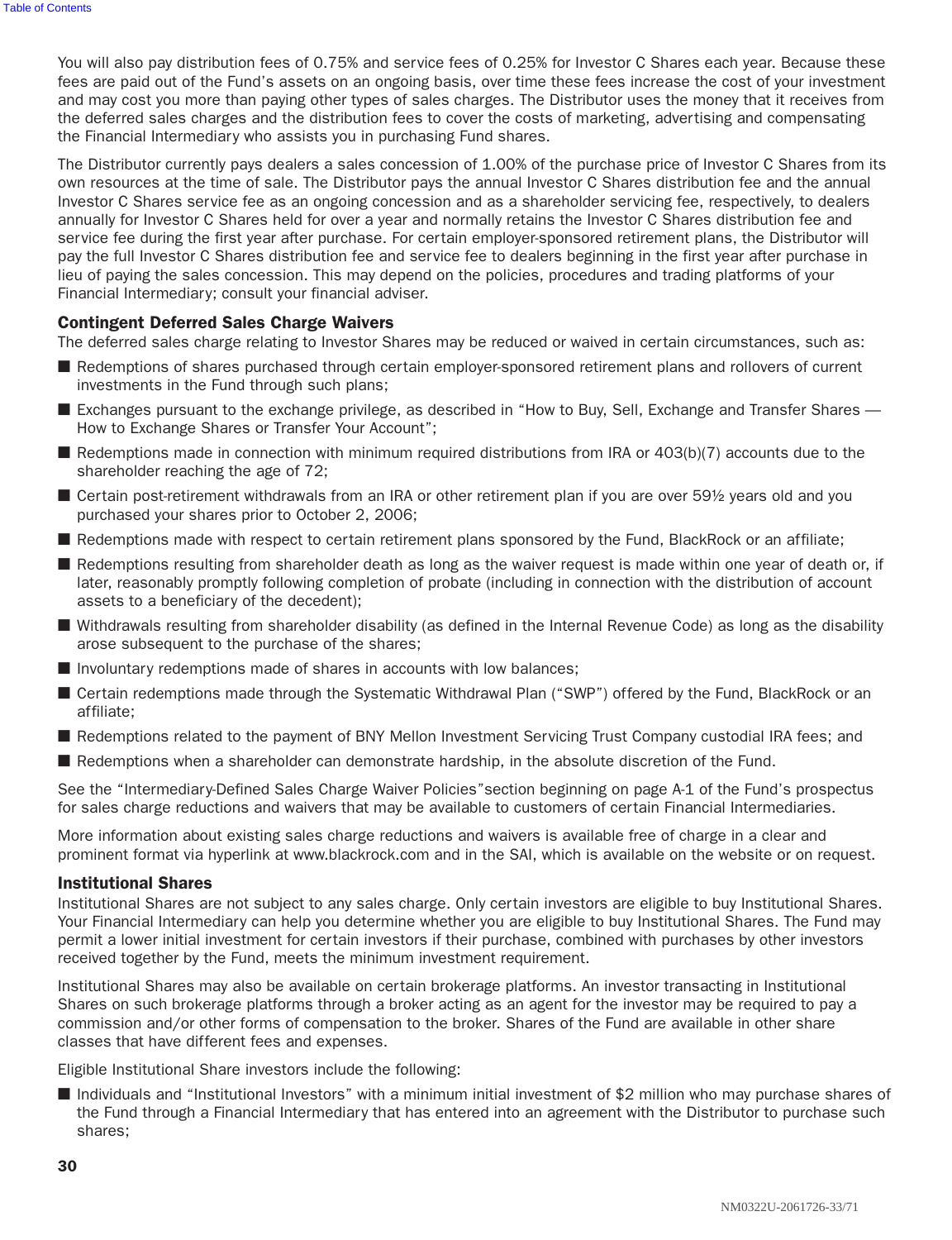You will also pay distribution fees of 0.75% and service fees of 0.25% for Investor C Shares each year. Because these fees are paid out of the Fund's assets on an ongoing basis, over time these fees increase the cost of your investment and may cost you more than paying other types of sales charges. The Distributor uses the money that it receives from the deferred sales charges and the distribution fees to cover the costs of marketing, advertising and compensating the Financial Intermediary who assists you in purchasing Fund shares.

The Distributor currently pays dealers a sales concession of 1.00% of the purchase price of Investor C Shares from its own resources at the time of sale. The Distributor pays the annual Investor C Shares distribution fee and the annual Investor C Shares service fee as an ongoing concession and as a shareholder servicing fee, respectively, to dealers annually for Investor C Shares held for over a year and normally retains the Investor C Shares distribution fee and service fee during the first year after purchase. For certain employer-sponsored retirement plans, the Distributor will pay the full Investor C Shares distribution fee and service fee to dealers beginning in the first year after purchase in lieu of paying the sales concession. This may depend on the policies, procedures and trading platforms of your Financial Intermediary; consult your financial adviser.

### Contingent Deferred Sales Charge Waivers

The deferred sales charge relating to Investor Shares may be reduced or waived in certain circumstances, such as:

- Redemptions of shares purchased through certain employer-sponsored retirement plans and rollovers of current investments in the Fund through such plans;
- Exchanges pursuant to the exchange privilege, as described in "How to Buy, Sell, Exchange and Transfer Shares — How to Exchange Shares or Transfer Your Account";
- Redemptions made in connection with minimum required distributions from IRA or 403(b)(7) accounts due to the shareholder reaching the age of 72;
- Certain post-retirement withdrawals from an IRA or other retirement plan if you are over 59½ years old and you purchased your shares prior to October 2, 2006;
- Redemptions made with respect to certain retirement plans sponsored by the Fund, BlackRock or an affiliate;
- Redemptions resulting from shareholder death as long as the waiver request is made within one year of death or, if later, reasonably promptly following completion of probate (including in connection with the distribution of account assets to a beneficiary of the decedent);
- Withdrawals resulting from shareholder disability (as defined in the Internal Revenue Code) as long as the disability arose subsequent to the purchase of the shares;
- Involuntary redemptions made of shares in accounts with low balances;
- Certain redemptions made through the Systematic Withdrawal Plan ("SWP") offered by the Fund, BlackRock or an affiliate;
- Redemptions related to the payment of BNY Mellon Investment Servicing Trust Company custodial IRA fees; and
- Redemptions when a shareholder can demonstrate hardship, in the absolute discretion of the Fund.

See the "Intermediary-Defined Sales Charge Waiver Policies"section beginning on page A-1 of the Fund's prospectus for sales charge reductions and waivers that may be available to customers of certain Financial Intermediaries.

More information about existing sales charge reductions and waivers is available free of charge in a clear and prominent format via hyperlink at www.blackrock.com and in the SAI, which is available on the website or on request.

### Institutional Shares

Institutional Shares are not subject to any sales charge. Only certain investors are eligible to buy Institutional Shares. Your Financial Intermediary can help you determine whether you are eligible to buy Institutional Shares. The Fund may permit a lower initial investment for certain investors if their purchase, combined with purchases by other investors received together by the Fund, meets the minimum investment requirement.

Institutional Shares may also be available on certain brokerage platforms. An investor transacting in Institutional Shares on such brokerage platforms through a broker acting as an agent for the investor may be required to pay a commission and/or other forms of compensation to the broker. Shares of the Fund are available in other share classes that have different fees and expenses.

Eligible Institutional Share investors include the following:

- Individuals and "Institutional Investors" with a minimum initial investment of $2 million who may purchase shares of the Fund through a Financial Intermediary that has entered into an agreement with the Distributor to purchase such shares;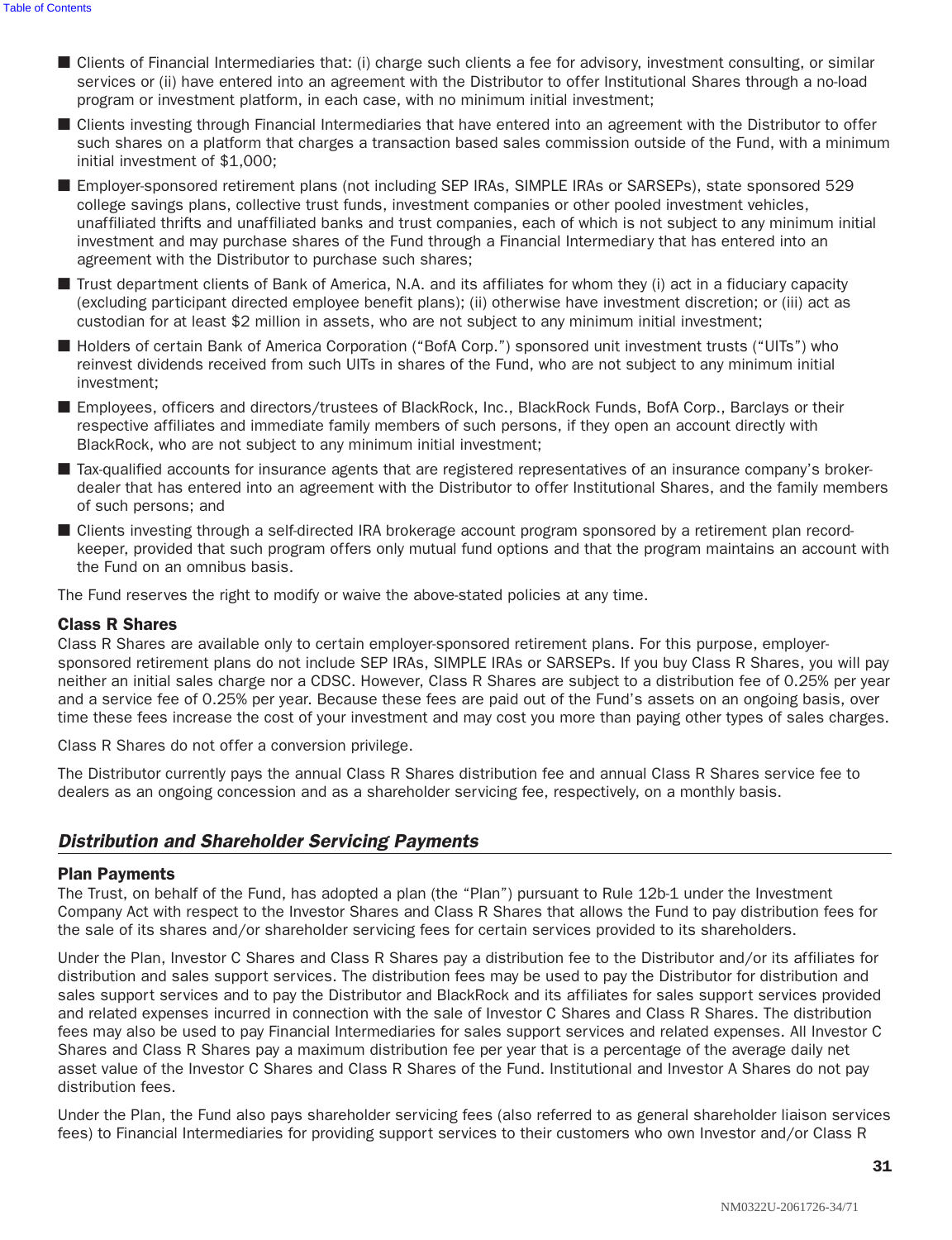- Clients of Financial Intermediaries that: (i) charge such clients a fee for advisory, investment consulting, or similar services or (ii) have entered into an agreement with the Distributor to offer Institutional Shares through a no-load program or investment platform, in each case, with no minimum initial investment;
- Clients investing through Financial Intermediaries that have entered into an agreement with the Distributor to offer such shares on a platform that charges a transaction based sales commission outside of the Fund, with a minimum initial investment of $1,000;
- Employer-sponsored retirement plans (not including SEP IRAs, SIMPLE IRAs or SARSEPs), state sponsored 529 college savings plans, collective trust funds, investment companies or other pooled investment vehicles, unaffiliated thrifts and unaffiliated banks and trust companies, each of which is not subject to any minimum initial investment and may purchase shares of the Fund through a Financial Intermediary that has entered into an agreement with the Distributor to purchase such shares;
- Trust department clients of Bank of America, N.A. and its affiliates for whom they (i) act in a fiduciary capacity (excluding participant directed employee benefit plans); (ii) otherwise have investment discretion; or (iii) act as custodian for at least $2 million in assets, who are not subject to any minimum initial investment;
- Holders of certain Bank of America Corporation ("BofA Corp.") sponsored unit investment trusts ("UITs") who reinvest dividends received from such UITs in shares of the Fund, who are not subject to any minimum initial investment;
- Employees, officers and directors/trustees of BlackRock, Inc., BlackRock Funds, BofA Corp., Barclays or their respective affiliates and immediate family members of such persons, if they open an account directly with BlackRock, who are not subject to any minimum initial investment;
- Tax-qualified accounts for insurance agents that are registered representatives of an insurance company's broker-dealer that has entered into an agreement with the Distributor to offer Institutional Shares, and the family members of such persons; and
- Clients investing through a self-directed IRA brokerage account program sponsored by a retirement plan record-keeper, provided that such program offers only mutual fund options and that the program maintains an account with the Fund on an omnibus basis.

The Fund reserves the right to modify or waive the above-stated policies at any time.

### Class R Shares

Class R Shares are available only to certain employer-sponsored retirement plans. For this purpose, employer-sponsored retirement plans do not include SEP IRAs, SIMPLE IRAs or SARSEPs. If you buy Class R Shares, you will pay neither an initial sales charge nor a CDSC. However, Class R Shares are subject to a distribution fee of 0.25% per year and a service fee of 0.25% per year. Because these fees are paid out of the Fund's assets on an ongoing basis, over time these fees increase the cost of your investment and may cost you more than paying other types of sales charges.

Class R Shares do not offer a conversion privilege.

The Distributor currently pays the annual Class R Shares distribution fee and annual Class R Shares service fee to dealers as an ongoing concession and as a shareholder servicing fee, respectively, on a monthly basis.

## *Distribution and Shareholder Servicing Payments*

### Plan Payments

The Trust, on behalf of the Fund, has adopted a plan (the "Plan") pursuant to Rule 12b-1 under the Investment Company Act with respect to the Investor Shares and Class R Shares that allows the Fund to pay distribution fees for the sale of its shares and/or shareholder servicing fees for certain services provided to its shareholders.

Under the Plan, Investor C Shares and Class R Shares pay a distribution fee to the Distributor and/or its affiliates for distribution and sales support services. The distribution fees may be used to pay the Distributor for distribution and sales support services and to pay the Distributor and BlackRock and its affiliates for sales support services provided and related expenses incurred in connection with the sale of Investor C Shares and Class R Shares. The distribution fees may also be used to pay Financial Intermediaries for sales support services and related expenses. All Investor C Shares and Class R Shares pay a maximum distribution fee per year that is a percentage of the average daily net asset value of the Investor C Shares and Class R Shares of the Fund. Institutional and Investor A Shares do not pay distribution fees.

Under the Plan, the Fund also pays shareholder servicing fees (also referred to as general shareholder liaison services fees) to Financial Intermediaries for providing support services to their customers who own Investor and/or Class R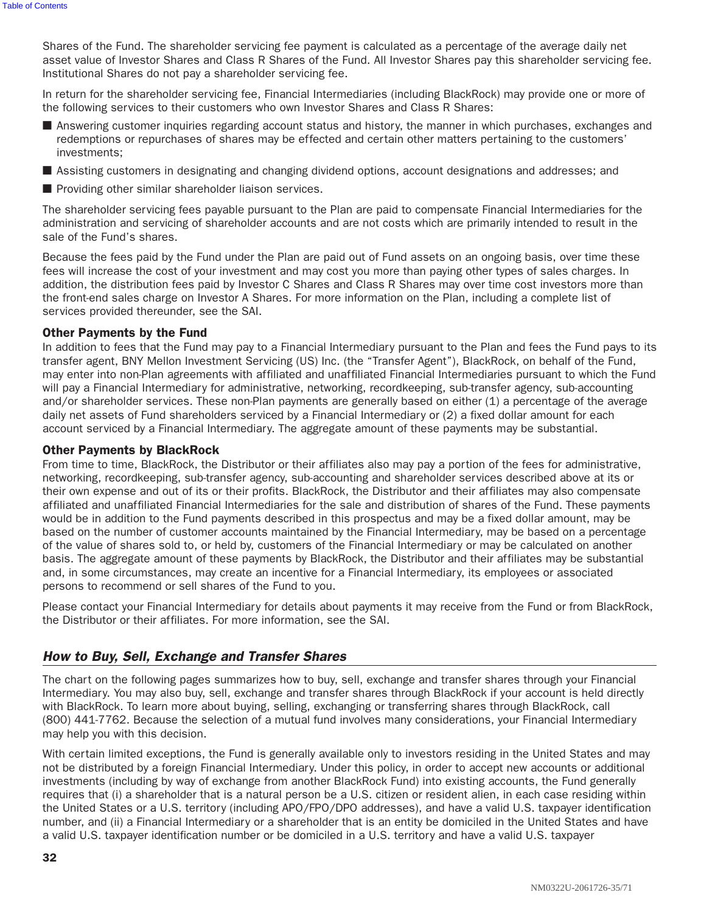Shares of the Fund. The shareholder servicing fee payment is calculated as a percentage of the average daily net asset value of Investor Shares and Class R Shares of the Fund. All Investor Shares pay this shareholder servicing fee. Institutional Shares do not pay a shareholder servicing fee.

In return for the shareholder servicing fee, Financial Intermediaries (including BlackRock) may provide one or more of the following services to their customers who own Investor Shares and Class R Shares:

- Answering customer inquiries regarding account status and history, the manner in which purchases, exchanges and redemptions or repurchases of shares may be effected and certain other matters pertaining to the customers' investments;
- Assisting customers in designating and changing dividend options, account designations and addresses; and
- Providing other similar shareholder liaison services.

The shareholder servicing fees payable pursuant to the Plan are paid to compensate Financial Intermediaries for the administration and servicing of shareholder accounts and are not costs which are primarily intended to result in the sale of the Fund's shares.

Because the fees paid by the Fund under the Plan are paid out of Fund assets on an ongoing basis, over time these fees will increase the cost of your investment and may cost you more than paying other types of sales charges. In addition, the distribution fees paid by Investor C Shares and Class R Shares may over time cost investors more than the front-end sales charge on Investor A Shares. For more information on the Plan, including a complete list of services provided thereunder, see the SAI.

**Other Payments by the Fund**

In addition to fees that the Fund may pay to a Financial Intermediary pursuant to the Plan and fees the Fund pays to its transfer agent, BNY Mellon Investment Servicing (US) Inc. (the "Transfer Agent"), BlackRock, on behalf of the Fund, may enter into non-Plan agreements with affiliated and unaffiliated Financial Intermediaries pursuant to which the Fund will pay a Financial Intermediary for administrative, networking, recordkeeping, sub-transfer agency, sub-accounting and/or shareholder services. These non-Plan payments are generally based on either (1) a percentage of the average daily net assets of Fund shareholders serviced by a Financial Intermediary or (2) a fixed dollar amount for each account serviced by a Financial Intermediary. The aggregate amount of these payments may be substantial.

**Other Payments by BlackRock**

From time to time, BlackRock, the Distributor or their affiliates also may pay a portion of the fees for administrative, networking, recordkeeping, sub-transfer agency, sub-accounting and shareholder services described above at its or their own expense and out of its or their profits. BlackRock, the Distributor and their affiliates may also compensate affiliated and unaffiliated Financial Intermediaries for the sale and distribution of shares of the Fund. These payments would be in addition to the Fund payments described in this prospectus and may be a fixed dollar amount, may be based on the number of customer accounts maintained by the Financial Intermediary, may be based on a percentage of the value of shares sold to, or held by, customers of the Financial Intermediary or may be calculated on another basis. The aggregate amount of these payments by BlackRock, the Distributor and their affiliates may be substantial and, in some circumstances, may create an incentive for a Financial Intermediary, its employees or associated persons to recommend or sell shares of the Fund to you.

Please contact your Financial Intermediary for details about payments it may receive from the Fund or from BlackRock, the Distributor or their affiliates. For more information, see the SAI.

## *How to Buy, Sell, Exchange and Transfer Shares*

The chart on the following pages summarizes how to buy, sell, exchange and transfer shares through your Financial Intermediary. You may also buy, sell, exchange and transfer shares through BlackRock if your account is held directly with BlackRock. To learn more about buying, selling, exchanging or transferring shares through BlackRock, call (800) 441-7762. Because the selection of a mutual fund involves many considerations, your Financial Intermediary may help you with this decision.

With certain limited exceptions, the Fund is generally available only to investors residing in the United States and may not be distributed by a foreign Financial Intermediary. Under this policy, in order to accept new accounts or additional investments (including by way of exchange from another BlackRock Fund) into existing accounts, the Fund generally requires that (i) a shareholder that is a natural person be a U.S. citizen or resident alien, in each case residing within the United States or a U.S. territory (including APO/FPO/DPO addresses), and have a valid U.S. taxpayer identification number, and (ii) a Financial Intermediary or a shareholder that is an entity be domiciled in the United States and have a valid U.S. taxpayer identification number or be domiciled in a U.S. territory and have a valid U.S. taxpayer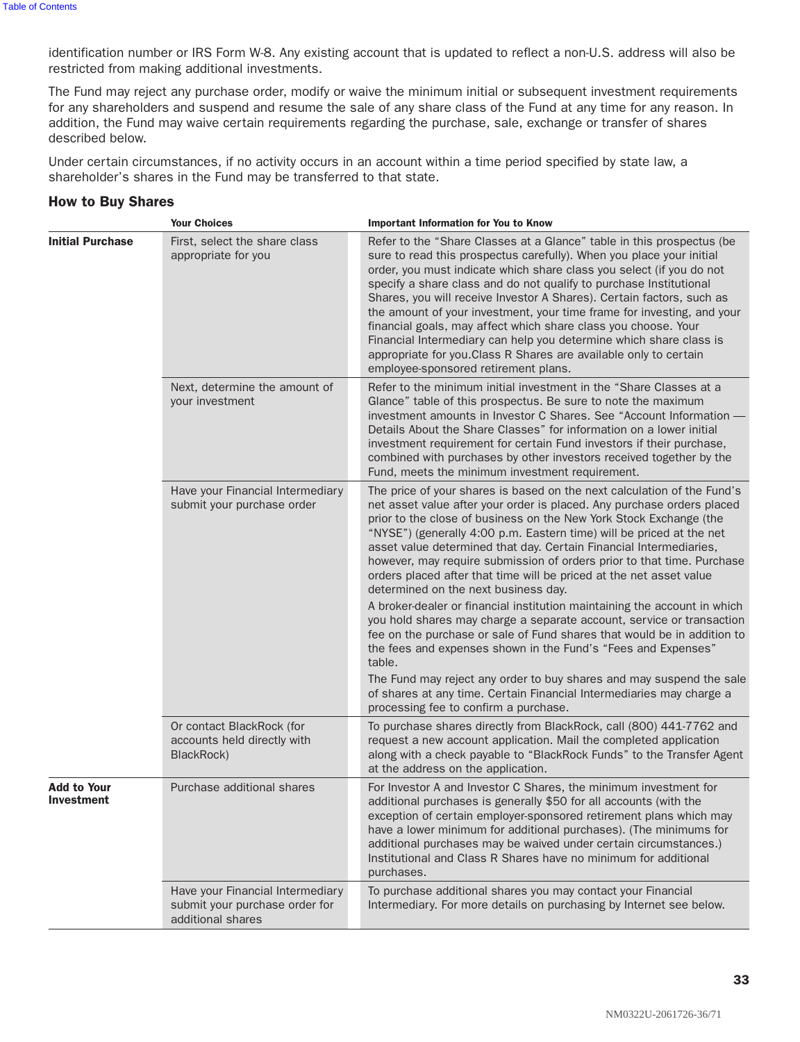identification number or IRS Form W-8. Any existing account that is updated to reflect a non-U.S. address will also be restricted from making additional investments.

The Fund may reject any purchase order, modify or waive the minimum initial or subsequent investment requirements for any shareholders and suspend and resume the sale of any share class of the Fund at any time for any reason. In addition, the Fund may waive certain requirements regarding the purchase, sale, exchange or transfer of shares described below.

Under certain circumstances, if no activity occurs in an account within a time period specified by state law, a shareholder's shares in the Fund may be transferred to that state.

### How to Buy Shares

| | Your Choices | Important Information for You to Know |
|---|---|---|
| **Initial Purchase** | First, select the share class appropriate for you | Refer to the "Share Classes at a Glance" table in this prospectus (be sure to read this prospectus carefully). When you place your initial order, you must indicate which share class you select (if you do not specify a share class and do not qualify to purchase Institutional Shares, you will receive Investor A Shares). Certain factors, such as the amount of your investment, your time frame for investing, and your financial goals, may affect which share class you choose. Your Financial Intermediary can help you determine which share class is appropriate for you.Class R Shares are available only to certain employee-sponsored retirement plans. |
| | Next, determine the amount of your investment | Refer to the minimum initial investment in the "Share Classes at a Glance" table of this prospectus. Be sure to note the maximum investment amounts in Investor C Shares. See "Account Information — Details About the Share Classes" for information on a lower initial investment requirement for certain Fund investors if their purchase, combined with purchases by other investors received together by the Fund, meets the minimum investment requirement. |
| | Have your Financial Intermediary submit your purchase order | The price of your shares is based on the next calculation of the Fund's net asset value after your order is placed. Any purchase orders placed prior to the close of business on the New York Stock Exchange (the "NYSE") (generally 4:00 p.m. Eastern time) will be priced at the net asset value determined that day. Certain Financial Intermediaries, however, may require submission of orders prior to that time. Purchase orders placed after that time will be priced at the net asset value determined on the next business day.<br><br>A broker-dealer or financial institution maintaining the account in which you hold shares may charge a separate account, service or transaction fee on the purchase or sale of Fund shares that would be in addition to the fees and expenses shown in the Fund's "Fees and Expenses" table.<br><br>The Fund may reject any order to buy shares and may suspend the sale of shares at any time. Certain Financial Intermediaries may charge a processing fee to confirm a purchase. |
| | Or contact BlackRock (for accounts held directly with BlackRock) | To purchase shares directly from BlackRock, call (800) 441-7762 and request a new account application. Mail the completed application along with a check payable to "BlackRock Funds" to the Transfer Agent at the address on the application. |
| **Add to Your Investment** | Purchase additional shares | For Investor A and Investor C Shares, the minimum investment for additional purchases is generally $50 for all accounts (with the exception of certain employer-sponsored retirement plans which may have a lower minimum for additional purchases). (The minimums for additional purchases may be waived under certain circumstances.) Institutional and Class R Shares have no minimum for additional purchases. |
| | Have your Financial Intermediary submit your purchase order for additional shares | To purchase additional shares you may contact your Financial Intermediary. For more details on purchasing by Internet see below. |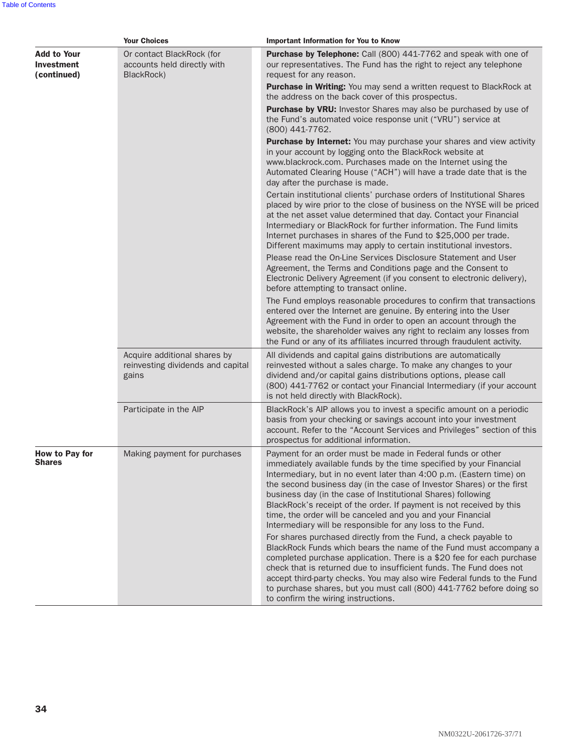| | Your Choices | Important Information for You to Know |
|---|---|---|
| **Add to Your Investment (continued)** | Or contact BlackRock (for accounts held directly with BlackRock) | **Purchase by Telephone:** Call (800) 441-7762 and speak with one of our representatives. The Fund has the right to reject any telephone request for any reason.<br>**Purchase in Writing:** You may send a written request to BlackRock at the address on the back cover of this prospectus.<br>**Purchase by VRU:** Investor Shares may also be purchased by use of the Fund's automated voice response unit ("VRU") service at (800) 441-7762.<br>**Purchase by Internet:** You may purchase your shares and view activity in your account by logging onto the BlackRock website at www.blackrock.com. Purchases made on the Internet using the Automated Clearing House ("ACH") will have a trade date that is the day after the purchase is made.<br>Certain institutional clients' purchase orders of Institutional Shares placed by wire prior to the close of business on the NYSE will be priced at the net asset value determined that day. Contact your Financial Intermediary or BlackRock for further information. The Fund limits Internet purchases in shares of the Fund to $25,000 per trade. Different maximums may apply to certain institutional investors.<br>Please read the On-Line Services Disclosure Statement and User Agreement, the Terms and Conditions page and the Consent to Electronic Delivery Agreement (if you consent to electronic delivery), before attempting to transact online.<br>The Fund employs reasonable procedures to confirm that transactions entered over the Internet are genuine. By entering into the User Agreement with the Fund in order to open an account through the website, the shareholder waives any right to reclaim any losses from the Fund or any of its affiliates incurred through fraudulent activity. |
| | Acquire additional shares by reinvesting dividends and capital gains | All dividends and capital gains distributions are automatically reinvested without a sales charge. To make any changes to your dividend and/or capital gains distributions options, please call (800) 441-7762 or contact your Financial Intermediary (if your account is not held directly with BlackRock). |
| | Participate in the AIP | BlackRock's AIP allows you to invest a specific amount on a periodic basis from your checking or savings account into your investment account. Refer to the "Account Services and Privileges" section of this prospectus for additional information. |
| **How to Pay for Shares** | Making payment for purchases | Payment for an order must be made in Federal funds or other immediately available funds by the time specified by your Financial Intermediary, but in no event later than 4:00 p.m. (Eastern time) on the second business day (in the case of Investor Shares) or the first business day (in the case of Institutional Shares) following BlackRock's receipt of the order. If payment is not received by this time, the order will be canceled and you and your Financial Intermediary will be responsible for any loss to the Fund.<br>For shares purchased directly from the Fund, a check payable to BlackRock Funds which bears the name of the Fund must accompany a completed purchase application. There is a $20 fee for each purchase check that is returned due to insufficient funds. The Fund does not accept third-party checks. You may also wire Federal funds to the Fund to purchase shares, but you must call (800) 441-7762 before doing so to confirm the wiring instructions. |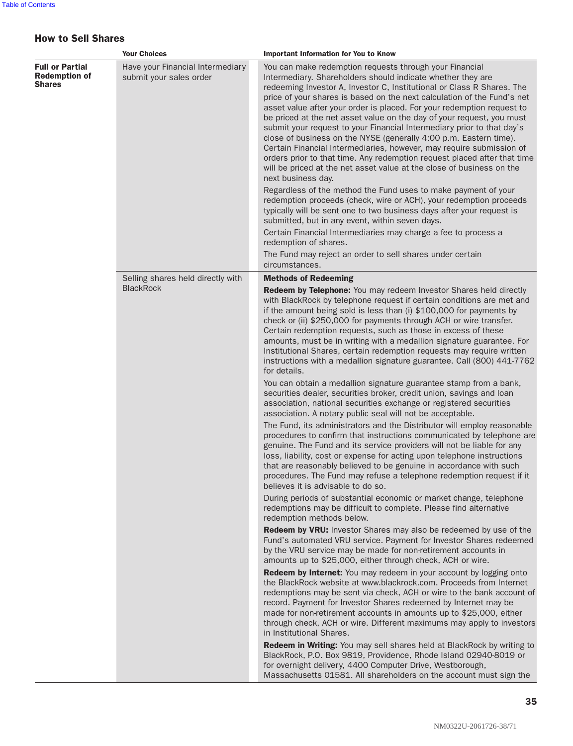## How to Sell Shares

| | Your Choices | Important Information for You to Know |
|---|---|---|
| **Full or Partial Redemption of Shares** | Have your Financial Intermediary submit your sales order | You can make redemption requests through your Financial Intermediary. Shareholders should indicate whether they are redeeming Investor A, Investor C, Institutional or Class R Shares. The price of your shares is based on the next calculation of the Fund's net asset value after your order is placed. For your redemption request to be priced at the net asset value on the day of your request, you must submit your request to your Financial Intermediary prior to that day's close of business on the NYSE (generally 4:00 p.m. Eastern time). Certain Financial Intermediaries, however, may require submission of orders prior to that time. Any redemption request placed after that time will be priced at the net asset value at the close of business on the next business day.<br><br>Regardless of the method the Fund uses to make payment of your redemption proceeds (check, wire or ACH), your redemption proceeds typically will be sent one to two business days after your request is submitted, but in any event, within seven days.<br><br>Certain Financial Intermediaries may charge a fee to process a redemption of shares.<br><br>The Fund may reject an order to sell shares under certain circumstances. |
| | Selling shares held directly with BlackRock | **Methods of Redeeming**<br><br>**Redeem by Telephone:** You may redeem Investor Shares held directly with BlackRock by telephone request if certain conditions are met and if the amount being sold is less than (i) $100,000 for payments by check or (ii) $250,000 for payments through ACH or wire transfer. Certain redemption requests, such as those in excess of these amounts, must be in writing with a medallion signature guarantee. For Institutional Shares, certain redemption requests may require written instructions with a medallion signature guarantee. Call (800) 441-7762 for details.<br><br>You can obtain a medallion signature guarantee stamp from a bank, securities dealer, securities broker, credit union, savings and loan association, national securities exchange or registered securities association. A notary public seal will not be acceptable.<br><br>The Fund, its administrators and the Distributor will employ reasonable procedures to confirm that instructions communicated by telephone are genuine. The Fund and its service providers will not be liable for any loss, liability, cost or expense for acting upon telephone instructions that are reasonably believed to be genuine in accordance with such procedures. The Fund may refuse a telephone redemption request if it believes it is advisable to do so.<br><br>During periods of substantial economic or market change, telephone redemptions may be difficult to complete. Please find alternative redemption methods below.<br><br>**Redeem by VRU:** Investor Shares may also be redeemed by use of the Fund's automated VRU service. Payment for Investor Shares redeemed by the VRU service may be made for non-retirement accounts in amounts up to $25,000, either through check, ACH or wire.<br><br>**Redeem by Internet:** You may redeem in your account by logging onto the BlackRock website at www.blackrock.com. Proceeds from Internet redemptions may be sent via check, ACH or wire to the bank account of record. Payment for Investor Shares redeemed by Internet may be made for non-retirement accounts in amounts up to $25,000, either through check, ACH or wire. Different maximums may apply to investors in Institutional Shares.<br><br>**Redeem in Writing:** You may sell shares held at BlackRock by writing to BlackRock, P.O. Box 9819, Providence, Rhode Island 02940-8019 or for overnight delivery, 4400 Computer Drive, Westborough, Massachusetts 01581. All shareholders on the account must sign the |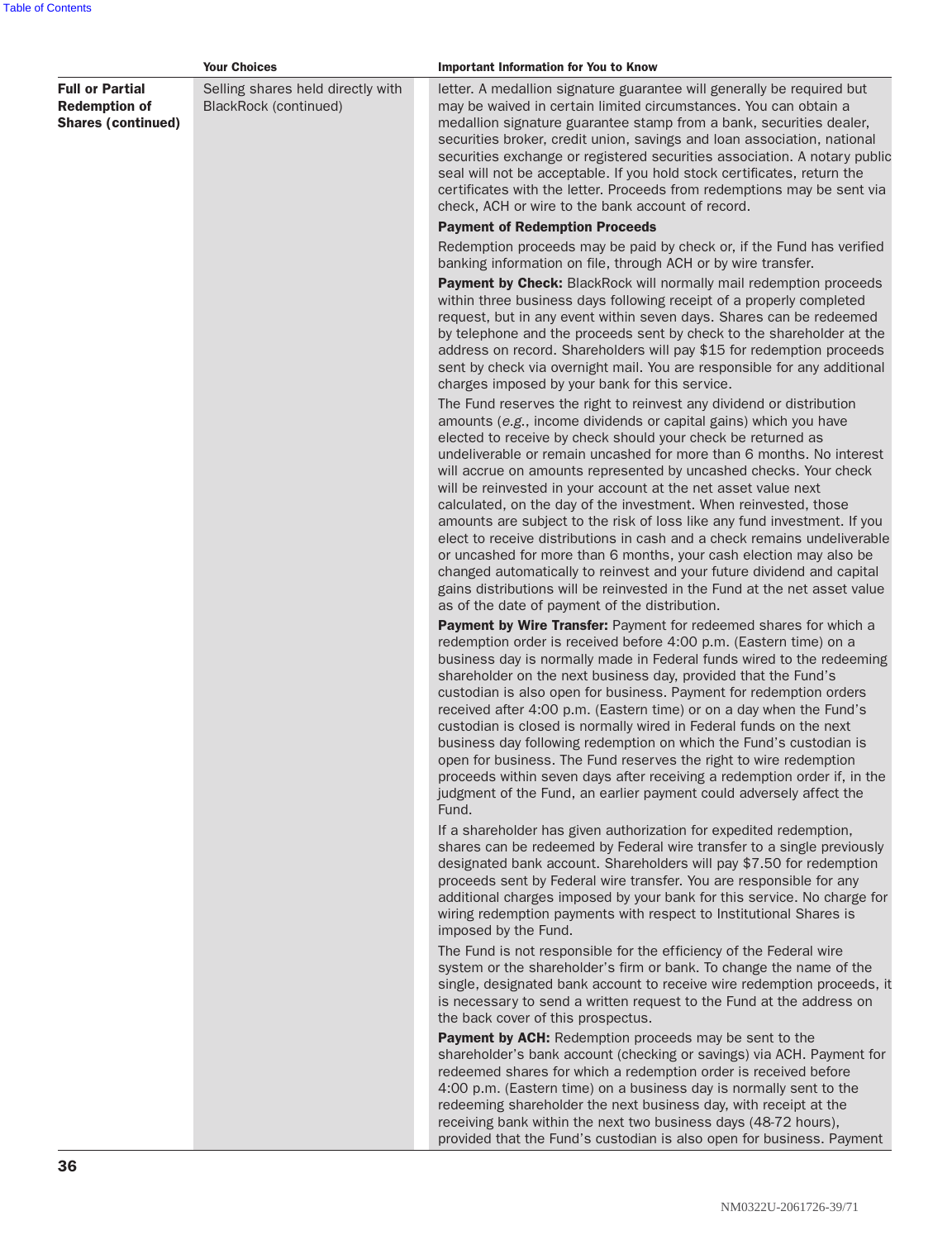| | Your Choices | Important Information for You to Know |
|---|---|---|
| **Full or Partial Redemption of Shares (continued)** | Selling shares held directly with BlackRock (continued) | letter. A medallion signature guarantee will generally be required but may be waived in certain limited circumstances. You can obtain a medallion signature guarantee stamp from a bank, securities dealer, securities broker, credit union, savings and loan association, national securities exchange or registered securities association. A notary public seal will not be acceptable. If you hold stock certificates, return the certificates with the letter. Proceeds from redemptions may be sent via check, ACH or wire to the bank account of record.<br><br>**Payment of Redemption Proceeds**<br><br>Redemption proceeds may be paid by check or, if the Fund has verified banking information on file, through ACH or by wire transfer.<br><br>**Payment by Check:** BlackRock will normally mail redemption proceeds within three business days following receipt of a properly completed request, but in any event within seven days. Shares can be redeemed by telephone and the proceeds sent by check to the shareholder at the address on record. Shareholders will pay $15 for redemption proceeds sent by check via overnight mail. You are responsible for any additional charges imposed by your bank for this service.<br><br>The Fund reserves the right to reinvest any dividend or distribution amounts (*e.g.*, income dividends or capital gains) which you have elected to receive by check should your check be returned as undeliverable or remain uncashed for more than 6 months. No interest will accrue on amounts represented by uncashed checks. Your check will be reinvested in your account at the net asset value next calculated, on the day of the investment. When reinvested, those amounts are subject to the risk of loss like any fund investment. If you elect to receive distributions in cash and a check remains undeliverable or uncashed for more than 6 months, your cash election may also be changed automatically to reinvest and your future dividend and capital gains distributions will be reinvested in the Fund at the net asset value as of the date of payment of the distribution.<br><br>**Payment by Wire Transfer:** Payment for redeemed shares for which a redemption order is received before 4:00 p.m. (Eastern time) on a business day is normally made in Federal funds wired to the redeeming shareholder on the next business day, provided that the Fund's custodian is also open for business. Payment for redemption orders received after 4:00 p.m. (Eastern time) or on a day when the Fund's custodian is closed is normally wired in Federal funds on the next business day following redemption on which the Fund's custodian is open for business. The Fund reserves the right to wire redemption proceeds within seven days after receiving a redemption order if, in the judgment of the Fund, an earlier payment could adversely affect the Fund.<br><br>If a shareholder has given authorization for expedited redemption, shares can be redeemed by Federal wire transfer to a single previously designated bank account. Shareholders will pay $7.50 for redemption proceeds sent by Federal wire transfer. You are responsible for any additional charges imposed by your bank for this service. No charge for wiring redemption payments with respect to Institutional Shares is imposed by the Fund.<br><br>The Fund is not responsible for the efficiency of the Federal wire system or the shareholder's firm or bank. To change the name of the single, designated bank account to receive wire redemption proceeds, it is necessary to send a written request to the Fund at the address on the back cover of this prospectus.<br><br>**Payment by ACH:** Redemption proceeds may be sent to the shareholder's bank account (checking or savings) via ACH. Payment for redeemed shares for which a redemption order is received before 4:00 p.m. (Eastern time) on a business day is normally sent to the redeeming shareholder the next business day, with receipt at the receiving bank within the next two business days (48-72 hours), provided that the Fund's custodian is also open for business. Payment |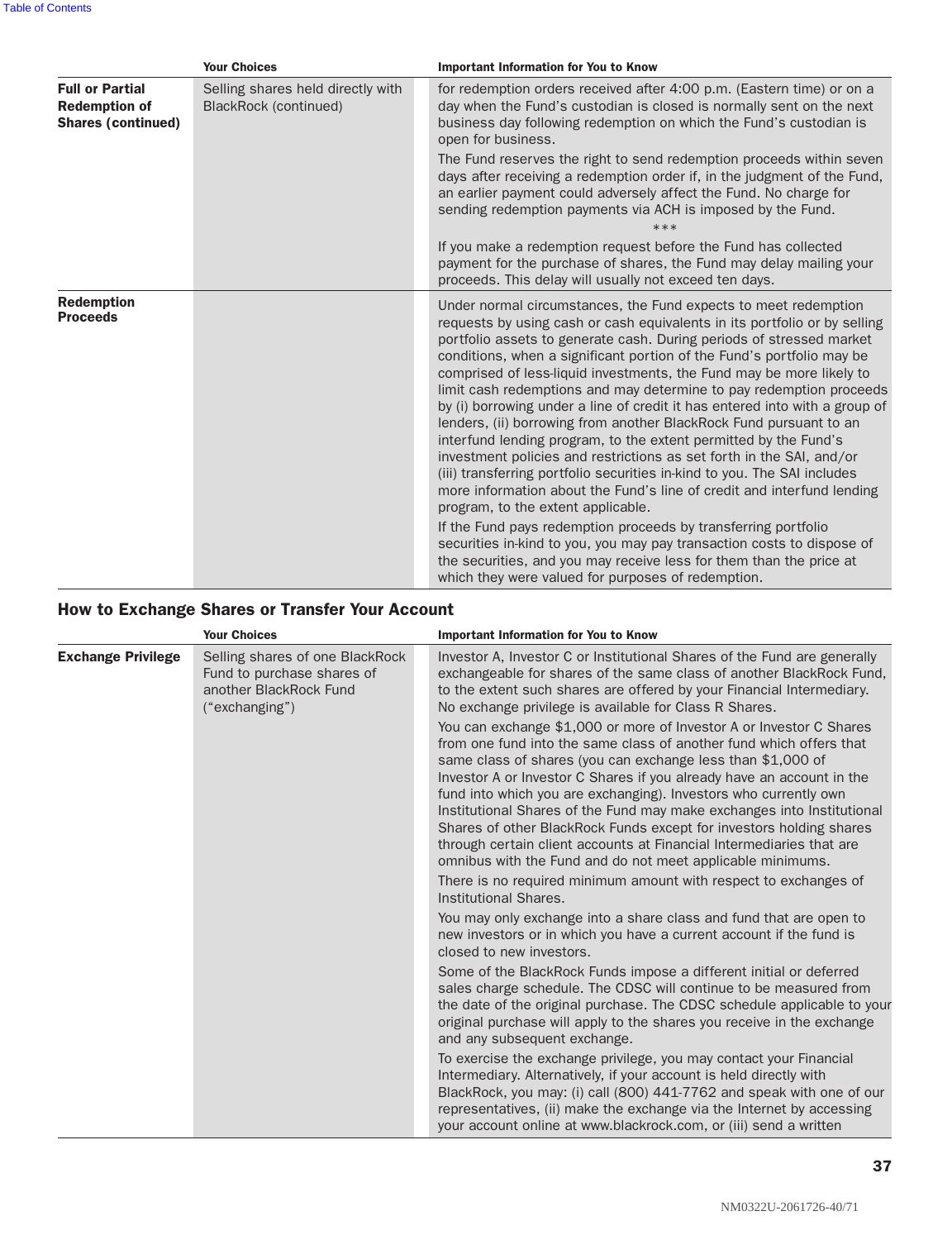| | Your Choices | Important Information for You to Know |
|---|---|---|
| **Full or Partial Redemption of Shares (continued)** | Selling shares held directly with BlackRock (continued) | for redemption orders received after 4:00 p.m. (Eastern time) or on a day when the Fund's custodian is closed is normally sent on the next business day following redemption on which the Fund's custodian is open for business.<br>The Fund reserves the right to send redemption proceeds within seven days after receiving a redemption order if, in the judgment of the Fund, an earlier payment could adversely affect the Fund. No charge for sending redemption payments via ACH is imposed by the Fund.<br>***<br>If you make a redemption request before the Fund has collected payment for the purchase of shares, the Fund may delay mailing your proceeds. This delay will usually not exceed ten days. |
| **Redemption Proceeds** | | Under normal circumstances, the Fund expects to meet redemption requests by using cash or cash equivalents in its portfolio or by selling portfolio assets to generate cash. During periods of stressed market conditions, when a significant portion of the Fund's portfolio may be comprised of less-liquid investments, the Fund may be more likely to limit cash redemptions and may determine to pay redemption proceeds by (i) borrowing under a line of credit it has entered into with a group of lenders, (ii) borrowing from another BlackRock Fund pursuant to an interfund lending program, to the extent permitted by the Fund's investment policies and restrictions as set forth in the SAI, and/or (iii) transferring portfolio securities in-kind to you. The SAI includes more information about the Fund's line of credit and interfund lending program, to the extent applicable.<br>If the Fund pays redemption proceeds by transferring portfolio securities in-kind to you, you may pay transaction costs to dispose of the securities, and you may receive less for them than the price at which they were valued for purposes of redemption. |

## How to Exchange Shares or Transfer Your Account

| | Your Choices | Important Information for You to Know |
|---|---|---|
| **Exchange Privilege** | Selling shares of one BlackRock Fund to purchase shares of another BlackRock Fund ("exchanging") | Investor A, Investor C or Institutional Shares of the Fund are generally exchangeable for shares of the same class of another BlackRock Fund, to the extent such shares are offered by your Financial Intermediary. No exchange privilege is available for Class R Shares.<br>You can exchange $1,000 or more of Investor A or Investor C Shares from one fund into the same class of another fund which offers that same class of shares (you can exchange less than $1,000 of Investor A or Investor C Shares if you already have an account in the fund into which you are exchanging). Investors who currently own Institutional Shares of the Fund may make exchanges into Institutional Shares of other BlackRock Funds except for investors holding shares through certain client accounts at Financial Intermediaries that are omnibus with the Fund and do not meet applicable minimums.<br>There is no required minimum amount with respect to exchanges of Institutional Shares.<br>You may only exchange into a share class and fund that are open to new investors or in which you have a current account if the fund is closed to new investors.<br>Some of the BlackRock Funds impose a different initial or deferred sales charge schedule. The CDSC will continue to be measured from the date of the original purchase. The CDSC schedule applicable to your original purchase will apply to the shares you receive in the exchange and any subsequent exchange.<br>To exercise the exchange privilege, you may contact your Financial Intermediary. Alternatively, if your account is held directly with BlackRock, you may: (i) call (800) 441-7762 and speak with one of our representatives, (ii) make the exchange via the Internet by accessing your account online at www.blackrock.com, or (iii) send a written |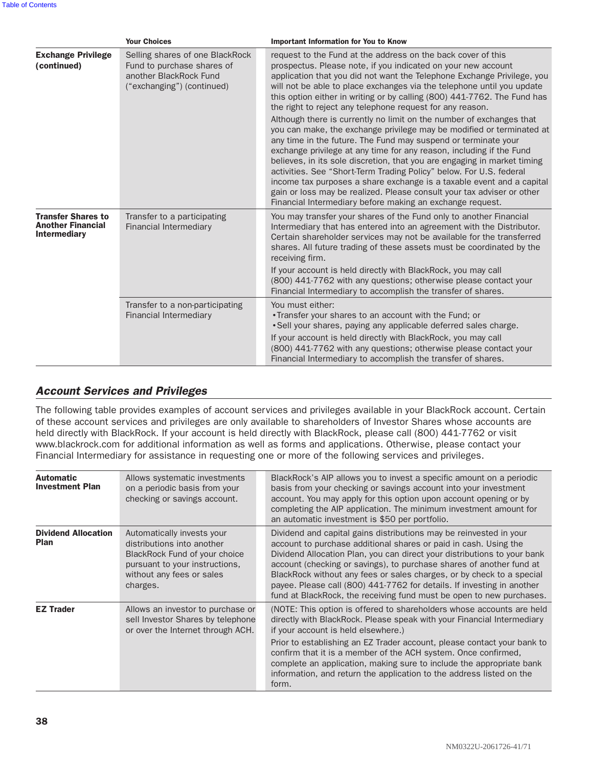| | Your Choices | Important Information for You to Know |
|---|---|---|
| **Exchange Privilege (continued)** | Selling shares of one BlackRock Fund to purchase shares of another BlackRock Fund ("exchanging") (continued) | request to the Fund at the address on the back cover of this prospectus. Please note, if you indicated on your new account application that you did not want the Telephone Exchange Privilege, you will not be able to place exchanges via the telephone until you update this option either in writing or by calling (800) 441-7762. The Fund has the right to reject any telephone request for any reason.<br>Although there is currently no limit on the number of exchanges that you can make, the exchange privilege may be modified or terminated at any time in the future. The Fund may suspend or terminate your exchange privilege at any time for any reason, including if the Fund believes, in its sole discretion, that you are engaging in market timing activities. See "Short-Term Trading Policy" below. For U.S. federal income tax purposes a share exchange is a taxable event and a capital gain or loss may be realized. Please consult your tax adviser or other Financial Intermediary before making an exchange request. |
| **Transfer Shares to Another Financial Intermediary** | Transfer to a participating Financial Intermediary | You may transfer your shares of the Fund only to another Financial Intermediary that has entered into an agreement with the Distributor. Certain shareholder services may not be available for the transferred shares. All future trading of these assets must be coordinated by the receiving firm.<br>If your account is held directly with BlackRock, you may call (800) 441-7762 with any questions; otherwise please contact your Financial Intermediary to accomplish the transfer of shares. |
| | Transfer to a non-participating Financial Intermediary | You must either:<br>• Transfer your shares to an account with the Fund; or<br>• Sell your shares, paying any applicable deferred sales charge.<br>If your account is held directly with BlackRock, you may call (800) 441-7762 with any questions; otherwise please contact your Financial Intermediary to accomplish the transfer of shares. |

## *Account Services and Privileges*

The following table provides examples of account services and privileges available in your BlackRock account. Certain of these account services and privileges are only available to shareholders of Investor Shares whose accounts are held directly with BlackRock. If your account is held directly with BlackRock, please call (800) 441-7762 or visit www.blackrock.com for additional information as well as forms and applications. Otherwise, please contact your Financial Intermediary for assistance in requesting one or more of the following services and privileges.

| | | |
|---|---|---|
| **Automatic Investment Plan** | Allows systematic investments on a periodic basis from your checking or savings account. | BlackRock's AIP allows you to invest a specific amount on a periodic basis from your checking or savings account into your investment account. You may apply for this option upon account opening or by completing the AIP application. The minimum investment amount for an automatic investment is $50 per portfolio. |
| **Dividend Allocation Plan** | Automatically invests your distributions into another BlackRock Fund of your choice pursuant to your instructions, without any fees or sales charges. | Dividend and capital gains distributions may be reinvested in your account to purchase additional shares or paid in cash. Using the Dividend Allocation Plan, you can direct your distributions to your bank account (checking or savings), to purchase shares of another fund at BlackRock without any fees or sales charges, or by check to a special payee. Please call (800) 441-7762 for details. If investing in another fund at BlackRock, the receiving fund must be open to new purchases. |
| **EZ Trader** | Allows an investor to purchase or sell Investor Shares by telephone or over the Internet through ACH. | (NOTE: This option is offered to shareholders whose accounts are held directly with BlackRock. Please speak with your Financial Intermediary if your account is held elsewhere.)<br>Prior to establishing an EZ Trader account, please contact your bank to confirm that it is a member of the ACH system. Once confirmed, complete an application, making sure to include the appropriate bank information, and return the application to the address listed on the form. |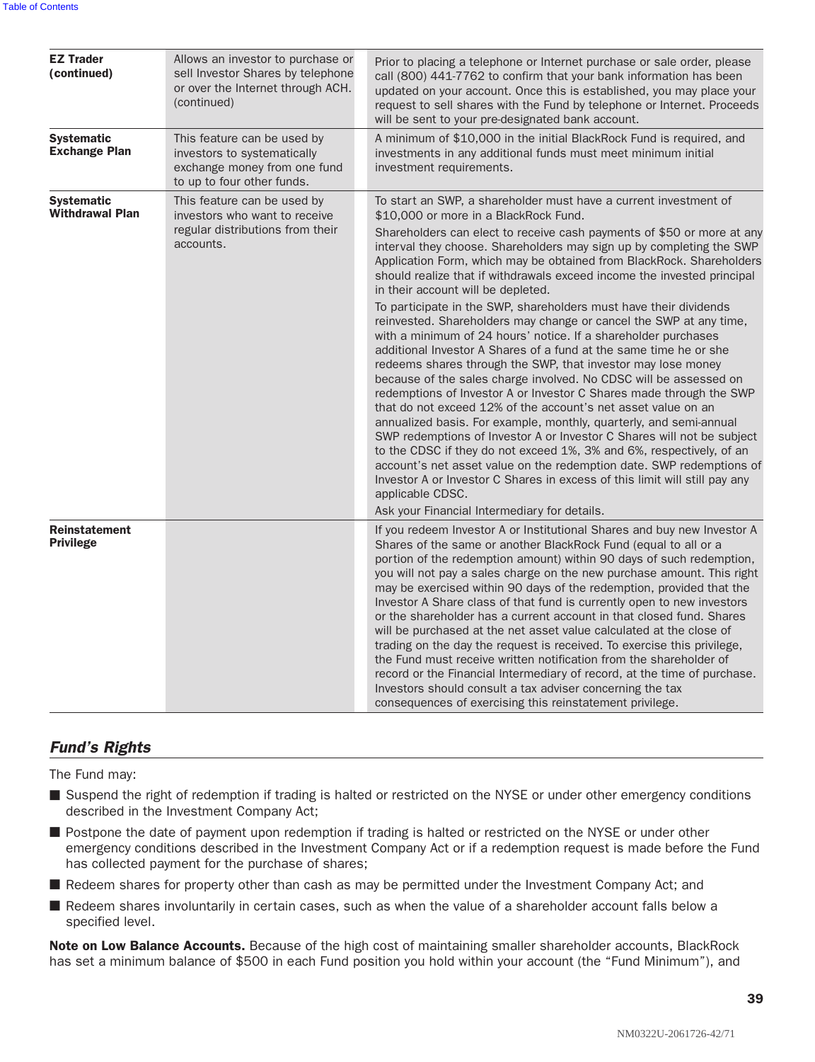| | | |
|---|---|---|
| **EZ Trader (continued)** | Allows an investor to purchase or sell Investor Shares by telephone or over the Internet through ACH. (continued) | Prior to placing a telephone or Internet purchase or sale order, please call (800) 441-7762 to confirm that your bank information has been updated on your account. Once this is established, you may place your request to sell shares with the Fund by telephone or Internet. Proceeds will be sent to your pre-designated bank account. |
| **Systematic Exchange Plan** | This feature can be used by investors to systematically exchange money from one fund to up to four other funds. | A minimum of $10,000 in the initial BlackRock Fund is required, and investments in any additional funds must meet minimum initial investment requirements. |
| **Systematic Withdrawal Plan** | This feature can be used by investors who want to receive regular distributions from their accounts. | To start an SWP, a shareholder must have a current investment of $10,000 or more in a BlackRock Fund.<br><br>Shareholders can elect to receive cash payments of $50 or more at any interval they choose. Shareholders may sign up by completing the SWP Application Form, which may be obtained from BlackRock. Shareholders should realize that if withdrawals exceed income the invested principal in their account will be depleted.<br><br>To participate in the SWP, shareholders must have their dividends reinvested. Shareholders may change or cancel the SWP at any time, with a minimum of 24 hours' notice. If a shareholder purchases additional Investor A Shares of a fund at the same time he or she redeems shares through the SWP, that investor may lose money because of the sales charge involved. No CDSC will be assessed on redemptions of Investor A or Investor C Shares made through the SWP that do not exceed 12% of the account's net asset value on an annualized basis. For example, monthly, quarterly, and semi-annual SWP redemptions of Investor A or Investor C Shares will not be subject to the CDSC if they do not exceed 1%, 3% and 6%, respectively, of an account's net asset value on the redemption date. SWP redemptions of Investor A or Investor C Shares in excess of this limit will still pay any applicable CDSC.<br><br>Ask your Financial Intermediary for details. |
| **Reinstatement Privilege** | | If you redeem Investor A or Institutional Shares and buy new Investor A Shares of the same or another BlackRock Fund (equal to all or a portion of the redemption amount) within 90 days of such redemption, you will not pay a sales charge on the new purchase amount. This right may be exercised within 90 days of the redemption, provided that the Investor A Share class of that fund is currently open to new investors or the shareholder has a current account in that closed fund. Shares will be purchased at the net asset value calculated at the close of trading on the day the request is received. To exercise this privilege, the Fund must receive written notification from the shareholder of record or the Financial Intermediary of record, at the time of purchase. Investors should consult a tax adviser concerning the tax consequences of exercising this reinstatement privilege. |

## *Fund's Rights*

The Fund may:

- Suspend the right of redemption if trading is halted or restricted on the NYSE or under other emergency conditions described in the Investment Company Act;
- Postpone the date of payment upon redemption if trading is halted or restricted on the NYSE or under other emergency conditions described in the Investment Company Act or if a redemption request is made before the Fund has collected payment for the purchase of shares;
- Redeem shares for property other than cash as may be permitted under the Investment Company Act; and
- Redeem shares involuntarily in certain cases, such as when the value of a shareholder account falls below a specified level.

**Note on Low Balance Accounts.** Because of the high cost of maintaining smaller shareholder accounts, BlackRock has set a minimum balance of $500 in each Fund position you hold within your account (the "Fund Minimum"), and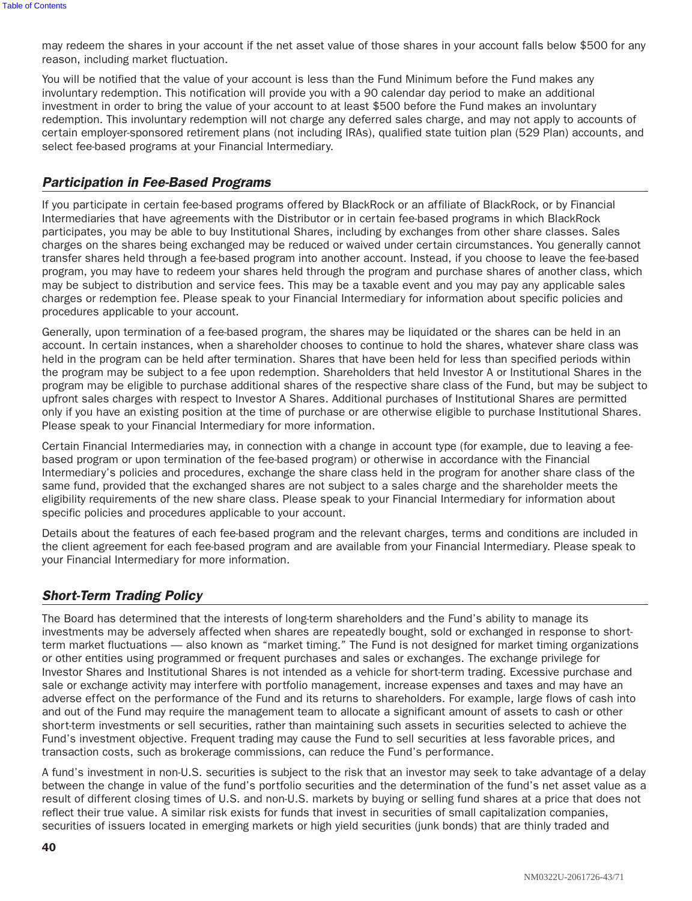may redeem the shares in your account if the net asset value of those shares in your account falls below $500 for any reason, including market fluctuation.

You will be notified that the value of your account is less than the Fund Minimum before the Fund makes any involuntary redemption. This notification will provide you with a 90 calendar day period to make an additional investment in order to bring the value of your account to at least $500 before the Fund makes an involuntary redemption. This involuntary redemption will not charge any deferred sales charge, and may not apply to accounts of certain employer-sponsored retirement plans (not including IRAs), qualified state tuition plan (529 Plan) accounts, and select fee-based programs at your Financial Intermediary.

## *Participation in Fee-Based Programs*

If you participate in certain fee-based programs offered by BlackRock or an affiliate of BlackRock, or by Financial Intermediaries that have agreements with the Distributor or in certain fee-based programs in which BlackRock participates, you may be able to buy Institutional Shares, including by exchanges from other share classes. Sales charges on the shares being exchanged may be reduced or waived under certain circumstances. You generally cannot transfer shares held through a fee-based program into another account. Instead, if you choose to leave the fee-based program, you may have to redeem your shares held through the program and purchase shares of another class, which may be subject to distribution and service fees. This may be a taxable event and you may pay any applicable sales charges or redemption fee. Please speak to your Financial Intermediary for information about specific policies and procedures applicable to your account.

Generally, upon termination of a fee-based program, the shares may be liquidated or the shares can be held in an account. In certain instances, when a shareholder chooses to continue to hold the shares, whatever share class was held in the program can be held after termination. Shares that have been held for less than specified periods within the program may be subject to a fee upon redemption. Shareholders that held Investor A or Institutional Shares in the program may be eligible to purchase additional shares of the respective share class of the Fund, but may be subject to upfront sales charges with respect to Investor A Shares. Additional purchases of Institutional Shares are permitted only if you have an existing position at the time of purchase or are otherwise eligible to purchase Institutional Shares. Please speak to your Financial Intermediary for more information.

Certain Financial Intermediaries may, in connection with a change in account type (for example, due to leaving a fee-based program or upon termination of the fee-based program) or otherwise in accordance with the Financial Intermediary's policies and procedures, exchange the share class held in the program for another share class of the same fund, provided that the exchanged shares are not subject to a sales charge and the shareholder meets the eligibility requirements of the new share class. Please speak to your Financial Intermediary for information about specific policies and procedures applicable to your account.

Details about the features of each fee-based program and the relevant charges, terms and conditions are included in the client agreement for each fee-based program and are available from your Financial Intermediary. Please speak to your Financial Intermediary for more information.

## *Short-Term Trading Policy*

The Board has determined that the interests of long-term shareholders and the Fund's ability to manage its investments may be adversely affected when shares are repeatedly bought, sold or exchanged in response to short-term market fluctuations — also known as "market timing." The Fund is not designed for market timing organizations or other entities using programmed or frequent purchases and sales or exchanges. The exchange privilege for Investor Shares and Institutional Shares is not intended as a vehicle for short-term trading. Excessive purchase and sale or exchange activity may interfere with portfolio management, increase expenses and taxes and may have an adverse effect on the performance of the Fund and its returns to shareholders. For example, large flows of cash into and out of the Fund may require the management team to allocate a significant amount of assets to cash or other short-term investments or sell securities, rather than maintaining such assets in securities selected to achieve the Fund's investment objective. Frequent trading may cause the Fund to sell securities at less favorable prices, and transaction costs, such as brokerage commissions, can reduce the Fund's performance.

A fund's investment in non-U.S. securities is subject to the risk that an investor may seek to take advantage of a delay between the change in value of the fund's portfolio securities and the determination of the fund's net asset value as a result of different closing times of U.S. and non-U.S. markets by buying or selling fund shares at a price that does not reflect their true value. A similar risk exists for funds that invest in securities of small capitalization companies, securities of issuers located in emerging markets or high yield securities (junk bonds) that are thinly traded and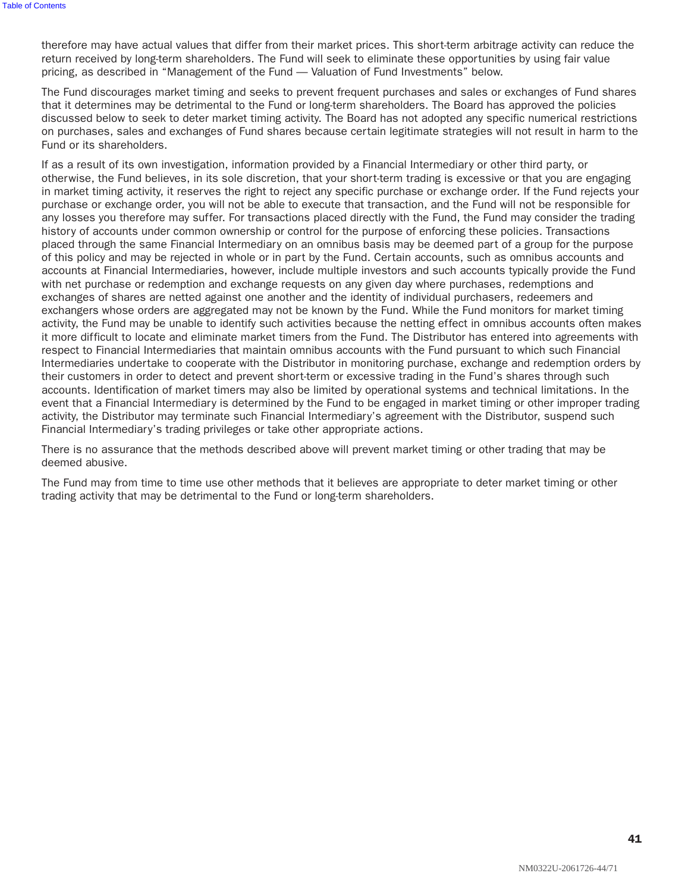therefore may have actual values that differ from their market prices. This short-term arbitrage activity can reduce the return received by long-term shareholders. The Fund will seek to eliminate these opportunities by using fair value pricing, as described in "Management of the Fund — Valuation of Fund Investments" below.

The Fund discourages market timing and seeks to prevent frequent purchases and sales or exchanges of Fund shares that it determines may be detrimental to the Fund or long-term shareholders. The Board has approved the policies discussed below to seek to deter market timing activity. The Board has not adopted any specific numerical restrictions on purchases, sales and exchanges of Fund shares because certain legitimate strategies will not result in harm to the Fund or its shareholders.

If as a result of its own investigation, information provided by a Financial Intermediary or other third party, or otherwise, the Fund believes, in its sole discretion, that your short-term trading is excessive or that you are engaging in market timing activity, it reserves the right to reject any specific purchase or exchange order. If the Fund rejects your purchase or exchange order, you will not be able to execute that transaction, and the Fund will not be responsible for any losses you therefore may suffer. For transactions placed directly with the Fund, the Fund may consider the trading history of accounts under common ownership or control for the purpose of enforcing these policies. Transactions placed through the same Financial Intermediary on an omnibus basis may be deemed part of a group for the purpose of this policy and may be rejected in whole or in part by the Fund. Certain accounts, such as omnibus accounts and accounts at Financial Intermediaries, however, include multiple investors and such accounts typically provide the Fund with net purchase or redemption and exchange requests on any given day where purchases, redemptions and exchanges of shares are netted against one another and the identity of individual purchasers, redeemers and exchangers whose orders are aggregated may not be known by the Fund. While the Fund monitors for market timing activity, the Fund may be unable to identify such activities because the netting effect in omnibus accounts often makes it more difficult to locate and eliminate market timers from the Fund. The Distributor has entered into agreements with respect to Financial Intermediaries that maintain omnibus accounts with the Fund pursuant to which such Financial Intermediaries undertake to cooperate with the Distributor in monitoring purchase, exchange and redemption orders by their customers in order to detect and prevent short-term or excessive trading in the Fund's shares through such accounts. Identification of market timers may also be limited by operational systems and technical limitations. In the event that a Financial Intermediary is determined by the Fund to be engaged in market timing or other improper trading activity, the Distributor may terminate such Financial Intermediary's agreement with the Distributor, suspend such Financial Intermediary's trading privileges or take other appropriate actions.

There is no assurance that the methods described above will prevent market timing or other trading that may be deemed abusive.

The Fund may from time to time use other methods that it believes are appropriate to deter market timing or other trading activity that may be detrimental to the Fund or long-term shareholders.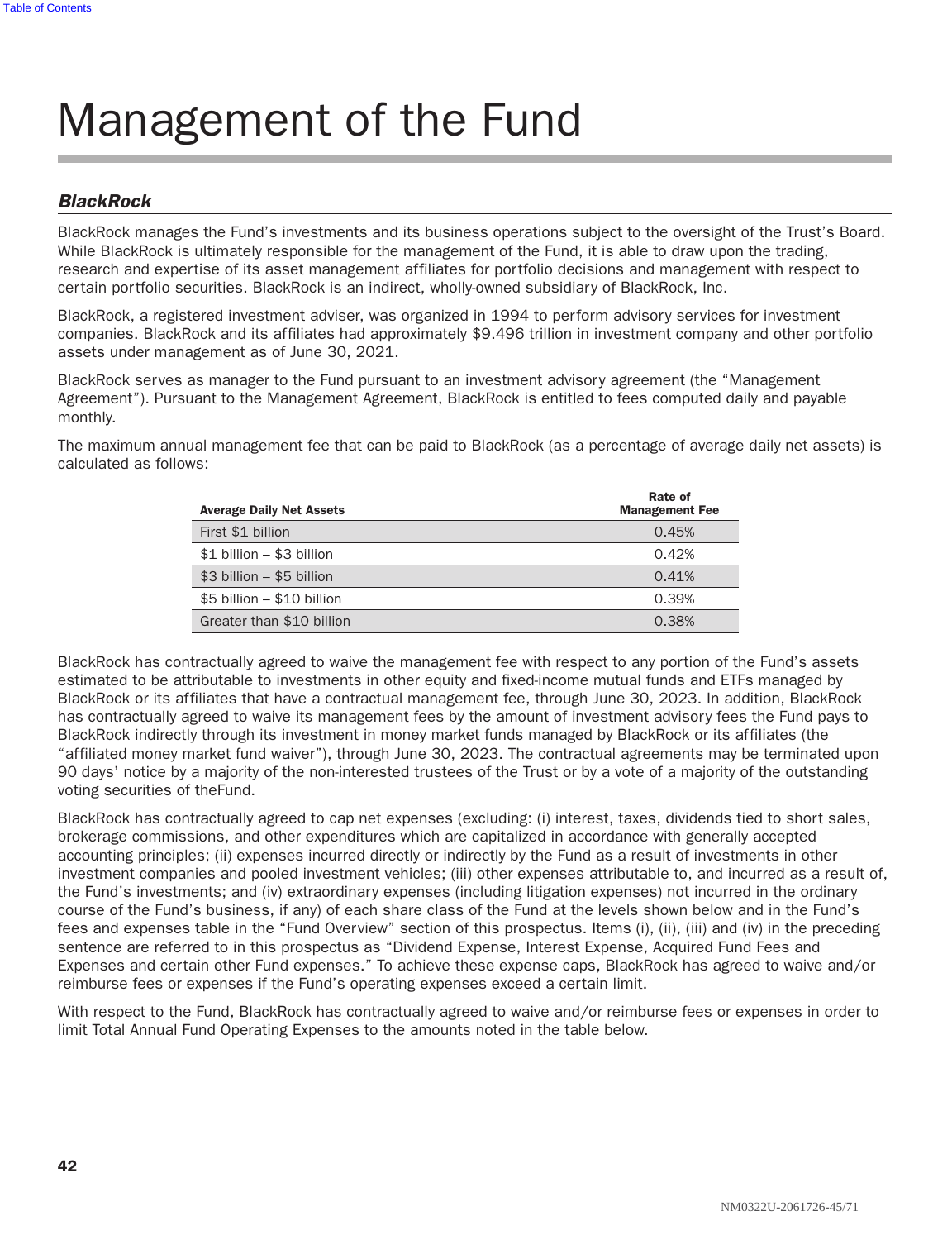# Management of the Fund

## *BlackRock*

BlackRock manages the Fund's investments and its business operations subject to the oversight of the Trust's Board. While BlackRock is ultimately responsible for the management of the Fund, it is able to draw upon the trading, research and expertise of its asset management affiliates for portfolio decisions and management with respect to certain portfolio securities. BlackRock is an indirect, wholly-owned subsidiary of BlackRock, Inc.

BlackRock, a registered investment adviser, was organized in 1994 to perform advisory services for investment companies. BlackRock and its affiliates had approximately $9.496 trillion in investment company and other portfolio assets under management as of June 30, 2021.

BlackRock serves as manager to the Fund pursuant to an investment advisory agreement (the "Management Agreement"). Pursuant to the Management Agreement, BlackRock is entitled to fees computed daily and payable monthly.

The maximum annual management fee that can be paid to BlackRock (as a percentage of average daily net assets) is calculated as follows:

| Average Daily Net Assets | Rate of Management Fee |
|---|---|
| First $1 billion | 0.45% |
| $1 billion – $3 billion | 0.42% |
| $3 billion – $5 billion | 0.41% |
| $5 billion – $10 billion | 0.39% |
| Greater than $10 billion | 0.38% |

BlackRock has contractually agreed to waive the management fee with respect to any portion of the Fund's assets estimated to be attributable to investments in other equity and fixed-income mutual funds and ETFs managed by BlackRock or its affiliates that have a contractual management fee, through June 30, 2023. In addition, BlackRock has contractually agreed to waive its management fees by the amount of investment advisory fees the Fund pays to BlackRock indirectly through its investment in money market funds managed by BlackRock or its affiliates (the "affiliated money market fund waiver"), through June 30, 2023. The contractual agreements may be terminated upon 90 days' notice by a majority of the non-interested trustees of the Trust or by a vote of a majority of the outstanding voting securities of theFund.

BlackRock has contractually agreed to cap net expenses (excluding: (i) interest, taxes, dividends tied to short sales, brokerage commissions, and other expenditures which are capitalized in accordance with generally accepted accounting principles; (ii) expenses incurred directly or indirectly by the Fund as a result of investments in other investment companies and pooled investment vehicles; (iii) other expenses attributable to, and incurred as a result of, the Fund's investments; and (iv) extraordinary expenses (including litigation expenses) not incurred in the ordinary course of the Fund's business, if any) of each share class of the Fund at the levels shown below and in the Fund's fees and expenses table in the "Fund Overview" section of this prospectus. Items (i), (ii), (iii) and (iv) in the preceding sentence are referred to in this prospectus as "Dividend Expense, Interest Expense, Acquired Fund Fees and Expenses and certain other Fund expenses." To achieve these expense caps, BlackRock has agreed to waive and/or reimburse fees or expenses if the Fund's operating expenses exceed a certain limit.

With respect to the Fund, BlackRock has contractually agreed to waive and/or reimburse fees or expenses in order to limit Total Annual Fund Operating Expenses to the amounts noted in the table below.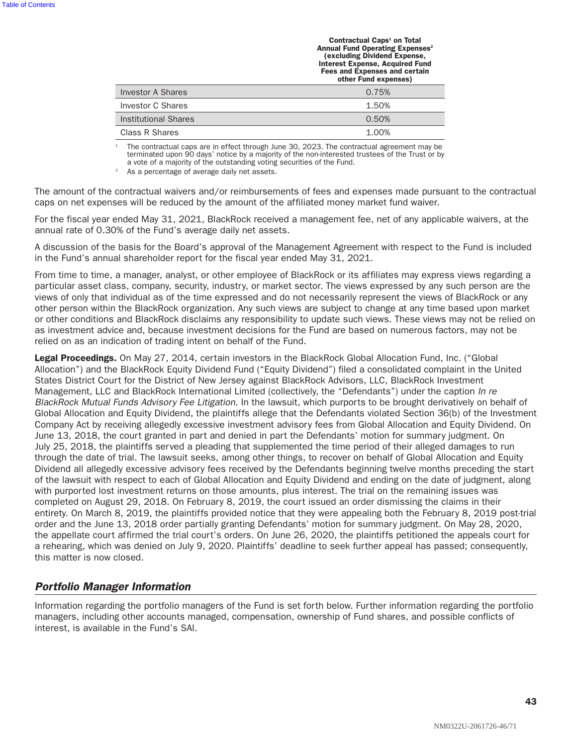| | Contractual Caps[1] on Total Annual Fund Operating Expenses[2] (excluding Dividend Expense, Interest Expense, Acquired Fund Fees and Expenses and certain other Fund expenses) |
|---|---|
| Investor A Shares | 0.75% |
| Investor C Shares | 1.50% |
| Institutional Shares | 0.50% |
| Class R Shares | 1.00% |

[1] The contractual caps are in effect through June 30, 2023. The contractual agreement may be terminated upon 90 days' notice by a majority of the non-interested trustees of the Trust or by a vote of a majority of the outstanding voting securities of the Fund.

[2] As a percentage of average daily net assets.

The amount of the contractual waivers and/or reimbursements of fees and expenses made pursuant to the contractual caps on net expenses will be reduced by the amount of the affiliated money market fund waiver.

For the fiscal year ended May 31, 2021, BlackRock received a management fee, net of any applicable waivers, at the annual rate of 0.30% of the Fund's average daily net assets.

A discussion of the basis for the Board's approval of the Management Agreement with respect to the Fund is included in the Fund's annual shareholder report for the fiscal year ended May 31, 2021.

From time to time, a manager, analyst, or other employee of BlackRock or its affiliates may express views regarding a particular asset class, company, security, industry, or market sector. The views expressed by any such person are the views of only that individual as of the time expressed and do not necessarily represent the views of BlackRock or any other person within the BlackRock organization. Any such views are subject to change at any time based upon market or other conditions and BlackRock disclaims any responsibility to update such views. These views may not be relied on as investment advice and, because investment decisions for the Fund are based on numerous factors, may not be relied on as an indication of trading intent on behalf of the Fund.

**Legal Proceedings.** On May 27, 2014, certain investors in the BlackRock Global Allocation Fund, Inc. ("Global Allocation") and the BlackRock Equity Dividend Fund ("Equity Dividend") filed a consolidated complaint in the United States District Court for the District of New Jersey against BlackRock Advisors, LLC, BlackRock Investment Management, LLC and BlackRock International Limited (collectively, the "Defendants") under the caption *In re BlackRock Mutual Funds Advisory Fee Litigation*. In the lawsuit, which purports to be brought derivatively on behalf of Global Allocation and Equity Dividend, the plaintiffs allege that the Defendants violated Section 36(b) of the Investment Company Act by receiving allegedly excessive investment advisory fees from Global Allocation and Equity Dividend. On June 13, 2018, the court granted in part and denied in part the Defendants' motion for summary judgment. On July 25, 2018, the plaintiffs served a pleading that supplemented the time period of their alleged damages to run through the date of trial. The lawsuit seeks, among other things, to recover on behalf of Global Allocation and Equity Dividend all allegedly excessive advisory fees received by the Defendants beginning twelve months preceding the start of the lawsuit with respect to each of Global Allocation and Equity Dividend and ending on the date of judgment, along with purported lost investment returns on those amounts, plus interest. The trial on the remaining issues was completed on August 29, 2018. On February 8, 2019, the court issued an order dismissing the claims in their entirety. On March 8, 2019, the plaintiffs provided notice that they were appealing both the February 8, 2019 post-trial order and the June 13, 2018 order partially granting Defendants' motion for summary judgment. On May 28, 2020, the appellate court affirmed the trial court's orders. On June 26, 2020, the plaintiffs petitioned the appeals court for a rehearing, which was denied on July 9, 2020. Plaintiffs' deadline to seek further appeal has passed; consequently, this matter is now closed.

## *Portfolio Manager Information*

Information regarding the portfolio managers of the Fund is set forth below. Further information regarding the portfolio managers, including other accounts managed, compensation, ownership of Fund shares, and possible conflicts of interest, is available in the Fund's SAI.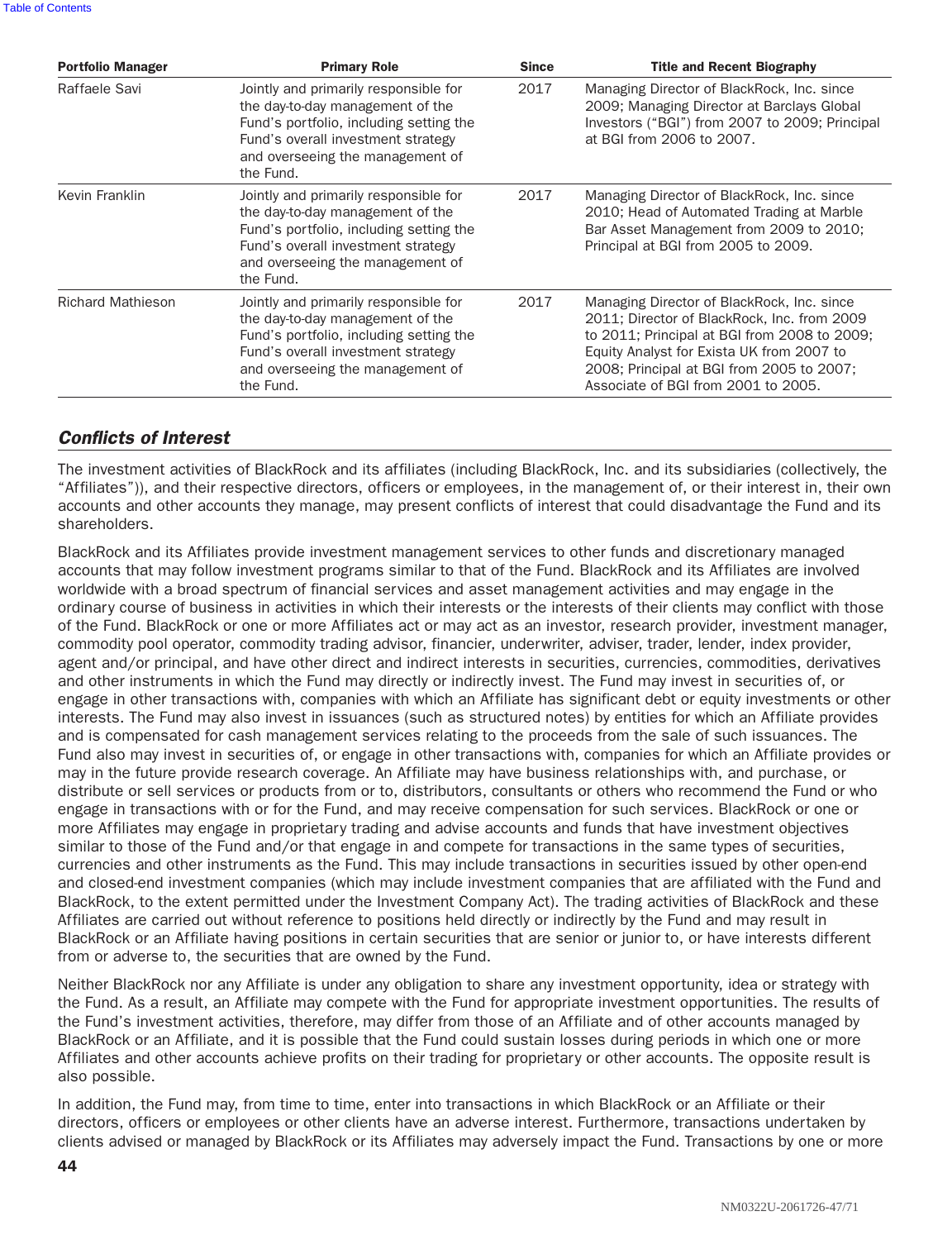| Portfolio Manager | Primary Role | Since | Title and Recent Biography |
|---|---|---|---|
| Raffaele Savi | Jointly and primarily responsible for the day-to-day management of the Fund's portfolio, including setting the Fund's overall investment strategy and overseeing the management of the Fund. | 2017 | Managing Director of BlackRock, Inc. since 2009; Managing Director at Barclays Global Investors ("BGI") from 2007 to 2009; Principal at BGI from 2006 to 2007. |
| Kevin Franklin | Jointly and primarily responsible for the day-to-day management of the Fund's portfolio, including setting the Fund's overall investment strategy and overseeing the management of the Fund. | 2017 | Managing Director of BlackRock, Inc. since 2010; Head of Automated Trading at Marble Bar Asset Management from 2009 to 2010; Principal at BGI from 2005 to 2009. |
| Richard Mathieson | Jointly and primarily responsible for the day-to-day management of the Fund's portfolio, including setting the Fund's overall investment strategy and overseeing the management of the Fund. | 2017 | Managing Director of BlackRock, Inc. since 2011; Director of BlackRock, Inc. from 2009 to 2011; Principal at BGI from 2008 to 2009; Equity Analyst for Exista UK from 2007 to 2008; Principal at BGI from 2005 to 2007; Associate of BGI from 2001 to 2005. |

## *Conflicts of Interest*

The investment activities of BlackRock and its affiliates (including BlackRock, Inc. and its subsidiaries (collectively, the "Affiliates")), and their respective directors, officers or employees, in the management of, or their interest in, their own accounts and other accounts they manage, may present conflicts of interest that could disadvantage the Fund and its shareholders.

BlackRock and its Affiliates provide investment management services to other funds and discretionary managed accounts that may follow investment programs similar to that of the Fund. BlackRock and its Affiliates are involved worldwide with a broad spectrum of financial services and asset management activities and may engage in the ordinary course of business in activities in which their interests or the interests of their clients may conflict with those of the Fund. BlackRock or one or more Affiliates act or may act as an investor, research provider, investment manager, commodity pool operator, commodity trading advisor, financier, underwriter, adviser, trader, lender, index provider, agent and/or principal, and have other direct and indirect interests in securities, currencies, commodities, derivatives and other instruments in which the Fund may directly or indirectly invest. The Fund may invest in securities of, or engage in other transactions with, companies with which an Affiliate has significant debt or equity investments or other interests. The Fund may also invest in issuances (such as structured notes) by entities for which an Affiliate provides and is compensated for cash management services relating to the proceeds from the sale of such issuances. The Fund also may invest in securities of, or engage in other transactions with, companies for which an Affiliate provides or may in the future provide research coverage. An Affiliate may have business relationships with, and purchase, or distribute or sell services or products from or to, distributors, consultants or others who recommend the Fund or who engage in transactions with or for the Fund, and may receive compensation for such services. BlackRock or one or more Affiliates may engage in proprietary trading and advise accounts and funds that have investment objectives similar to those of the Fund and/or that engage in and compete for transactions in the same types of securities, currencies and other instruments as the Fund. This may include transactions in securities issued by other open-end and closed-end investment companies (which may include investment companies that are affiliated with the Fund and BlackRock, to the extent permitted under the Investment Company Act). The trading activities of BlackRock and these Affiliates are carried out without reference to positions held directly or indirectly by the Fund and may result in BlackRock or an Affiliate having positions in certain securities that are senior or junior to, or have interests different from or adverse to, the securities that are owned by the Fund.

Neither BlackRock nor any Affiliate is under any obligation to share any investment opportunity, idea or strategy with the Fund. As a result, an Affiliate may compete with the Fund for appropriate investment opportunities. The results of the Fund's investment activities, therefore, may differ from those of an Affiliate and of other accounts managed by BlackRock or an Affiliate, and it is possible that the Fund could sustain losses during periods in which one or more Affiliates and other accounts achieve profits on their trading for proprietary or other accounts. The opposite result is also possible.

In addition, the Fund may, from time to time, enter into transactions in which BlackRock or an Affiliate or their directors, officers or employees or other clients have an adverse interest. Furthermore, transactions undertaken by clients advised or managed by BlackRock or its Affiliates may adversely impact the Fund. Transactions by one or more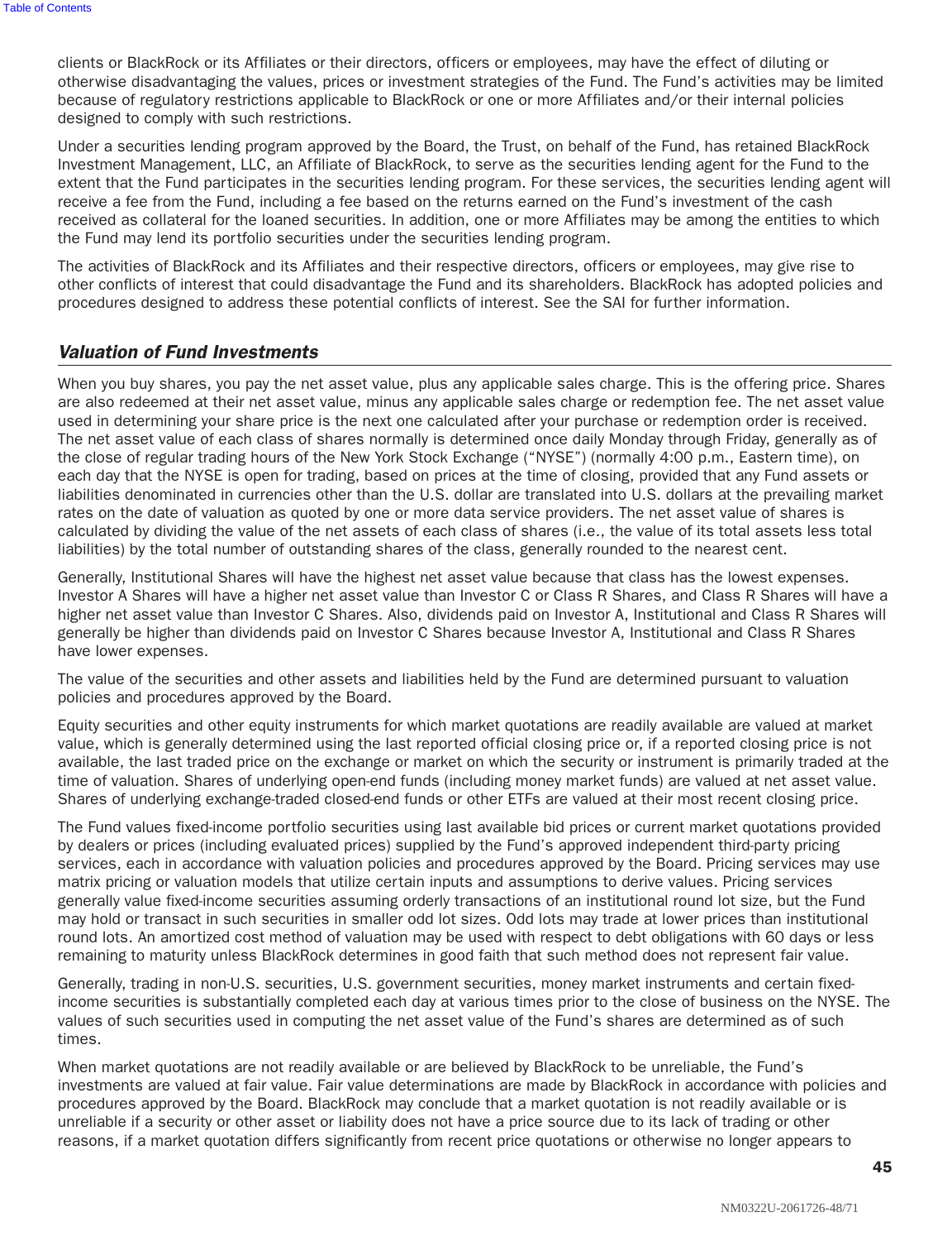clients or BlackRock or its Affiliates or their directors, officers or employees, may have the effect of diluting or otherwise disadvantaging the values, prices or investment strategies of the Fund. The Fund's activities may be limited because of regulatory restrictions applicable to BlackRock or one or more Affiliates and/or their internal policies designed to comply with such restrictions.

Under a securities lending program approved by the Board, the Trust, on behalf of the Fund, has retained BlackRock Investment Management, LLC, an Affiliate of BlackRock, to serve as the securities lending agent for the Fund to the extent that the Fund participates in the securities lending program. For these services, the securities lending agent will receive a fee from the Fund, including a fee based on the returns earned on the Fund's investment of the cash received as collateral for the loaned securities. In addition, one or more Affiliates may be among the entities to which the Fund may lend its portfolio securities under the securities lending program.

The activities of BlackRock and its Affiliates and their respective directors, officers or employees, may give rise to other conflicts of interest that could disadvantage the Fund and its shareholders. BlackRock has adopted policies and procedures designed to address these potential conflicts of interest. See the SAI for further information.

## *Valuation of Fund Investments*

When you buy shares, you pay the net asset value, plus any applicable sales charge. This is the offering price. Shares are also redeemed at their net asset value, minus any applicable sales charge or redemption fee. The net asset value used in determining your share price is the next one calculated after your purchase or redemption order is received. The net asset value of each class of shares normally is determined once daily Monday through Friday, generally as of the close of regular trading hours of the New York Stock Exchange ("NYSE") (normally 4:00 p.m., Eastern time), on each day that the NYSE is open for trading, based on prices at the time of closing, provided that any Fund assets or liabilities denominated in currencies other than the U.S. dollar are translated into U.S. dollars at the prevailing market rates on the date of valuation as quoted by one or more data service providers. The net asset value of shares is calculated by dividing the value of the net assets of each class of shares (i.e., the value of its total assets less total liabilities) by the total number of outstanding shares of the class, generally rounded to the nearest cent.

Generally, Institutional Shares will have the highest net asset value because that class has the lowest expenses. Investor A Shares will have a higher net asset value than Investor C or Class R Shares, and Class R Shares will have a higher net asset value than Investor C Shares. Also, dividends paid on Investor A, Institutional and Class R Shares will generally be higher than dividends paid on Investor C Shares because Investor A, Institutional and Class R Shares have lower expenses.

The value of the securities and other assets and liabilities held by the Fund are determined pursuant to valuation policies and procedures approved by the Board.

Equity securities and other equity instruments for which market quotations are readily available are valued at market value, which is generally determined using the last reported official closing price or, if a reported closing price is not available, the last traded price on the exchange or market on which the security or instrument is primarily traded at the time of valuation. Shares of underlying open-end funds (including money market funds) are valued at net asset value. Shares of underlying exchange-traded closed-end funds or other ETFs are valued at their most recent closing price.

The Fund values fixed-income portfolio securities using last available bid prices or current market quotations provided by dealers or prices (including evaluated prices) supplied by the Fund's approved independent third-party pricing services, each in accordance with valuation policies and procedures approved by the Board. Pricing services may use matrix pricing or valuation models that utilize certain inputs and assumptions to derive values. Pricing services generally value fixed-income securities assuming orderly transactions of an institutional round lot size, but the Fund may hold or transact in such securities in smaller odd lot sizes. Odd lots may trade at lower prices than institutional round lots. An amortized cost method of valuation may be used with respect to debt obligations with 60 days or less remaining to maturity unless BlackRock determines in good faith that such method does not represent fair value.

Generally, trading in non-U.S. securities, U.S. government securities, money market instruments and certain fixed-income securities is substantially completed each day at various times prior to the close of business on the NYSE. The values of such securities used in computing the net asset value of the Fund's shares are determined as of such times.

When market quotations are not readily available or are believed by BlackRock to be unreliable, the Fund's investments are valued at fair value. Fair value determinations are made by BlackRock in accordance with policies and procedures approved by the Board. BlackRock may conclude that a market quotation is not readily available or is unreliable if a security or other asset or liability does not have a price source due to its lack of trading or other reasons, if a market quotation differs significantly from recent price quotations or otherwise no longer appears to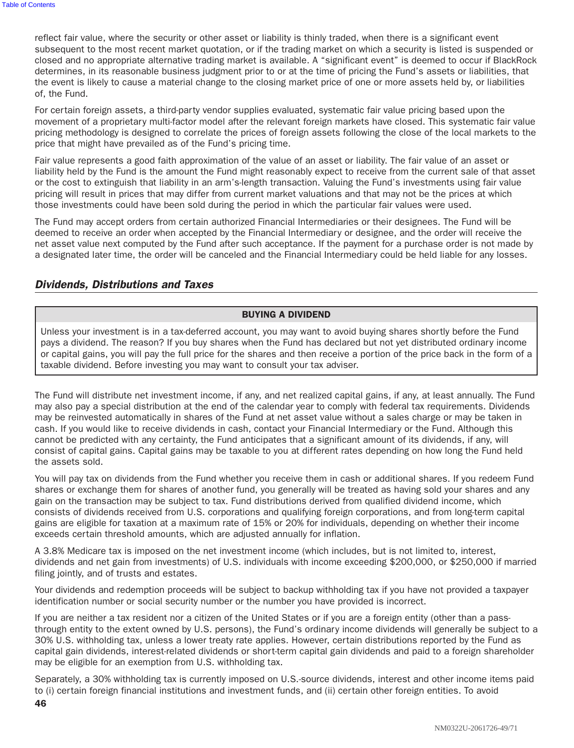reflect fair value, where the security or other asset or liability is thinly traded, when there is a significant event subsequent to the most recent market quotation, or if the trading market on which a security is listed is suspended or closed and no appropriate alternative trading market is available. A "significant event" is deemed to occur if BlackRock determines, in its reasonable business judgment prior to or at the time of pricing the Fund's assets or liabilities, that the event is likely to cause a material change to the closing market price of one or more assets held by, or liabilities of, the Fund.

For certain foreign assets, a third-party vendor supplies evaluated, systematic fair value pricing based upon the movement of a proprietary multi-factor model after the relevant foreign markets have closed. This systematic fair value pricing methodology is designed to correlate the prices of foreign assets following the close of the local markets to the price that might have prevailed as of the Fund's pricing time.

Fair value represents a good faith approximation of the value of an asset or liability. The fair value of an asset or liability held by the Fund is the amount the Fund might reasonably expect to receive from the current sale of that asset or the cost to extinguish that liability in an arm's-length transaction. Valuing the Fund's investments using fair value pricing will result in prices that may differ from current market valuations and that may not be the prices at which those investments could have been sold during the period in which the particular fair values were used.

The Fund may accept orders from certain authorized Financial Intermediaries or their designees. The Fund will be deemed to receive an order when accepted by the Financial Intermediary or designee, and the order will receive the net asset value next computed by the Fund after such acceptance. If the payment for a purchase order is not made by a designated later time, the order will be canceled and the Financial Intermediary could be held liable for any losses.

## *Dividends, Distributions and Taxes*

| BUYING A DIVIDEND |
| --- |
| Unless your investment is in a tax-deferred account, you may want to avoid buying shares shortly before the Fund pays a dividend. The reason? If you buy shares when the Fund has declared but not yet distributed ordinary income or capital gains, you will pay the full price for the shares and then receive a portion of the price back in the form of a taxable dividend. Before investing you may want to consult your tax adviser. |

The Fund will distribute net investment income, if any, and net realized capital gains, if any, at least annually. The Fund may also pay a special distribution at the end of the calendar year to comply with federal tax requirements. Dividends may be reinvested automatically in shares of the Fund at net asset value without a sales charge or may be taken in cash. If you would like to receive dividends in cash, contact your Financial Intermediary or the Fund. Although this cannot be predicted with any certainty, the Fund anticipates that a significant amount of its dividends, if any, will consist of capital gains. Capital gains may be taxable to you at different rates depending on how long the Fund held the assets sold.

You will pay tax on dividends from the Fund whether you receive them in cash or additional shares. If you redeem Fund shares or exchange them for shares of another fund, you generally will be treated as having sold your shares and any gain on the transaction may be subject to tax. Fund distributions derived from qualified dividend income, which consists of dividends received from U.S. corporations and qualifying foreign corporations, and from long-term capital gains are eligible for taxation at a maximum rate of 15% or 20% for individuals, depending on whether their income exceeds certain threshold amounts, which are adjusted annually for inflation.

A 3.8% Medicare tax is imposed on the net investment income (which includes, but is not limited to, interest, dividends and net gain from investments) of U.S. individuals with income exceeding $200,000, or $250,000 if married filing jointly, and of trusts and estates.

Your dividends and redemption proceeds will be subject to backup withholding tax if you have not provided a taxpayer identification number or social security number or the number you have provided is incorrect.

If you are neither a tax resident nor a citizen of the United States or if you are a foreign entity (other than a pass-through entity to the extent owned by U.S. persons), the Fund's ordinary income dividends will generally be subject to a 30% U.S. withholding tax, unless a lower treaty rate applies. However, certain distributions reported by the Fund as capital gain dividends, interest-related dividends or short-term capital gain dividends and paid to a foreign shareholder may be eligible for an exemption from U.S. withholding tax.

Separately, a 30% withholding tax is currently imposed on U.S.-source dividends, interest and other income items paid to (i) certain foreign financial institutions and investment funds, and (ii) certain other foreign entities. To avoid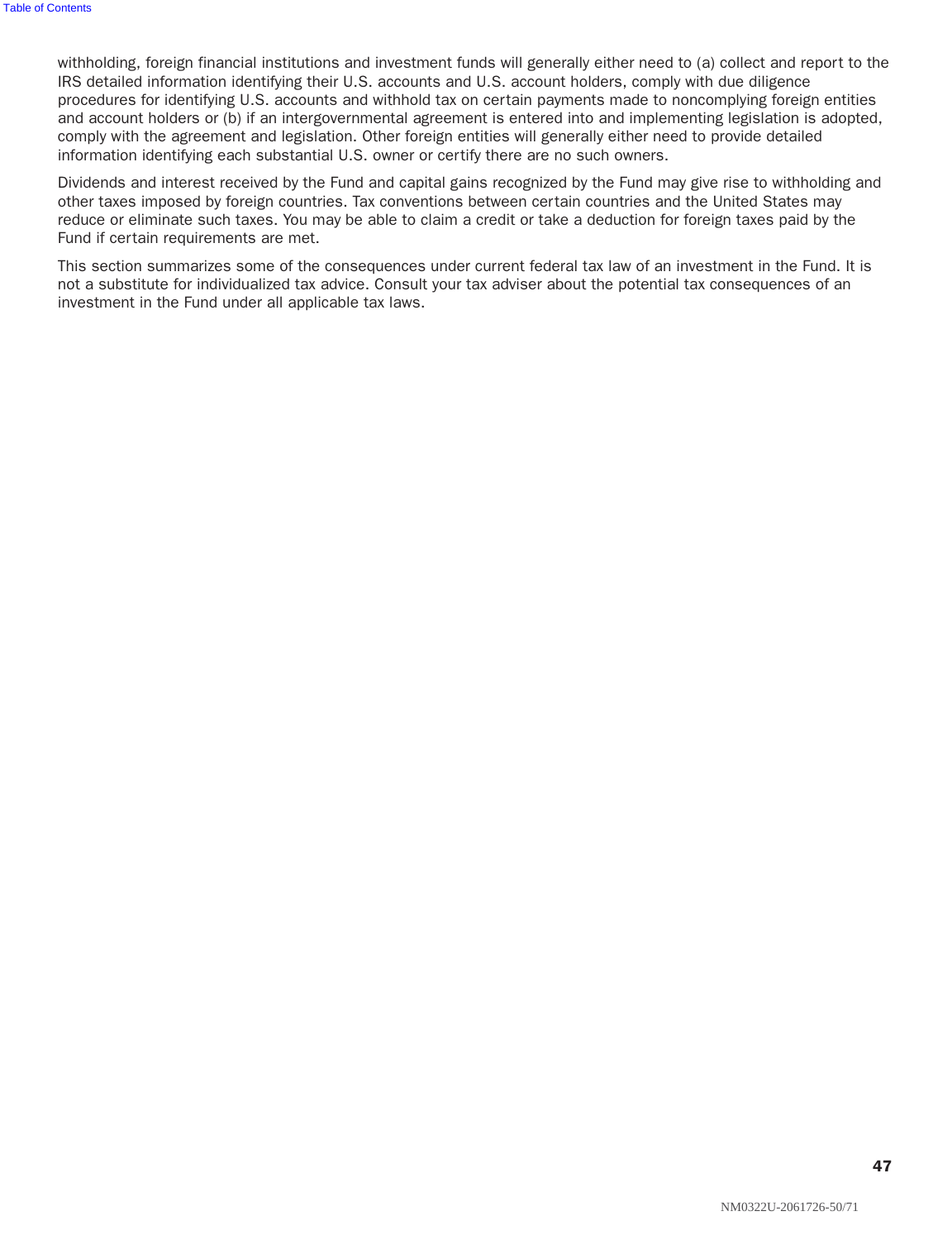withholding, foreign financial institutions and investment funds will generally either need to (a) collect and report to the IRS detailed information identifying their U.S. accounts and U.S. account holders, comply with due diligence procedures for identifying U.S. accounts and withhold tax on certain payments made to noncomplying foreign entities and account holders or (b) if an intergovernmental agreement is entered into and implementing legislation is adopted, comply with the agreement and legislation. Other foreign entities will generally either need to provide detailed information identifying each substantial U.S. owner or certify there are no such owners.

Dividends and interest received by the Fund and capital gains recognized by the Fund may give rise to withholding and other taxes imposed by foreign countries. Tax conventions between certain countries and the United States may reduce or eliminate such taxes. You may be able to claim a credit or take a deduction for foreign taxes paid by the Fund if certain requirements are met.

This section summarizes some of the consequences under current federal tax law of an investment in the Fund. It is not a substitute for individualized tax advice. Consult your tax adviser about the potential tax consequences of an investment in the Fund under all applicable tax laws.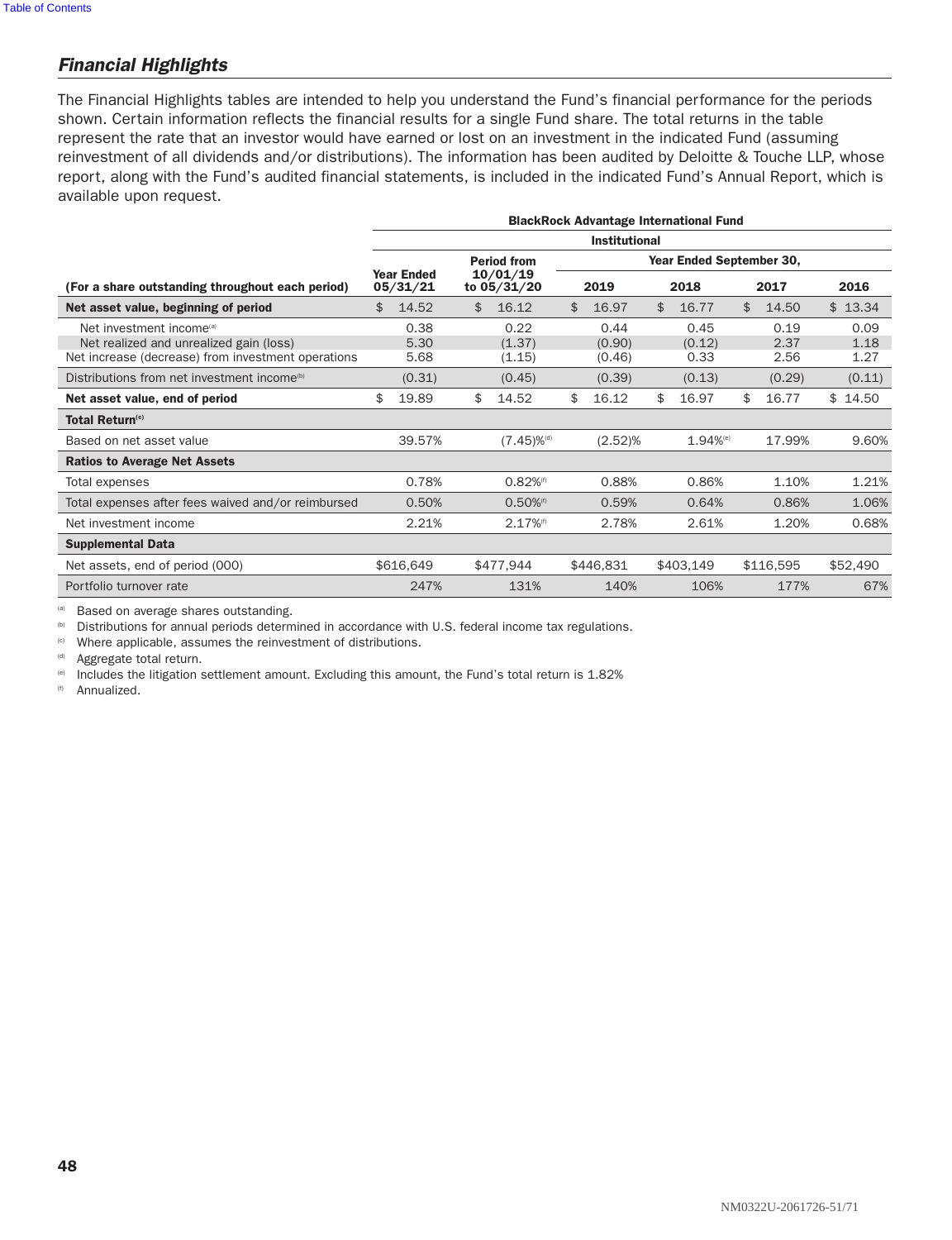## *Financial Highlights*

The Financial Highlights tables are intended to help you understand the Fund's financial performance for the periods shown. Certain information reflects the financial results for a single Fund share. The total returns in the table represent the rate that an investor would have earned or lost on an investment in the indicated Fund (assuming reinvestment of all dividends and/or distributions). The information has been audited by Deloitte & Touche LLP, whose report, along with the Fund's audited financial statements, is included in the indicated Fund's Annual Report, which is available upon request.

| | BlackRock Advantage International Fund | | | | | |
|---|---|---|---|---|---|---|
| | Institutional | | | | | |
| | | | Year Ended September 30, | | | |
| (For a share outstanding throughout each period) | Year Ended 05/31/21 | Period from 10/01/19 to 05/31/20 | 2019 | 2018 | 2017 | 2016 |
| **Net asset value, beginning of period** | $ 14.52 | $ 16.12 | $ 16.97 | $ 16.77 | $ 14.50 | $ 13.34 |
| Net investment income[a] | 0.38 | 0.22 | 0.44 | 0.45 | 0.19 | 0.09 |
| Net realized and unrealized gain (loss) | 5.30 | (1.37) | (0.90) | (0.12) | 2.37 | 1.18 |
| Net increase (decrease) from investment operations | 5.68 | (1.15) | (0.46) | 0.33 | 2.56 | 1.27 |
| Distributions from net investment income[b] | (0.31) | (0.45) | (0.39) | (0.13) | (0.29) | (0.11) |
| **Net asset value, end of period** | $ 19.89 | $ 14.52 | $ 16.12 | $ 16.97 | $ 16.77 | $ 14.50 |
| **Total Return[c]** | | | | | | |
| Based on net asset value | 39.57% | (7.45)%[d] | (2.52)% | 1.94%[e] | 17.99% | 9.60% |
| **Ratios to Average Net Assets** | | | | | | |
| Total expenses | 0.78% | 0.82%[f] | 0.88% | 0.86% | 1.10% | 1.21% |
| Total expenses after fees waived and/or reimbursed | 0.50% | 0.50%[f] | 0.59% | 0.64% | 0.86% | 1.06% |
| Net investment income | 2.21% | 2.17%[f] | 2.78% | 2.61% | 1.20% | 0.68% |
| **Supplemental Data** | | | | | | |
| Net assets, end of period (000) | $616,649 | $477,944 | $446,831 | $403,149 | $116,595 | $52,490 |
| Portfolio turnover rate | 247% | 131% | 140% | 106% | 177% | 67% |

[a] Based on average shares outstanding.
[b] Distributions for annual periods determined in accordance with U.S. federal income tax regulations.
[c] Where applicable, assumes the reinvestment of distributions.
[d] Aggregate total return.
[e] Includes the litigation settlement amount. Excluding this amount, the Fund's total return is 1.82%
[f] Annualized.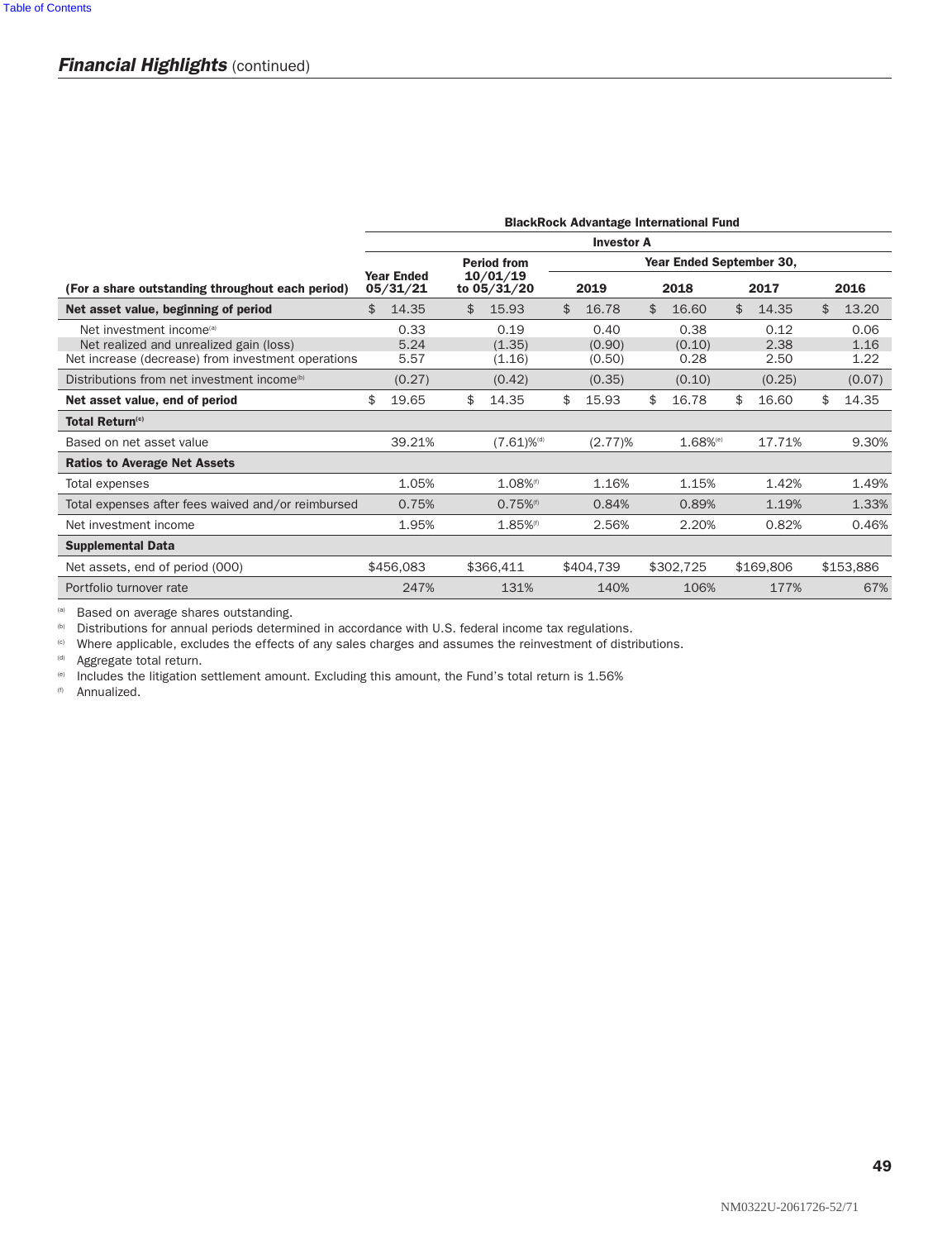## *Financial Highlights* (continued)

| | BlackRock Advantage International Fund | | | | | |
|---|---|---|---|---|---|---|
| | Investor A | | | | | |
| | | | Year Ended September 30, | | | |
| (For a share outstanding throughout each period) | Year Ended 05/31/21 | Period from 10/01/19 to 05/31/20 | 2019 | 2018 | 2017 | 2016 |
| **Net asset value, beginning of period** | $ 14.35 | $ 15.93 | $ 16.78 | $ 16.60 | $ 14.35 | $ 13.20 |
| Net investment income[(a)] | 0.33 | 0.19 | 0.40 | 0.38 | 0.12 | 0.06 |
| Net realized and unrealized gain (loss) | 5.24 | (1.35) | (0.90) | (0.10) | 2.38 | 1.16 |
| Net increase (decrease) from investment operations | 5.57 | (1.16) | (0.50) | 0.28 | 2.50 | 1.22 |
| Distributions from net investment income[(b)] | (0.27) | (0.42) | (0.35) | (0.10) | (0.25) | (0.07) |
| **Net asset value, end of period** | $ 19.65 | $ 14.35 | $ 15.93 | $ 16.78 | $ 16.60 | $ 14.35 |
| **Total Return[(c)]** | | | | | | |
| Based on net asset value | 39.21% | (7.61)%[(d)] | (2.77)% | 1.68%[(e)] | 17.71% | 9.30% |
| **Ratios to Average Net Assets** | | | | | | |
| Total expenses | 1.05% | 1.08%[(f)] | 1.16% | 1.15% | 1.42% | 1.49% |
| Total expenses after fees waived and/or reimbursed | 0.75% | 0.75%[(f)] | 0.84% | 0.89% | 1.19% | 1.33% |
| Net investment income | 1.95% | 1.85%[(f)] | 2.56% | 2.20% | 0.82% | 0.46% |
| **Supplemental Data** | | | | | | |
| Net assets, end of period (000) | $456,083 | $366,411 | $404,739 | $302,725 | $169,806 | $153,886 |
| Portfolio turnover rate | 247% | 131% | 140% | 106% | 177% | 67% |

(a) Based on average shares outstanding.
(b) Distributions for annual periods determined in accordance with U.S. federal income tax regulations.
(c) Where applicable, excludes the effects of any sales charges and assumes the reinvestment of distributions.
(d) Aggregate total return.
(e) Includes the litigation settlement amount. Excluding this amount, the Fund's total return is 1.56%
(f) Annualized.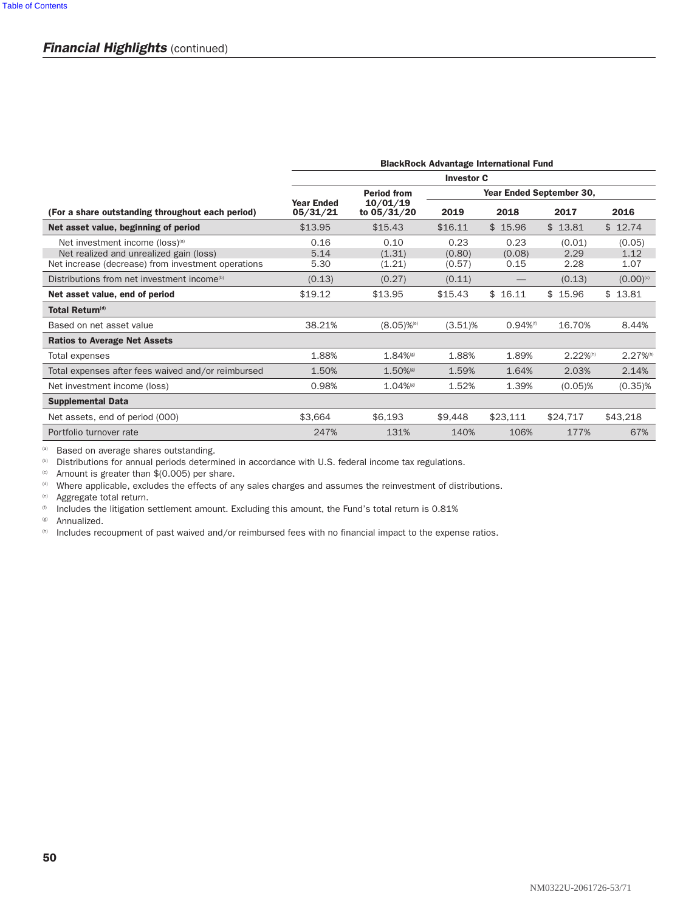## *Financial Highlights* (continued)

| | BlackRock Advantage International Fund | | | | | |
|---|---|---|---|---|---|---|
| | Investor C | | | | | |
| | | Period from | Year Ended September 30, | | | |
| (For a share outstanding throughout each period) | Year Ended 05/31/21 | 10/01/19 to 05/31/20 | 2019 | 2018 | 2017 | 2016 |
| **Net asset value, beginning of period** | $13.95 | $15.43 | $16.11 | $ 15.96 | $ 13.81 | $ 12.74 |
| Net investment income (loss)[(a)] | 0.16 | 0.10 | 0.23 | 0.23 | (0.01) | (0.05) |
| Net realized and unrealized gain (loss) | 5.14 | (1.31) | (0.80) | (0.08) | 2.29 | 1.12 |
| Net increase (decrease) from investment operations | 5.30 | (1.21) | (0.57) | 0.15 | 2.28 | 1.07 |
| Distributions from net investment income[(b)] | (0.13) | (0.27) | (0.11) | — | (0.13) | (0.00)[(c)] |
| **Net asset value, end of period** | $19.12 | $13.95 | $15.43 | $ 16.11 | $ 15.96 | $ 13.81 |
| **Total Return[(d)]** | | | | | | |
| Based on net asset value | 38.21% | (8.05)%[(e)] | (3.51)% | 0.94%[(f)] | 16.70% | 8.44% |
| **Ratios to Average Net Assets** | | | | | | |
| Total expenses | 1.88% | 1.84%[(g)] | 1.88% | 1.89% | 2.22%[(h)] | 2.27%[(h)] |
| Total expenses after fees waived and/or reimbursed | 1.50% | 1.50%[(g)] | 1.59% | 1.64% | 2.03% | 2.14% |
| Net investment income (loss) | 0.98% | 1.04%[(g)] | 1.52% | 1.39% | (0.05)% | (0.35)% |
| **Supplemental Data** | | | | | | |
| Net assets, end of period (000) | $3,664 | $6,193 | $9,448 | $23,111 | $24,717 | $43,218 |
| Portfolio turnover rate | 247% | 131% | 140% | 106% | 177% | 67% |

(a) Based on average shares outstanding.
(b) Distributions for annual periods determined in accordance with U.S. federal income tax regulations.
(c) Amount is greater than $(0.005) per share.
(d) Where applicable, excludes the effects of any sales charges and assumes the reinvestment of distributions.
(e) Aggregate total return.
(f) Includes the litigation settlement amount. Excluding this amount, the Fund's total return is 0.81%
(g) Annualized.
(h) Includes recoupment of past waived and/or reimbursed fees with no financial impact to the expense ratios.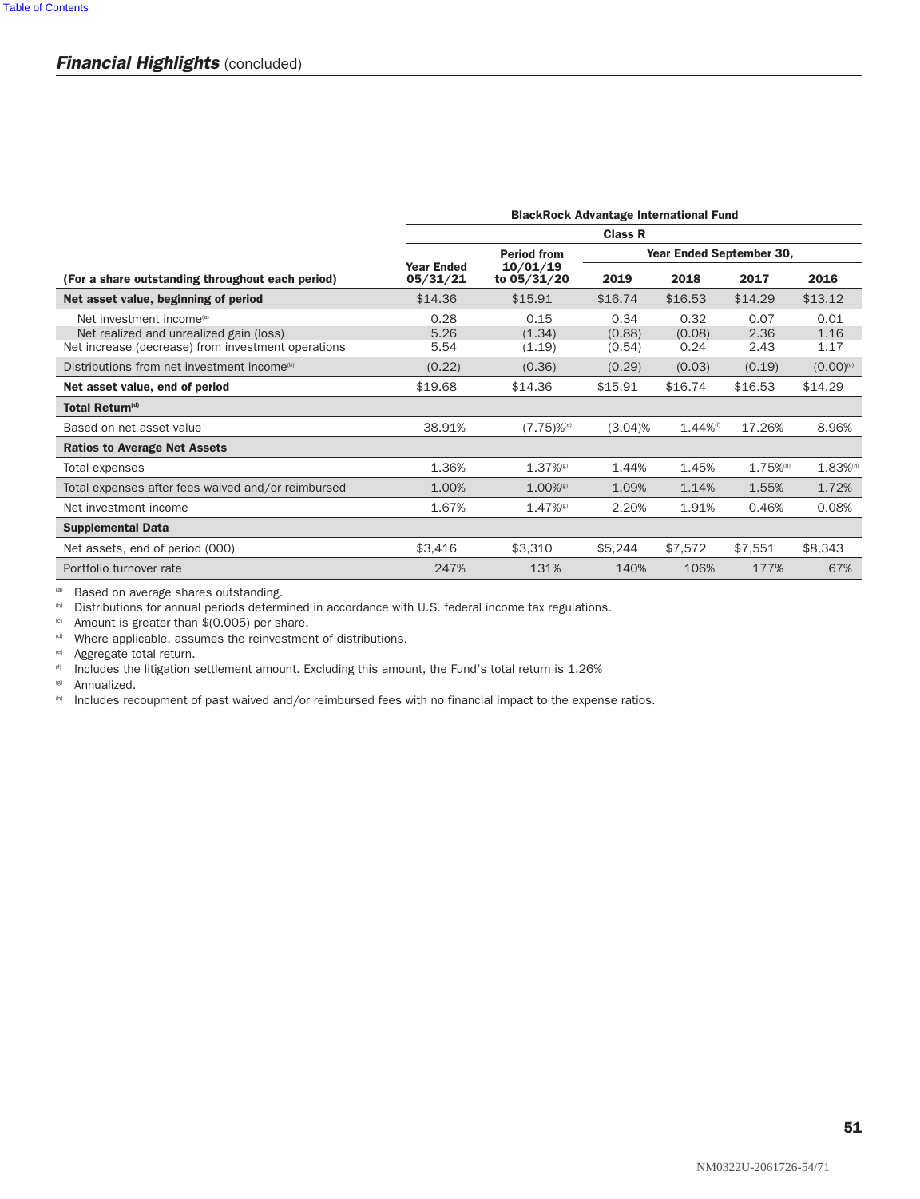## *Financial Highlights* (concluded)

| | BlackRock Advantage International Fund | | | | | |
|---|---|---|---|---|---|---|
| | Class R | | | | | |
| | | Period from | Year Ended September 30, | | | |
| (For a share outstanding throughout each period) | Year Ended 05/31/21 | 10/01/19 to 05/31/20 | 2019 | 2018 | 2017 | 2016 |
| **Net asset value, beginning of period** | $14.36 | $15.91 | $16.74 | $16.53 | $14.29 | $13.12 |
| Net investment income[(a)] | 0.28 | 0.15 | 0.34 | 0.32 | 0.07 | 0.01 |
| Net realized and unrealized gain (loss) | 5.26 | (1.34) | (0.88) | (0.08) | 2.36 | 1.16 |
| Net increase (decrease) from investment operations | 5.54 | (1.19) | (0.54) | 0.24 | 2.43 | 1.17 |
| Distributions from net investment income[(b)] | (0.22) | (0.36) | (0.29) | (0.03) | (0.19) | (0.00)[(c)] |
| **Net asset value, end of period** | $19.68 | $14.36 | $15.91 | $16.74 | $16.53 | $14.29 |
| **Total Return[(d)]** | | | | | | |
| Based on net asset value | 38.91% | (7.75)%[(e)] | (3.04)% | 1.44%[(f)] | 17.26% | 8.96% |
| **Ratios to Average Net Assets** | | | | | | |
| Total expenses | 1.36% | 1.37%[(g)] | 1.44% | 1.45% | 1.75%[(h)] | 1.83%[(h)] |
| Total expenses after fees waived and/or reimbursed | 1.00% | 1.00%[(g)] | 1.09% | 1.14% | 1.55% | 1.72% |
| Net investment income | 1.67% | 1.47%[(g)] | 2.20% | 1.91% | 0.46% | 0.08% |
| **Supplemental Data** | | | | | | |
| Net assets, end of period (000) | $3,416 | $3,310 | $5,244 | $7,572 | $7,551 | $8,343 |
| Portfolio turnover rate | 247% | 131% | 140% | 106% | 177% | 67% |

(a) Based on average shares outstanding.
(b) Distributions for annual periods determined in accordance with U.S. federal income tax regulations.
(c) Amount is greater than $(0.005) per share.
(d) Where applicable, assumes the reinvestment of distributions.
(e) Aggregate total return.
(f) Includes the litigation settlement amount. Excluding this amount, the Fund's total return is 1.26%
(g) Annualized.
(h) Includes recoupment of past waived and/or reimbursed fees with no financial impact to the expense ratios.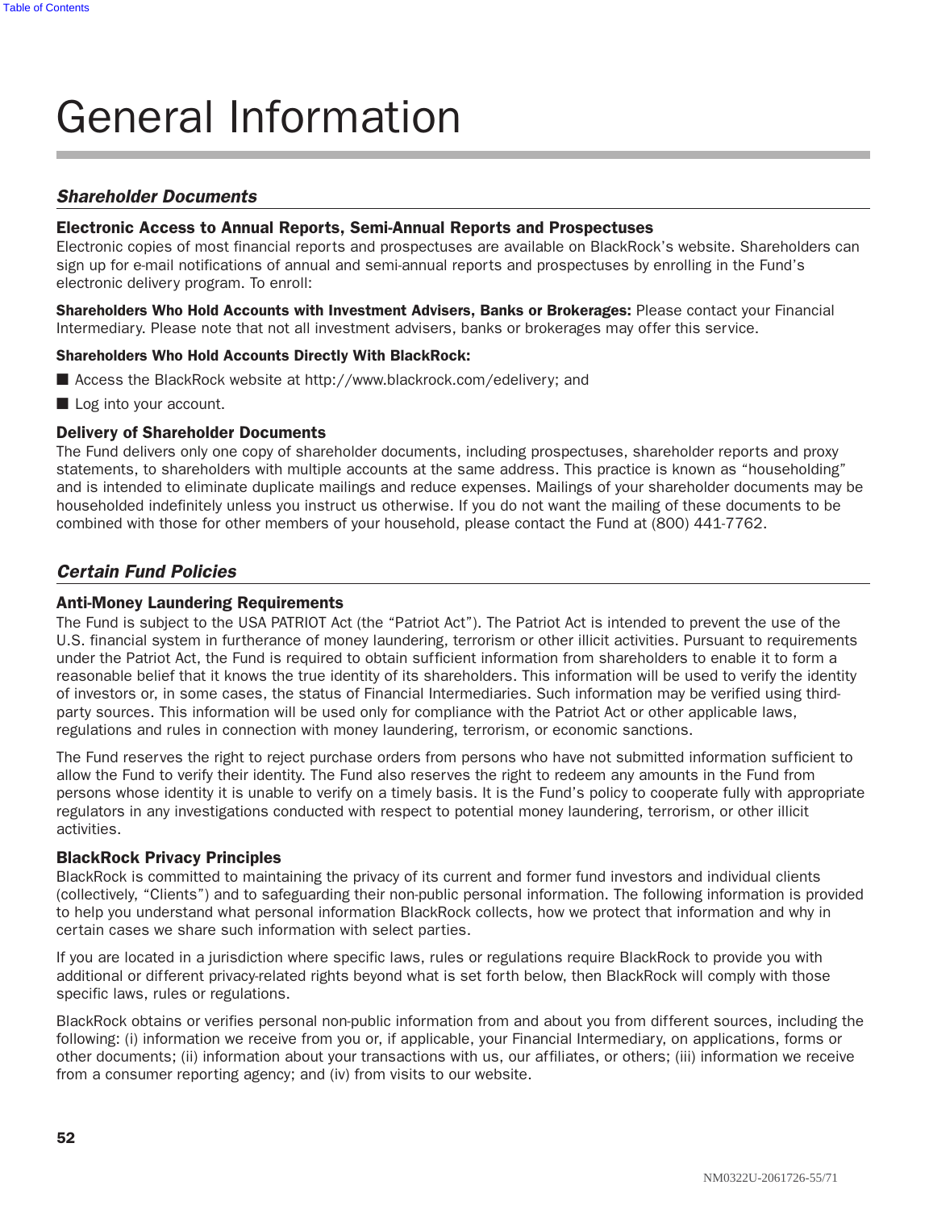# General Information

## *Shareholder Documents*

### Electronic Access to Annual Reports, Semi-Annual Reports and Prospectuses

Electronic copies of most financial reports and prospectuses are available on BlackRock's website. Shareholders can sign up for e-mail notifications of annual and semi-annual reports and prospectuses by enrolling in the Fund's electronic delivery program. To enroll:

**Shareholders Who Hold Accounts with Investment Advisers, Banks or Brokerages:** Please contact your Financial Intermediary. Please note that not all investment advisers, banks or brokerages may offer this service.

**Shareholders Who Hold Accounts Directly With BlackRock:**

- Access the BlackRock website at http://www.blackrock.com/edelivery; and
- Log into your account.

### Delivery of Shareholder Documents

The Fund delivers only one copy of shareholder documents, including prospectuses, shareholder reports and proxy statements, to shareholders with multiple accounts at the same address. This practice is known as "householding" and is intended to eliminate duplicate mailings and reduce expenses. Mailings of your shareholder documents may be householded indefinitely unless you instruct us otherwise. If you do not want the mailing of these documents to be combined with those for other members of your household, please contact the Fund at (800) 441-7762.

## *Certain Fund Policies*

### Anti-Money Laundering Requirements

The Fund is subject to the USA PATRIOT Act (the "Patriot Act"). The Patriot Act is intended to prevent the use of the U.S. financial system in furtherance of money laundering, terrorism or other illicit activities. Pursuant to requirements under the Patriot Act, the Fund is required to obtain sufficient information from shareholders to enable it to form a reasonable belief that it knows the true identity of its shareholders. This information will be used to verify the identity of investors or, in some cases, the status of Financial Intermediaries. Such information may be verified using third-party sources. This information will be used only for compliance with the Patriot Act or other applicable laws, regulations and rules in connection with money laundering, terrorism, or economic sanctions.

The Fund reserves the right to reject purchase orders from persons who have not submitted information sufficient to allow the Fund to verify their identity. The Fund also reserves the right to redeem any amounts in the Fund from persons whose identity it is unable to verify on a timely basis. It is the Fund's policy to cooperate fully with appropriate regulators in any investigations conducted with respect to potential money laundering, terrorism, or other illicit activities.

### BlackRock Privacy Principles

BlackRock is committed to maintaining the privacy of its current and former fund investors and individual clients (collectively, "Clients") and to safeguarding their non-public personal information. The following information is provided to help you understand what personal information BlackRock collects, how we protect that information and why in certain cases we share such information with select parties.

If you are located in a jurisdiction where specific laws, rules or regulations require BlackRock to provide you with additional or different privacy-related rights beyond what is set forth below, then BlackRock will comply with those specific laws, rules or regulations.

BlackRock obtains or verifies personal non-public information from and about you from different sources, including the following: (i) information we receive from you or, if applicable, your Financial Intermediary, on applications, forms or other documents; (ii) information about your transactions with us, our affiliates, or others; (iii) information we receive from a consumer reporting agency; and (iv) from visits to our website.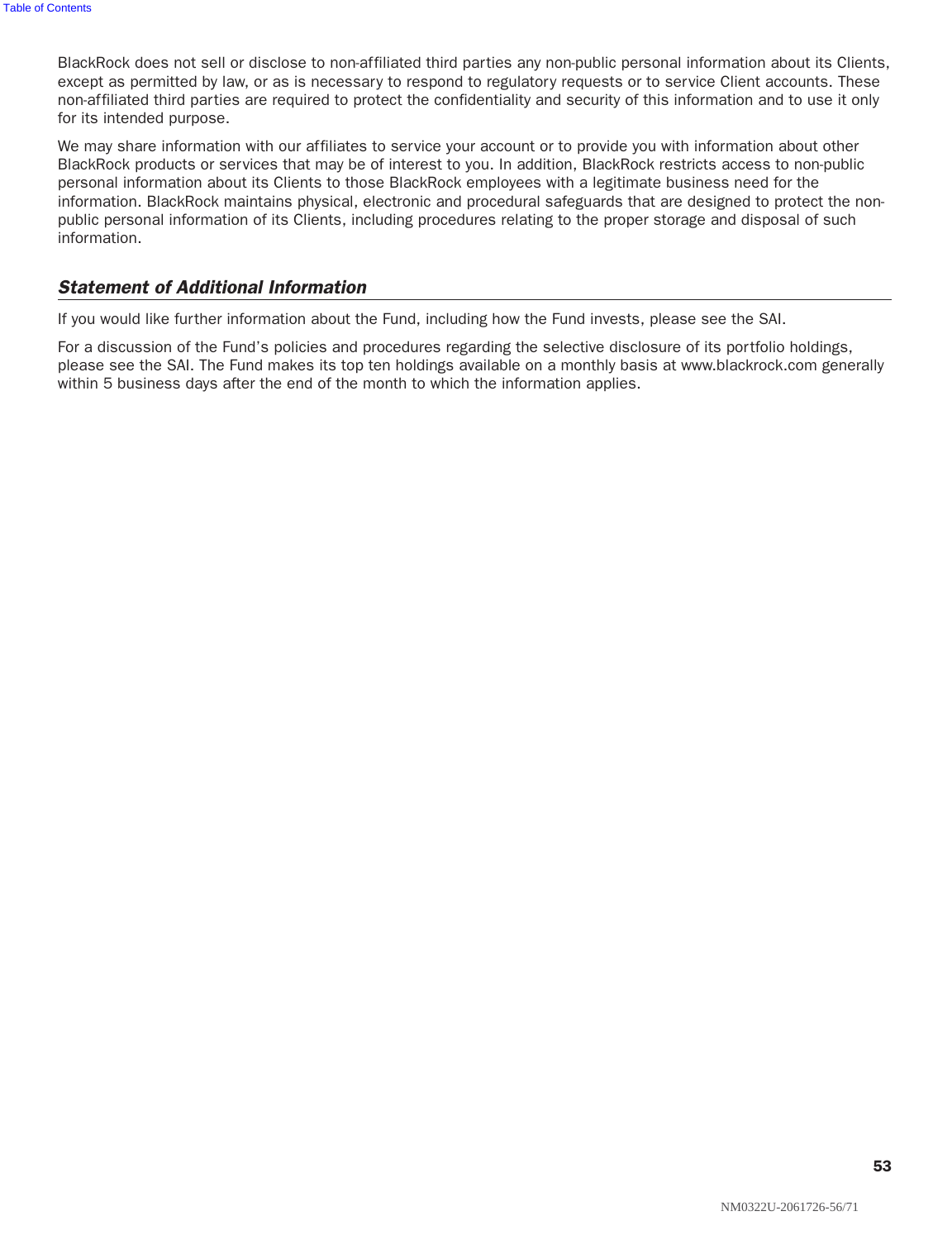BlackRock does not sell or disclose to non-affiliated third parties any non-public personal information about its Clients, except as permitted by law, or as is necessary to respond to regulatory requests or to service Client accounts. These non-affiliated third parties are required to protect the confidentiality and security of this information and to use it only for its intended purpose.

We may share information with our affiliates to service your account or to provide you with information about other BlackRock products or services that may be of interest to you. In addition, BlackRock restricts access to non-public personal information about its Clients to those BlackRock employees with a legitimate business need for the information. BlackRock maintains physical, electronic and procedural safeguards that are designed to protect the non-public personal information of its Clients, including procedures relating to the proper storage and disposal of such information.

### ***Statement of Additional Information***

If you would like further information about the Fund, including how the Fund invests, please see the SAI.

For a discussion of the Fund's policies and procedures regarding the selective disclosure of its portfolio holdings, please see the SAI. The Fund makes its top ten holdings available on a monthly basis at www.blackrock.com generally within 5 business days after the end of the month to which the information applies.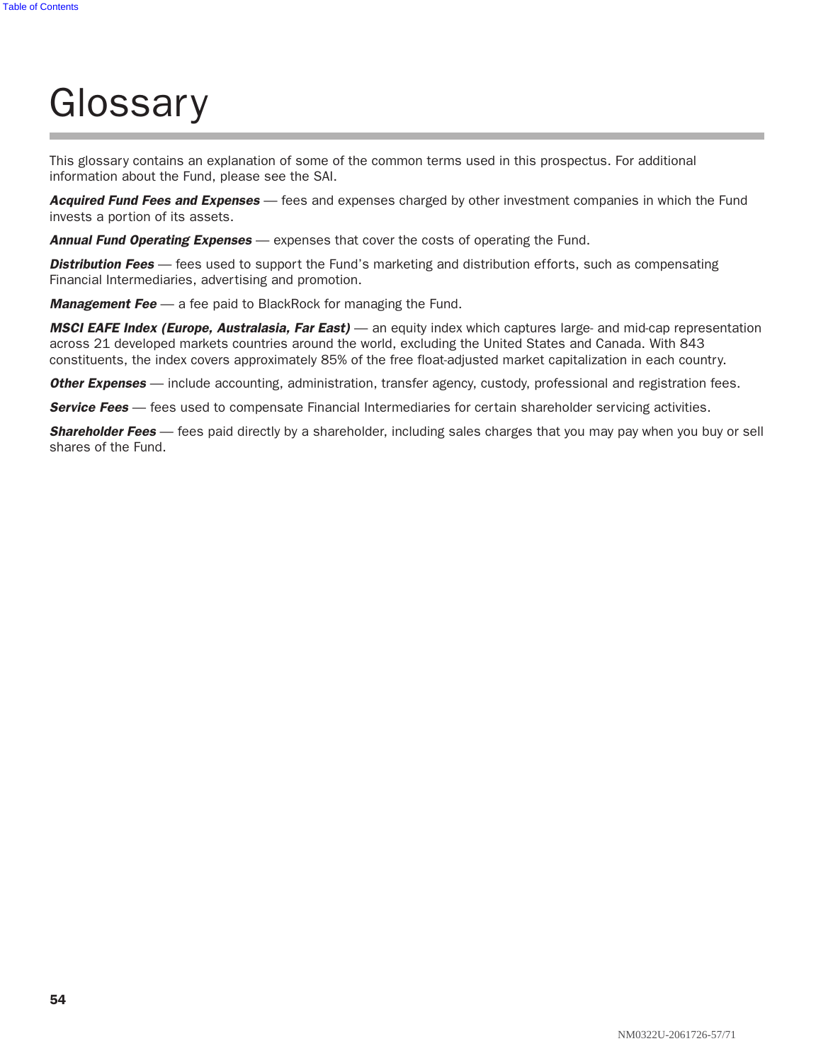# Glossary

This glossary contains an explanation of some of the common terms used in this prospectus. For additional information about the Fund, please see the SAI.

***Acquired Fund Fees and Expenses*** — fees and expenses charged by other investment companies in which the Fund invests a portion of its assets.

***Annual Fund Operating Expenses*** — expenses that cover the costs of operating the Fund.

***Distribution Fees*** — fees used to support the Fund's marketing and distribution efforts, such as compensating Financial Intermediaries, advertising and promotion.

***Management Fee*** — a fee paid to BlackRock for managing the Fund.

***MSCI EAFE Index (Europe, Australasia, Far East)*** — an equity index which captures large- and mid-cap representation across 21 developed markets countries around the world, excluding the United States and Canada. With 843 constituents, the index covers approximately 85% of the free float-adjusted market capitalization in each country.

***Other Expenses*** — include accounting, administration, transfer agency, custody, professional and registration fees.

***Service Fees*** — fees used to compensate Financial Intermediaries for certain shareholder servicing activities.

***Shareholder Fees*** — fees paid directly by a shareholder, including sales charges that you may pay when you buy or sell shares of the Fund.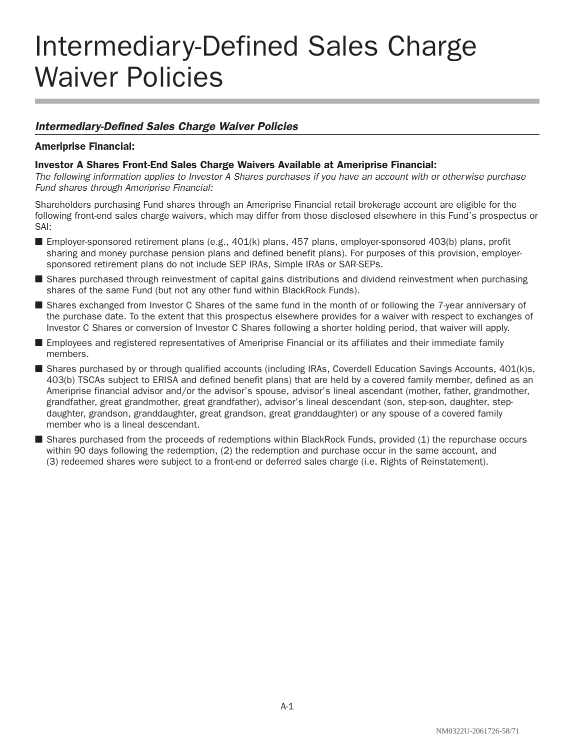# Intermediary-Defined Sales Charge Waiver Policies

## *Intermediary-Defined Sales Charge Waiver Policies*

**Ameriprise Financial:**

**Investor A Shares Front-End Sales Charge Waivers Available at Ameriprise Financial:**

*The following information applies to Investor A Shares purchases if you have an account with or otherwise purchase Fund shares through Ameriprise Financial:*

Shareholders purchasing Fund shares through an Ameriprise Financial retail brokerage account are eligible for the following front-end sales charge waivers, which may differ from those disclosed elsewhere in this Fund's prospectus or SAI:

- Employer-sponsored retirement plans (e.g., 401(k) plans, 457 plans, employer-sponsored 403(b) plans, profit sharing and money purchase pension plans and defined benefit plans). For purposes of this provision, employer-sponsored retirement plans do not include SEP IRAs, Simple IRAs or SAR-SEPs.
- Shares purchased through reinvestment of capital gains distributions and dividend reinvestment when purchasing shares of the same Fund (but not any other fund within BlackRock Funds).
- Shares exchanged from Investor C Shares of the same fund in the month of or following the 7-year anniversary of the purchase date. To the extent that this prospectus elsewhere provides for a waiver with respect to exchanges of Investor C Shares or conversion of Investor C Shares following a shorter holding period, that waiver will apply.
- Employees and registered representatives of Ameriprise Financial or its affiliates and their immediate family members.
- Shares purchased by or through qualified accounts (including IRAs, Coverdell Education Savings Accounts, 401(k)s, 403(b) TSCAs subject to ERISA and defined benefit plans) that are held by a covered family member, defined as an Ameriprise financial advisor and/or the advisor's spouse, advisor's lineal ascendant (mother, father, grandmother, grandfather, great grandmother, great grandfather), advisor's lineal descendant (son, step-son, daughter, step-daughter, grandson, granddaughter, great grandson, great granddaughter) or any spouse of a covered family member who is a lineal descendant.
- Shares purchased from the proceeds of redemptions within BlackRock Funds, provided (1) the repurchase occurs within 90 days following the redemption, (2) the redemption and purchase occur in the same account, and (3) redeemed shares were subject to a front-end or deferred sales charge (i.e. Rights of Reinstatement).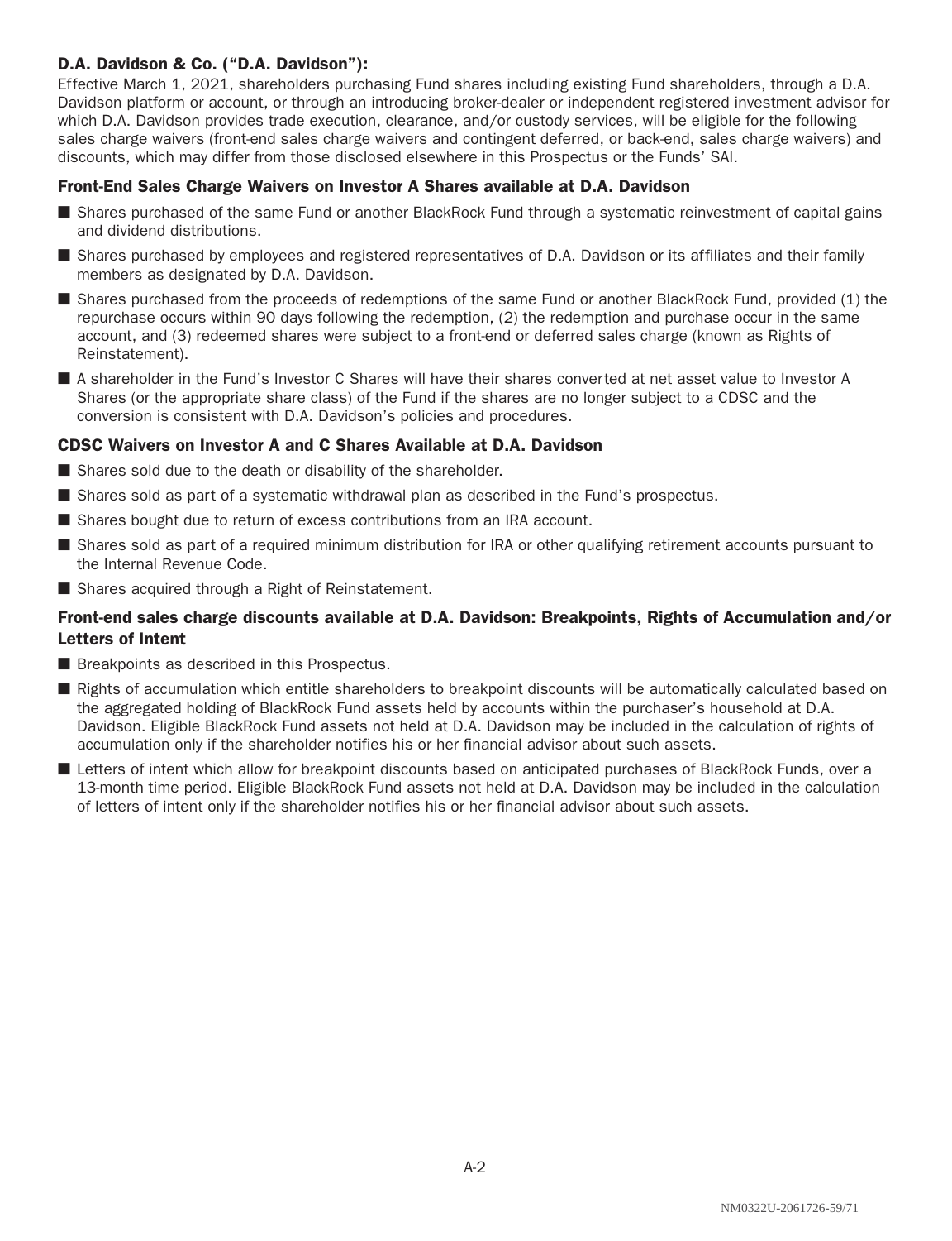## D.A. Davidson & Co. ("D.A. Davidson"):

Effective March 1, 2021, shareholders purchasing Fund shares including existing Fund shareholders, through a D.A. Davidson platform or account, or through an introducing broker-dealer or independent registered investment advisor for which D.A. Davidson provides trade execution, clearance, and/or custody services, will be eligible for the following sales charge waivers (front-end sales charge waivers and contingent deferred, or back-end, sales charge waivers) and discounts, which may differ from those disclosed elsewhere in this Prospectus or the Funds' SAI.

### Front-End Sales Charge Waivers on Investor A Shares available at D.A. Davidson

- Shares purchased of the same Fund or another BlackRock Fund through a systematic reinvestment of capital gains and dividend distributions.
- Shares purchased by employees and registered representatives of D.A. Davidson or its affiliates and their family members as designated by D.A. Davidson.
- Shares purchased from the proceeds of redemptions of the same Fund or another BlackRock Fund, provided (1) the repurchase occurs within 90 days following the redemption, (2) the redemption and purchase occur in the same account, and (3) redeemed shares were subject to a front-end or deferred sales charge (known as Rights of Reinstatement).
- A shareholder in the Fund's Investor C Shares will have their shares converted at net asset value to Investor A Shares (or the appropriate share class) of the Fund if the shares are no longer subject to a CDSC and the conversion is consistent with D.A. Davidson's policies and procedures.

### CDSC Waivers on Investor A and C Shares Available at D.A. Davidson

- Shares sold due to the death or disability of the shareholder.
- Shares sold as part of a systematic withdrawal plan as described in the Fund's prospectus.
- Shares bought due to return of excess contributions from an IRA account.
- Shares sold as part of a required minimum distribution for IRA or other qualifying retirement accounts pursuant to the Internal Revenue Code.
- Shares acquired through a Right of Reinstatement.

### Front-end sales charge discounts available at D.A. Davidson: Breakpoints, Rights of Accumulation and/or Letters of Intent

- Breakpoints as described in this Prospectus.
- Rights of accumulation which entitle shareholders to breakpoint discounts will be automatically calculated based on the aggregated holding of BlackRock Fund assets held by accounts within the purchaser's household at D.A. Davidson. Eligible BlackRock Fund assets not held at D.A. Davidson may be included in the calculation of rights of accumulation only if the shareholder notifies his or her financial advisor about such assets.
- Letters of intent which allow for breakpoint discounts based on anticipated purchases of BlackRock Funds, over a 13-month time period. Eligible BlackRock Fund assets not held at D.A. Davidson may be included in the calculation of letters of intent only if the shareholder notifies his or her financial advisor about such assets.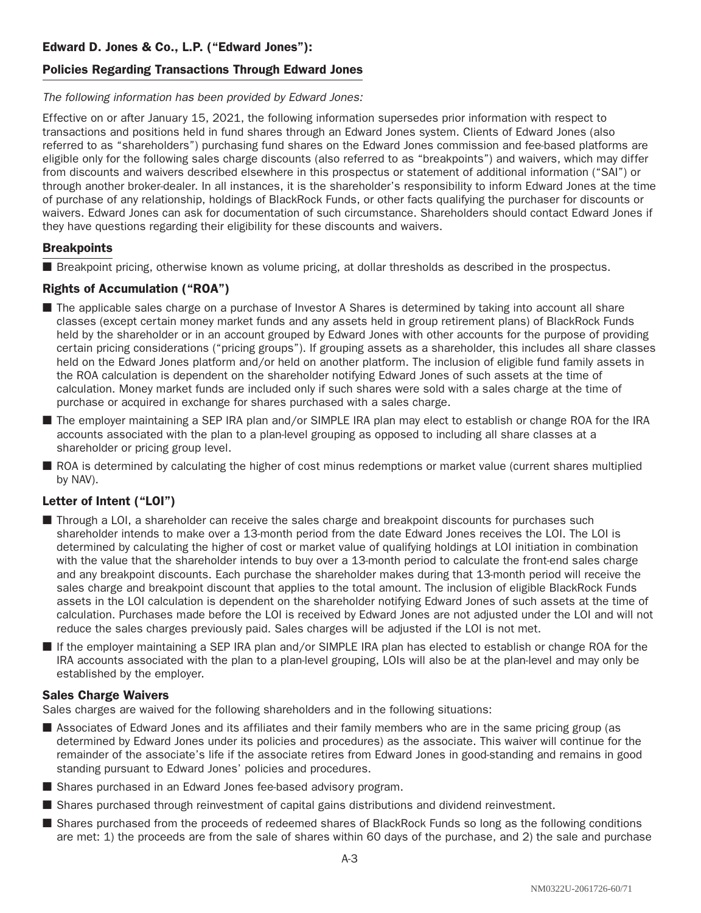## Edward D. Jones & Co., L.P. ("Edward Jones"):

### Policies Regarding Transactions Through Edward Jones

*The following information has been provided by Edward Jones:*

Effective on or after January 15, 2021, the following information supersedes prior information with respect to transactions and positions held in fund shares through an Edward Jones system. Clients of Edward Jones (also referred to as "shareholders") purchasing fund shares on the Edward Jones commission and fee-based platforms are eligible only for the following sales charge discounts (also referred to as "breakpoints") and waivers, which may differ from discounts and waivers described elsewhere in this prospectus or statement of additional information ("SAI") or through another broker-dealer. In all instances, it is the shareholder's responsibility to inform Edward Jones at the time of purchase of any relationship, holdings of BlackRock Funds, or other facts qualifying the purchaser for discounts or waivers. Edward Jones can ask for documentation of such circumstance. Shareholders should contact Edward Jones if they have questions regarding their eligibility for these discounts and waivers.

### Breakpoints

- Breakpoint pricing, otherwise known as volume pricing, at dollar thresholds as described in the prospectus.

### Rights of Accumulation ("ROA")

- The applicable sales charge on a purchase of Investor A Shares is determined by taking into account all share classes (except certain money market funds and any assets held in group retirement plans) of BlackRock Funds held by the shareholder or in an account grouped by Edward Jones with other accounts for the purpose of providing certain pricing considerations ("pricing groups"). If grouping assets as a shareholder, this includes all share classes held on the Edward Jones platform and/or held on another platform. The inclusion of eligible fund family assets in the ROA calculation is dependent on the shareholder notifying Edward Jones of such assets at the time of calculation. Money market funds are included only if such shares were sold with a sales charge at the time of purchase or acquired in exchange for shares purchased with a sales charge.
- The employer maintaining a SEP IRA plan and/or SIMPLE IRA plan may elect to establish or change ROA for the IRA accounts associated with the plan to a plan-level grouping as opposed to including all share classes at a shareholder or pricing group level.
- ROA is determined by calculating the higher of cost minus redemptions or market value (current shares multiplied by NAV).

### Letter of Intent ("LOI")

- Through a LOI, a shareholder can receive the sales charge and breakpoint discounts for purchases such shareholder intends to make over a 13-month period from the date Edward Jones receives the LOI. The LOI is determined by calculating the higher of cost or market value of qualifying holdings at LOI initiation in combination with the value that the shareholder intends to buy over a 13-month period to calculate the front-end sales charge and any breakpoint discounts. Each purchase the shareholder makes during that 13-month period will receive the sales charge and breakpoint discount that applies to the total amount. The inclusion of eligible BlackRock Funds assets in the LOI calculation is dependent on the shareholder notifying Edward Jones of such assets at the time of calculation. Purchases made before the LOI is received by Edward Jones are not adjusted under the LOI and will not reduce the sales charges previously paid. Sales charges will be adjusted if the LOI is not met.
- If the employer maintaining a SEP IRA plan and/or SIMPLE IRA plan has elected to establish or change ROA for the IRA accounts associated with the plan to a plan-level grouping, LOIs will also be at the plan-level and may only be established by the employer.

### Sales Charge Waivers

Sales charges are waived for the following shareholders and in the following situations:

- Associates of Edward Jones and its affiliates and their family members who are in the same pricing group (as determined by Edward Jones under its policies and procedures) as the associate. This waiver will continue for the remainder of the associate's life if the associate retires from Edward Jones in good-standing and remains in good standing pursuant to Edward Jones' policies and procedures.
- Shares purchased in an Edward Jones fee-based advisory program.
- Shares purchased through reinvestment of capital gains distributions and dividend reinvestment.
- Shares purchased from the proceeds of redeemed shares of BlackRock Funds so long as the following conditions are met: 1) the proceeds are from the sale of shares within 60 days of the purchase, and 2) the sale and purchase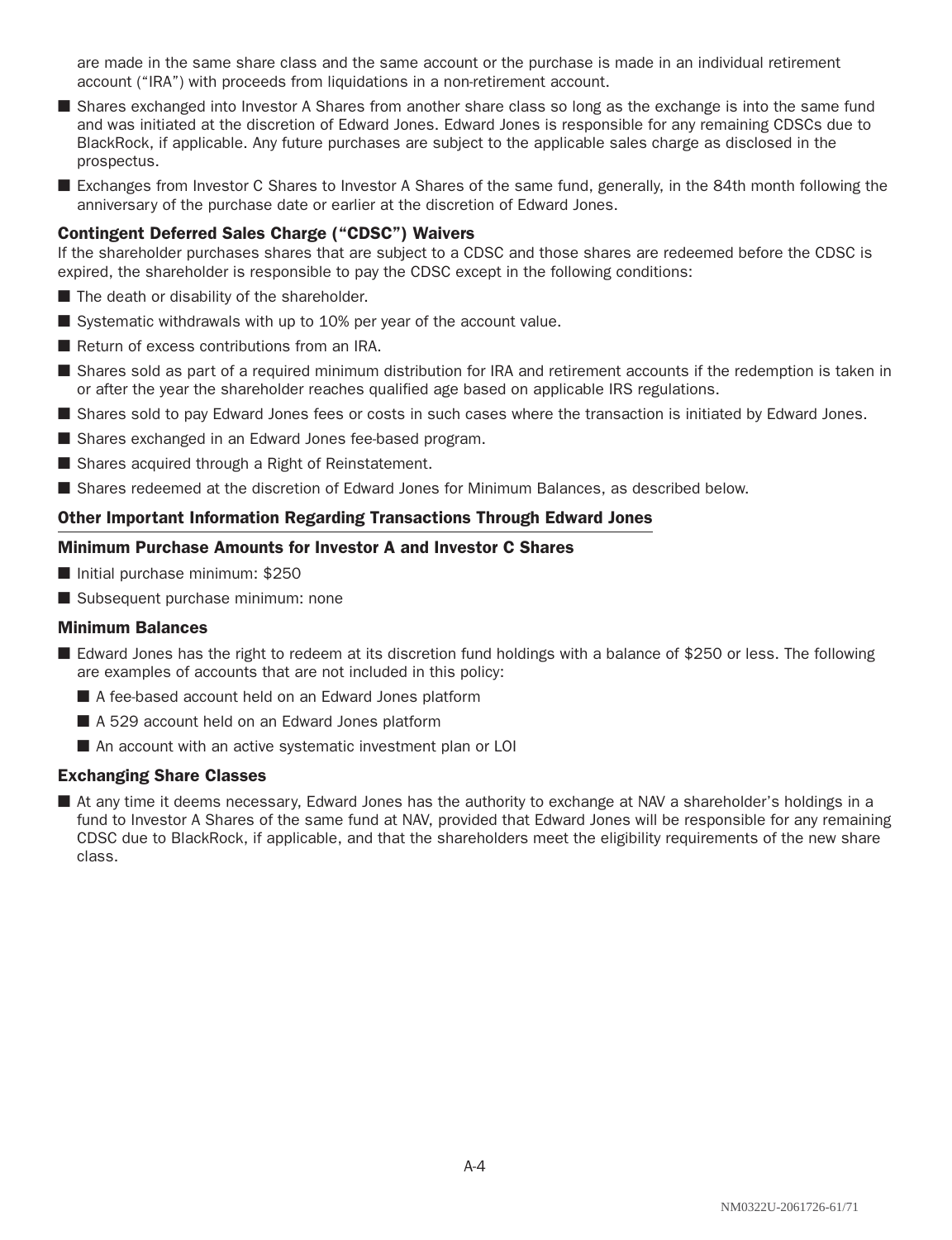are made in the same share class and the same account or the purchase is made in an individual retirement account ("IRA") with proceeds from liquidations in a non-retirement account.

- Shares exchanged into Investor A Shares from another share class so long as the exchange is into the same fund and was initiated at the discretion of Edward Jones. Edward Jones is responsible for any remaining CDSCs due to BlackRock, if applicable. Any future purchases are subject to the applicable sales charge as disclosed in the prospectus.
- Exchanges from Investor C Shares to Investor A Shares of the same fund, generally, in the 84th month following the anniversary of the purchase date or earlier at the discretion of Edward Jones.

### Contingent Deferred Sales Charge ("CDSC") Waivers

If the shareholder purchases shares that are subject to a CDSC and those shares are redeemed before the CDSC is expired, the shareholder is responsible to pay the CDSC except in the following conditions:

- The death or disability of the shareholder.
- Systematic withdrawals with up to 10% per year of the account value.
- Return of excess contributions from an IRA.
- Shares sold as part of a required minimum distribution for IRA and retirement accounts if the redemption is taken in or after the year the shareholder reaches qualified age based on applicable IRS regulations.
- Shares sold to pay Edward Jones fees or costs in such cases where the transaction is initiated by Edward Jones.
- Shares exchanged in an Edward Jones fee-based program.
- Shares acquired through a Right of Reinstatement.
- Shares redeemed at the discretion of Edward Jones for Minimum Balances, as described below.

## Other Important Information Regarding Transactions Through Edward Jones

### Minimum Purchase Amounts for Investor A and Investor C Shares

- Initial purchase minimum: $250
- Subsequent purchase minimum: none

### Minimum Balances

- Edward Jones has the right to redeem at its discretion fund holdings with a balance of $250 or less. The following are examples of accounts that are not included in this policy:
  - A fee-based account held on an Edward Jones platform
  - A 529 account held on an Edward Jones platform
  - An account with an active systematic investment plan or LOI

### Exchanging Share Classes

- At any time it deems necessary, Edward Jones has the authority to exchange at NAV a shareholder's holdings in a fund to Investor A Shares of the same fund at NAV, provided that Edward Jones will be responsible for any remaining CDSC due to BlackRock, if applicable, and that the shareholders meet the eligibility requirements of the new share class.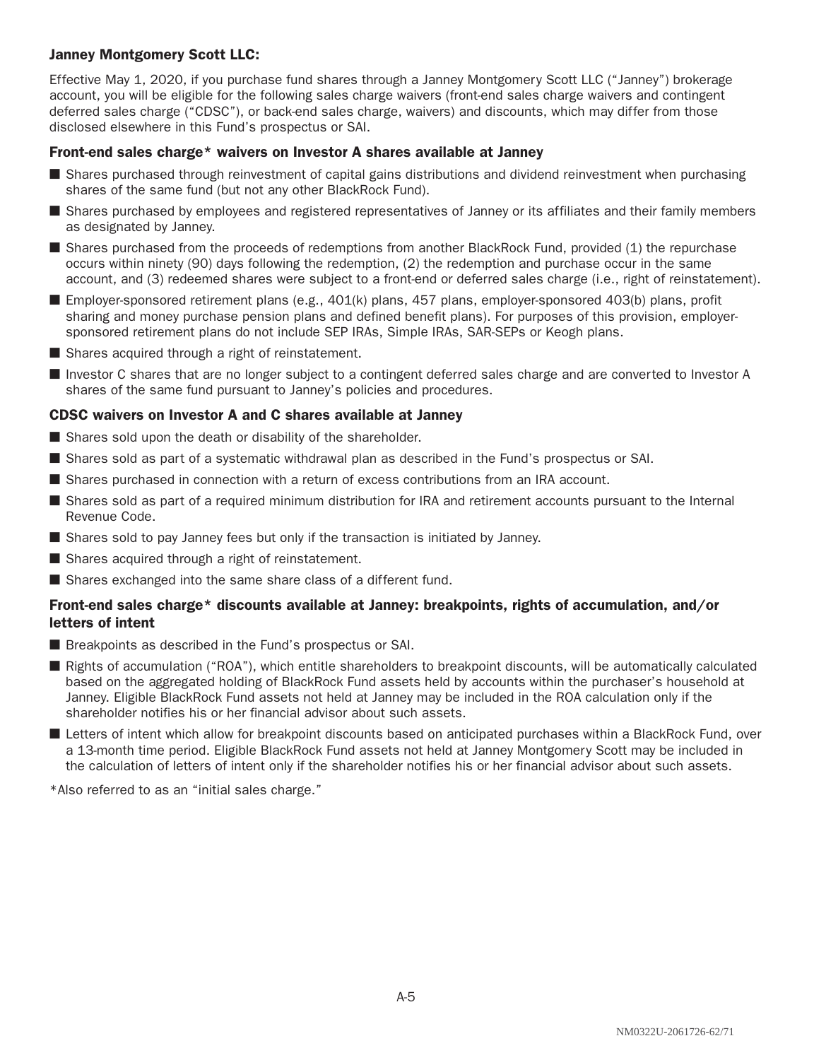## Janney Montgomery Scott LLC:

Effective May 1, 2020, if you purchase fund shares through a Janney Montgomery Scott LLC ("Janney") brokerage account, you will be eligible for the following sales charge waivers (front-end sales charge waivers and contingent deferred sales charge ("CDSC"), or back-end sales charge, waivers) and discounts, which may differ from those disclosed elsewhere in this Fund's prospectus or SAI.

### Front-end sales charge* waivers on Investor A shares available at Janney

- Shares purchased through reinvestment of capital gains distributions and dividend reinvestment when purchasing shares of the same fund (but not any other BlackRock Fund).
- Shares purchased by employees and registered representatives of Janney or its affiliates and their family members as designated by Janney.
- Shares purchased from the proceeds of redemptions from another BlackRock Fund, provided (1) the repurchase occurs within ninety (90) days following the redemption, (2) the redemption and purchase occur in the same account, and (3) redeemed shares were subject to a front-end or deferred sales charge (i.e., right of reinstatement).
- Employer-sponsored retirement plans (e.g., 401(k) plans, 457 plans, employer-sponsored 403(b) plans, profit sharing and money purchase pension plans and defined benefit plans). For purposes of this provision, employer-sponsored retirement plans do not include SEP IRAs, Simple IRAs, SAR-SEPs or Keogh plans.
- Shares acquired through a right of reinstatement.
- Investor C shares that are no longer subject to a contingent deferred sales charge and are converted to Investor A shares of the same fund pursuant to Janney's policies and procedures.

### CDSC waivers on Investor A and C shares available at Janney

- Shares sold upon the death or disability of the shareholder.
- Shares sold as part of a systematic withdrawal plan as described in the Fund's prospectus or SAI.
- Shares purchased in connection with a return of excess contributions from an IRA account.
- Shares sold as part of a required minimum distribution for IRA and retirement accounts pursuant to the Internal Revenue Code.
- Shares sold to pay Janney fees but only if the transaction is initiated by Janney.
- Shares acquired through a right of reinstatement.
- Shares exchanged into the same share class of a different fund.

### Front-end sales charge* discounts available at Janney: breakpoints, rights of accumulation, and/or letters of intent

- Breakpoints as described in the Fund's prospectus or SAI.
- Rights of accumulation ("ROA"), which entitle shareholders to breakpoint discounts, will be automatically calculated based on the aggregated holding of BlackRock Fund assets held by accounts within the purchaser's household at Janney. Eligible BlackRock Fund assets not held at Janney may be included in the ROA calculation only if the shareholder notifies his or her financial advisor about such assets.
- Letters of intent which allow for breakpoint discounts based on anticipated purchases within a BlackRock Fund, over a 13-month time period. Eligible BlackRock Fund assets not held at Janney Montgomery Scott may be included in the calculation of letters of intent only if the shareholder notifies his or her financial advisor about such assets.

*Also referred to as an "initial sales charge."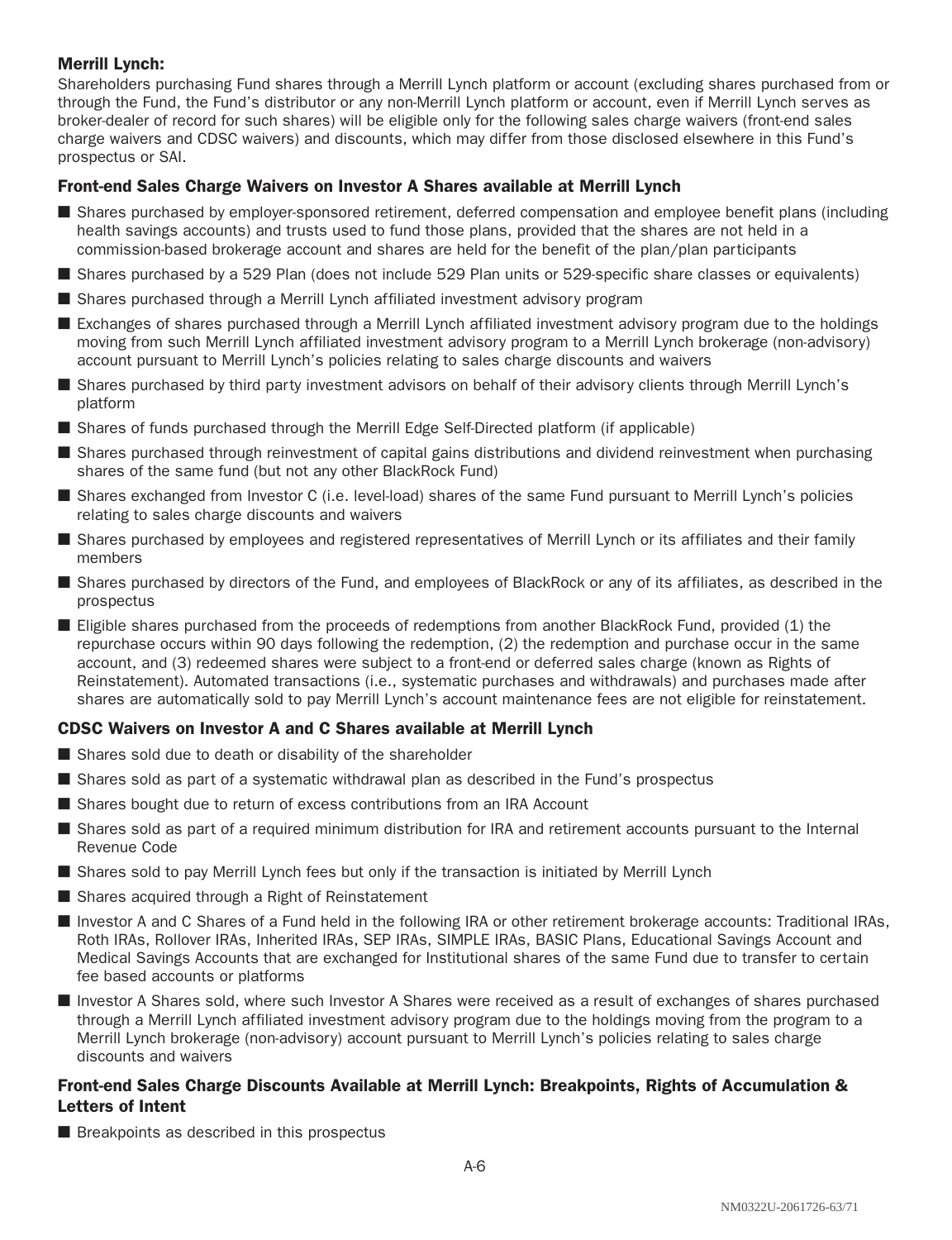### Merrill Lynch:

Shareholders purchasing Fund shares through a Merrill Lynch platform or account (excluding shares purchased from or through the Fund, the Fund's distributor or any non-Merrill Lynch platform or account, even if Merrill Lynch serves as broker-dealer of record for such shares) will be eligible only for the following sales charge waivers (front-end sales charge waivers and CDSC waivers) and discounts, which may differ from those disclosed elsewhere in this Fund's prospectus or SAI.

#### Front-end Sales Charge Waivers on Investor A Shares available at Merrill Lynch

- Shares purchased by employer-sponsored retirement, deferred compensation and employee benefit plans (including health savings accounts) and trusts used to fund those plans, provided that the shares are not held in a commission-based brokerage account and shares are held for the benefit of the plan/plan participants
- Shares purchased by a 529 Plan (does not include 529 Plan units or 529-specific share classes or equivalents)
- Shares purchased through a Merrill Lynch affiliated investment advisory program
- Exchanges of shares purchased through a Merrill Lynch affiliated investment advisory program due to the holdings moving from such Merrill Lynch affiliated investment advisory program to a Merrill Lynch brokerage (non-advisory) account pursuant to Merrill Lynch's policies relating to sales charge discounts and waivers
- Shares purchased by third party investment advisors on behalf of their advisory clients through Merrill Lynch's platform
- Shares of funds purchased through the Merrill Edge Self-Directed platform (if applicable)
- Shares purchased through reinvestment of capital gains distributions and dividend reinvestment when purchasing shares of the same fund (but not any other BlackRock Fund)
- Shares exchanged from Investor C (i.e. level-load) shares of the same Fund pursuant to Merrill Lynch's policies relating to sales charge discounts and waivers
- Shares purchased by employees and registered representatives of Merrill Lynch or its affiliates and their family members
- Shares purchased by directors of the Fund, and employees of BlackRock or any of its affiliates, as described in the prospectus
- Eligible shares purchased from the proceeds of redemptions from another BlackRock Fund, provided (1) the repurchase occurs within 90 days following the redemption, (2) the redemption and purchase occur in the same account, and (3) redeemed shares were subject to a front-end or deferred sales charge (known as Rights of Reinstatement). Automated transactions (i.e., systematic purchases and withdrawals) and purchases made after shares are automatically sold to pay Merrill Lynch's account maintenance fees are not eligible for reinstatement.

#### CDSC Waivers on Investor A and C Shares available at Merrill Lynch

- Shares sold due to death or disability of the shareholder
- Shares sold as part of a systematic withdrawal plan as described in the Fund's prospectus
- Shares bought due to return of excess contributions from an IRA Account
- Shares sold as part of a required minimum distribution for IRA and retirement accounts pursuant to the Internal Revenue Code
- Shares sold to pay Merrill Lynch fees but only if the transaction is initiated by Merrill Lynch
- Shares acquired through a Right of Reinstatement
- Investor A and C Shares of a Fund held in the following IRA or other retirement brokerage accounts: Traditional IRAs, Roth IRAs, Rollover IRAs, Inherited IRAs, SEP IRAs, SIMPLE IRAs, BASIC Plans, Educational Savings Account and Medical Savings Accounts that are exchanged for Institutional shares of the same Fund due to transfer to certain fee based accounts or platforms
- Investor A Shares sold, where such Investor A Shares were received as a result of exchanges of shares purchased through a Merrill Lynch affiliated investment advisory program due to the holdings moving from the program to a Merrill Lynch brokerage (non-advisory) account pursuant to Merrill Lynch's policies relating to sales charge discounts and waivers

#### Front-end Sales Charge Discounts Available at Merrill Lynch: Breakpoints, Rights of Accumulation & Letters of Intent

- Breakpoints as described in this prospectus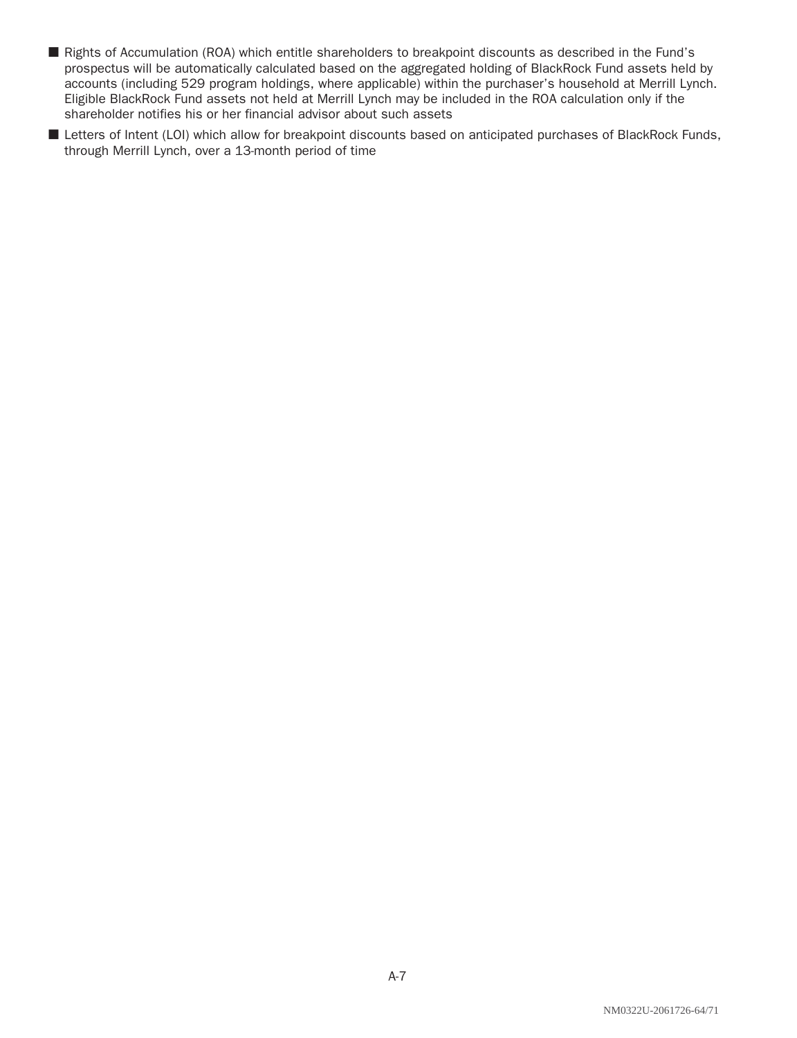- Rights of Accumulation (ROA) which entitle shareholders to breakpoint discounts as described in the Fund's prospectus will be automatically calculated based on the aggregated holding of BlackRock Fund assets held by accounts (including 529 program holdings, where applicable) within the purchaser's household at Merrill Lynch. Eligible BlackRock Fund assets not held at Merrill Lynch may be included in the ROA calculation only if the shareholder notifies his or her financial advisor about such assets
- Letters of Intent (LOI) which allow for breakpoint discounts based on anticipated purchases of BlackRock Funds, through Merrill Lynch, over a 13-month period of time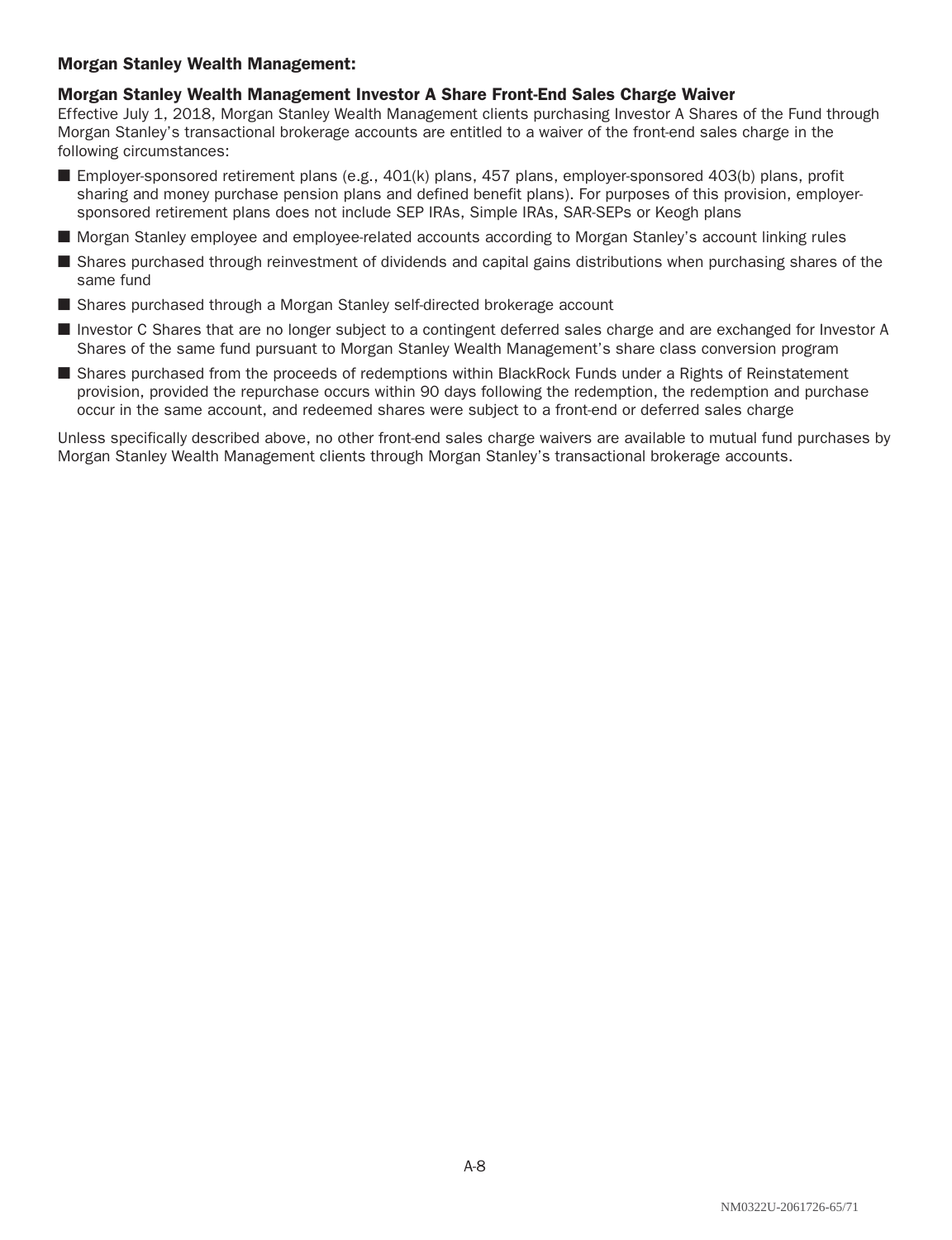### Morgan Stanley Wealth Management:

### Morgan Stanley Wealth Management Investor A Share Front-End Sales Charge Waiver

Effective July 1, 2018, Morgan Stanley Wealth Management clients purchasing Investor A Shares of the Fund through Morgan Stanley's transactional brokerage accounts are entitled to a waiver of the front-end sales charge in the following circumstances:

- Employer-sponsored retirement plans (e.g., 401(k) plans, 457 plans, employer-sponsored 403(b) plans, profit sharing and money purchase pension plans and defined benefit plans). For purposes of this provision, employer-sponsored retirement plans does not include SEP IRAs, Simple IRAs, SAR-SEPs or Keogh plans
- Morgan Stanley employee and employee-related accounts according to Morgan Stanley's account linking rules
- Shares purchased through reinvestment of dividends and capital gains distributions when purchasing shares of the same fund
- Shares purchased through a Morgan Stanley self-directed brokerage account
- Investor C Shares that are no longer subject to a contingent deferred sales charge and are exchanged for Investor A Shares of the same fund pursuant to Morgan Stanley Wealth Management's share class conversion program
- Shares purchased from the proceeds of redemptions within BlackRock Funds under a Rights of Reinstatement provision, provided the repurchase occurs within 90 days following the redemption, the redemption and purchase occur in the same account, and redeemed shares were subject to a front-end or deferred sales charge

Unless specifically described above, no other front-end sales charge waivers are available to mutual fund purchases by Morgan Stanley Wealth Management clients through Morgan Stanley's transactional brokerage accounts.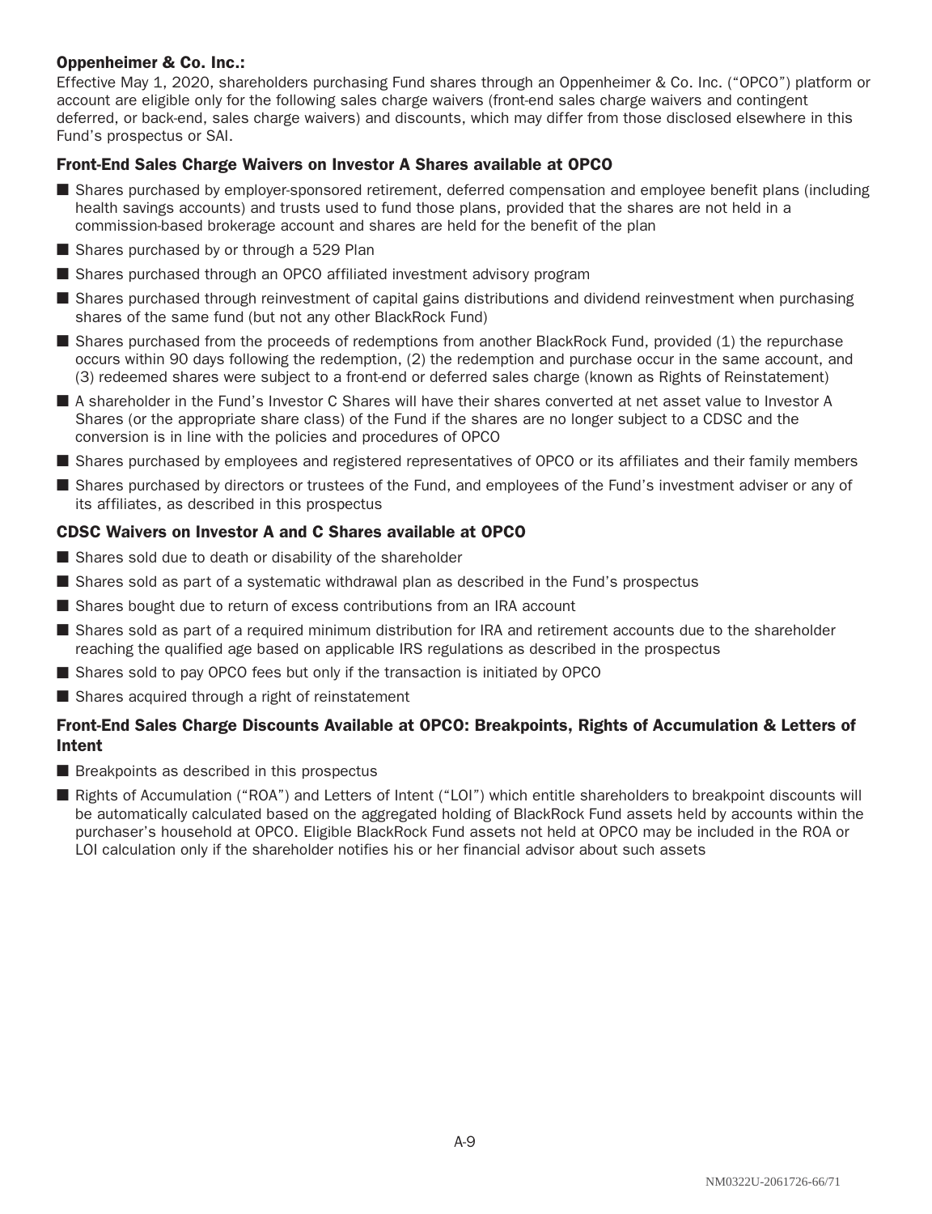## Oppenheimer & Co. Inc.:

Effective May 1, 2020, shareholders purchasing Fund shares through an Oppenheimer & Co. Inc. ("OPCO") platform or account are eligible only for the following sales charge waivers (front-end sales charge waivers and contingent deferred, or back-end, sales charge waivers) and discounts, which may differ from those disclosed elsewhere in this Fund's prospectus or SAI.

### Front-End Sales Charge Waivers on Investor A Shares available at OPCO

- Shares purchased by employer-sponsored retirement, deferred compensation and employee benefit plans (including health savings accounts) and trusts used to fund those plans, provided that the shares are not held in a commission-based brokerage account and shares are held for the benefit of the plan
- Shares purchased by or through a 529 Plan
- Shares purchased through an OPCO affiliated investment advisory program
- Shares purchased through reinvestment of capital gains distributions and dividend reinvestment when purchasing shares of the same fund (but not any other BlackRock Fund)
- Shares purchased from the proceeds of redemptions from another BlackRock Fund, provided (1) the repurchase occurs within 90 days following the redemption, (2) the redemption and purchase occur in the same account, and (3) redeemed shares were subject to a front-end or deferred sales charge (known as Rights of Reinstatement)
- A shareholder in the Fund's Investor C Shares will have their shares converted at net asset value to Investor A Shares (or the appropriate share class) of the Fund if the shares are no longer subject to a CDSC and the conversion is in line with the policies and procedures of OPCO
- Shares purchased by employees and registered representatives of OPCO or its affiliates and their family members
- Shares purchased by directors or trustees of the Fund, and employees of the Fund's investment adviser or any of its affiliates, as described in this prospectus

### CDSC Waivers on Investor A and C Shares available at OPCO

- Shares sold due to death or disability of the shareholder
- Shares sold as part of a systematic withdrawal plan as described in the Fund's prospectus
- Shares bought due to return of excess contributions from an IRA account
- Shares sold as part of a required minimum distribution for IRA and retirement accounts due to the shareholder reaching the qualified age based on applicable IRS regulations as described in the prospectus
- Shares sold to pay OPCO fees but only if the transaction is initiated by OPCO
- Shares acquired through a right of reinstatement

### Front-End Sales Charge Discounts Available at OPCO: Breakpoints, Rights of Accumulation & Letters of Intent

- Breakpoints as described in this prospectus
- Rights of Accumulation ("ROA") and Letters of Intent ("LOI") which entitle shareholders to breakpoint discounts will be automatically calculated based on the aggregated holding of BlackRock Fund assets held by accounts within the purchaser's household at OPCO. Eligible BlackRock Fund assets not held at OPCO may be included in the ROA or LOI calculation only if the shareholder notifies his or her financial advisor about such assets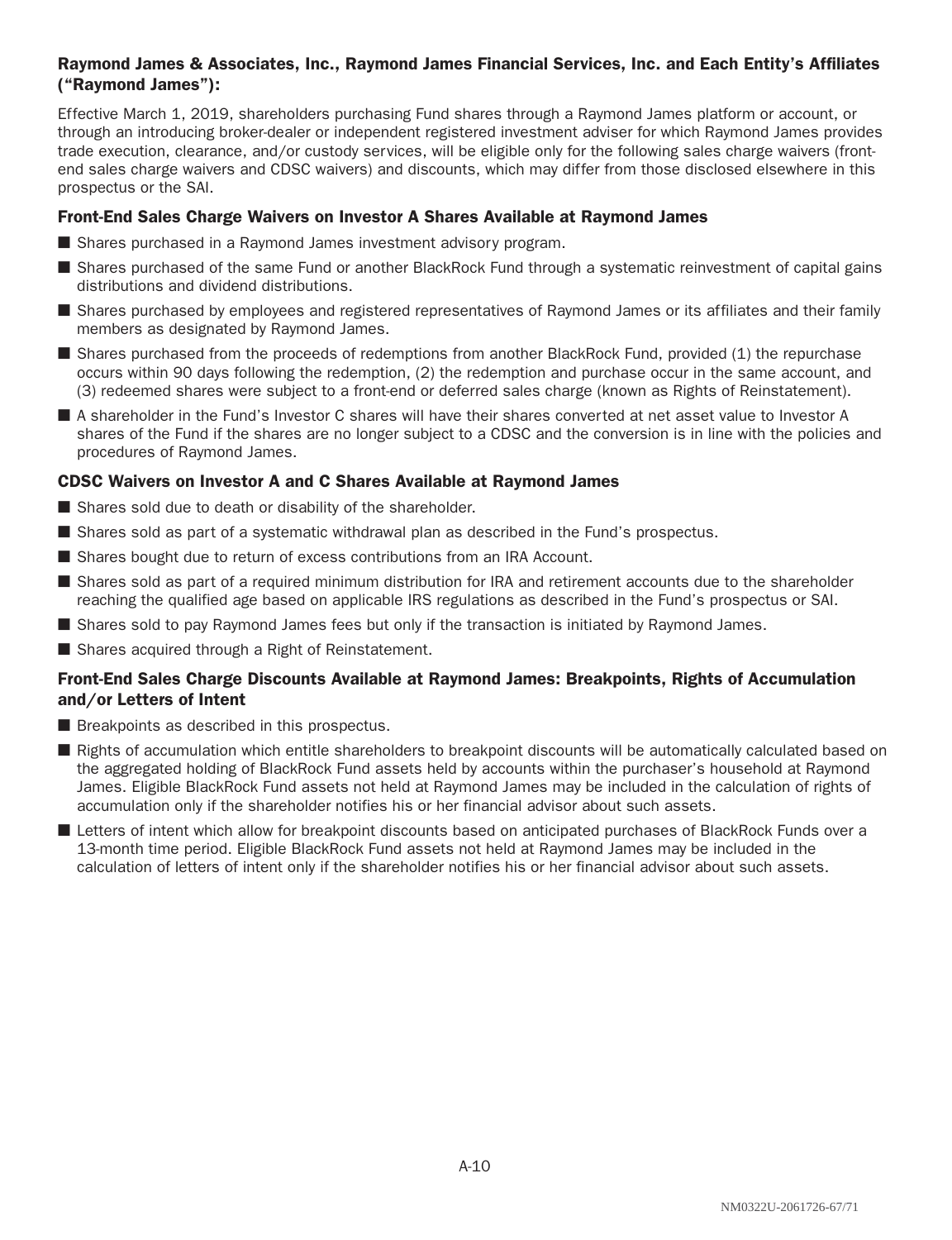### Raymond James & Associates, Inc., Raymond James Financial Services, Inc. and Each Entity's Affiliates ("Raymond James"):

Effective March 1, 2019, shareholders purchasing Fund shares through a Raymond James platform or account, or through an introducing broker-dealer or independent registered investment adviser for which Raymond James provides trade execution, clearance, and/or custody services, will be eligible only for the following sales charge waivers (front-end sales charge waivers and CDSC waivers) and discounts, which may differ from those disclosed elsewhere in this prospectus or the SAI.

#### Front-End Sales Charge Waivers on Investor A Shares Available at Raymond James

- Shares purchased in a Raymond James investment advisory program.
- Shares purchased of the same Fund or another BlackRock Fund through a systematic reinvestment of capital gains distributions and dividend distributions.
- Shares purchased by employees and registered representatives of Raymond James or its affiliates and their family members as designated by Raymond James.
- Shares purchased from the proceeds of redemptions from another BlackRock Fund, provided (1) the repurchase occurs within 90 days following the redemption, (2) the redemption and purchase occur in the same account, and (3) redeemed shares were subject to a front-end or deferred sales charge (known as Rights of Reinstatement).
- A shareholder in the Fund's Investor C shares will have their shares converted at net asset value to Investor A shares of the Fund if the shares are no longer subject to a CDSC and the conversion is in line with the policies and procedures of Raymond James.

#### CDSC Waivers on Investor A and C Shares Available at Raymond James

- Shares sold due to death or disability of the shareholder.
- Shares sold as part of a systematic withdrawal plan as described in the Fund's prospectus.
- Shares bought due to return of excess contributions from an IRA Account.
- Shares sold as part of a required minimum distribution for IRA and retirement accounts due to the shareholder reaching the qualified age based on applicable IRS regulations as described in the Fund's prospectus or SAI.
- Shares sold to pay Raymond James fees but only if the transaction is initiated by Raymond James.
- Shares acquired through a Right of Reinstatement.

#### Front-End Sales Charge Discounts Available at Raymond James: Breakpoints, Rights of Accumulation and/or Letters of Intent

- Breakpoints as described in this prospectus.
- Rights of accumulation which entitle shareholders to breakpoint discounts will be automatically calculated based on the aggregated holding of BlackRock Fund assets held by accounts within the purchaser's household at Raymond James. Eligible BlackRock Fund assets not held at Raymond James may be included in the calculation of rights of accumulation only if the shareholder notifies his or her financial advisor about such assets.
- Letters of intent which allow for breakpoint discounts based on anticipated purchases of BlackRock Funds over a 13-month time period. Eligible BlackRock Fund assets not held at Raymond James may be included in the calculation of letters of intent only if the shareholder notifies his or her financial advisor about such assets.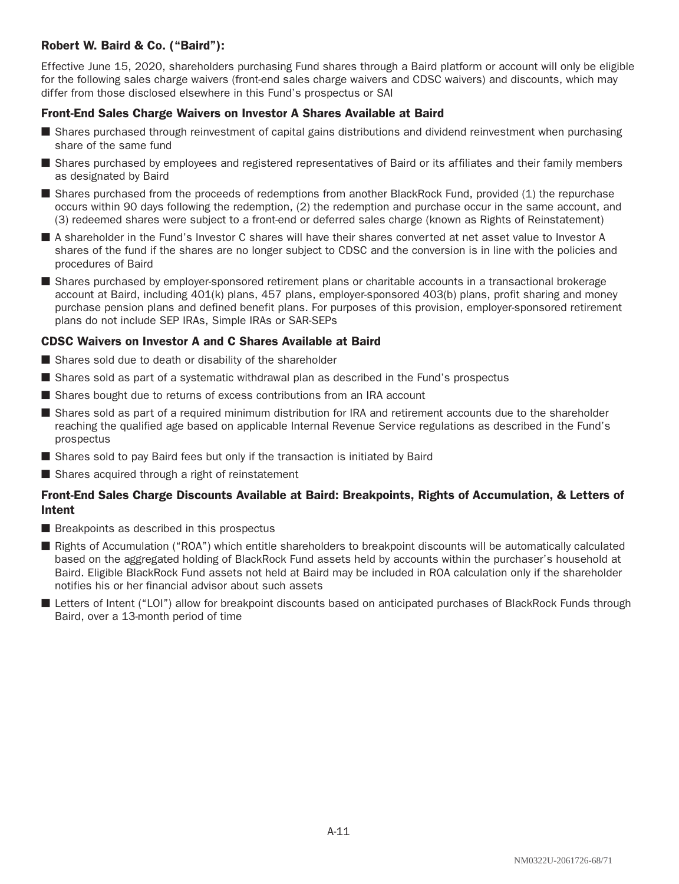### Robert W. Baird & Co. ("Baird"):

Effective June 15, 2020, shareholders purchasing Fund shares through a Baird platform or account will only be eligible for the following sales charge waivers (front-end sales charge waivers and CDSC waivers) and discounts, which may differ from those disclosed elsewhere in this Fund's prospectus or SAI

#### Front-End Sales Charge Waivers on Investor A Shares Available at Baird

- Shares purchased through reinvestment of capital gains distributions and dividend reinvestment when purchasing share of the same fund
- Shares purchased by employees and registered representatives of Baird or its affiliates and their family members as designated by Baird
- Shares purchased from the proceeds of redemptions from another BlackRock Fund, provided (1) the repurchase occurs within 90 days following the redemption, (2) the redemption and purchase occur in the same account, and (3) redeemed shares were subject to a front-end or deferred sales charge (known as Rights of Reinstatement)
- A shareholder in the Fund's Investor C shares will have their shares converted at net asset value to Investor A shares of the fund if the shares are no longer subject to CDSC and the conversion is in line with the policies and procedures of Baird
- Shares purchased by employer-sponsored retirement plans or charitable accounts in a transactional brokerage account at Baird, including 401(k) plans, 457 plans, employer-sponsored 403(b) plans, profit sharing and money purchase pension plans and defined benefit plans. For purposes of this provision, employer-sponsored retirement plans do not include SEP IRAs, Simple IRAs or SAR-SEPs

#### CDSC Waivers on Investor A and C Shares Available at Baird

- Shares sold due to death or disability of the shareholder
- Shares sold as part of a systematic withdrawal plan as described in the Fund's prospectus
- Shares bought due to returns of excess contributions from an IRA account
- Shares sold as part of a required minimum distribution for IRA and retirement accounts due to the shareholder reaching the qualified age based on applicable Internal Revenue Service regulations as described in the Fund's prospectus
- Shares sold to pay Baird fees but only if the transaction is initiated by Baird
- Shares acquired through a right of reinstatement

#### Front-End Sales Charge Discounts Available at Baird: Breakpoints, Rights of Accumulation, & Letters of Intent

- Breakpoints as described in this prospectus
- Rights of Accumulation ("ROA") which entitle shareholders to breakpoint discounts will be automatically calculated based on the aggregated holding of BlackRock Fund assets held by accounts within the purchaser's household at Baird. Eligible BlackRock Fund assets not held at Baird may be included in ROA calculation only if the shareholder notifies his or her financial advisor about such assets
- Letters of Intent ("LOI") allow for breakpoint discounts based on anticipated purchases of BlackRock Funds through Baird, over a 13-month period of time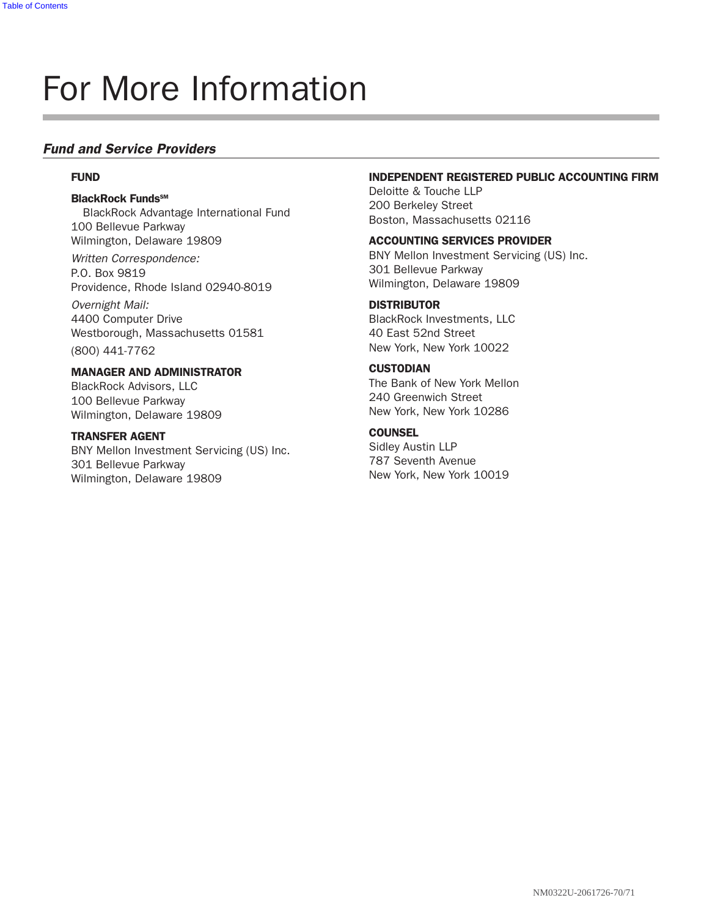# For More Information

## *Fund and Service Providers*

**FUND**

**BlackRock Funds℠**
BlackRock Advantage International Fund
100 Bellevue Parkway
Wilmington, Delaware 19809

*Written Correspondence:*
P.O. Box 9819
Providence, Rhode Island 02940-8019

*Overnight Mail:*
4400 Computer Drive
Westborough, Massachusetts 01581

(800) 441-7762

**MANAGER AND ADMINISTRATOR**
BlackRock Advisors, LLC
100 Bellevue Parkway
Wilmington, Delaware 19809

**TRANSFER AGENT**
BNY Mellon Investment Servicing (US) Inc.
301 Bellevue Parkway
Wilmington, Delaware 19809

**INDEPENDENT REGISTERED PUBLIC ACCOUNTING FIRM**
Deloitte & Touche LLP
200 Berkeley Street
Boston, Massachusetts 02116

**ACCOUNTING SERVICES PROVIDER**
BNY Mellon Investment Servicing (US) Inc.
301 Bellevue Parkway
Wilmington, Delaware 19809

**DISTRIBUTOR**
BlackRock Investments, LLC
40 East 52nd Street
New York, New York 10022

**CUSTODIAN**
The Bank of New York Mellon
240 Greenwich Street
New York, New York 10286

**COUNSEL**
Sidley Austin LLP
787 Seventh Avenue
New York, New York 10019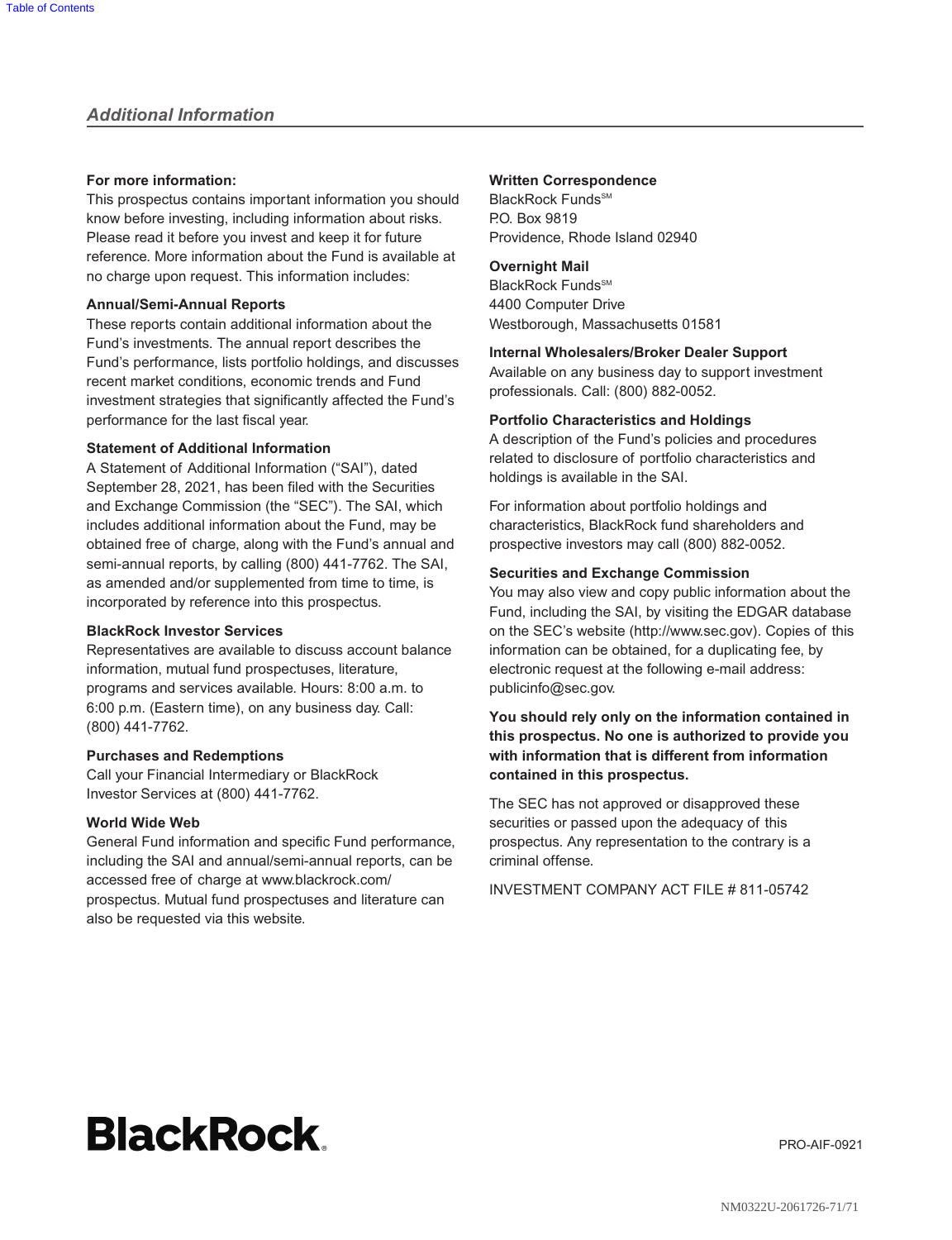## *Additional Information*

**For more information:**

This prospectus contains important information you should know before investing, including information about risks. Please read it before you invest and keep it for future reference. More information about the Fund is available at no charge upon request. This information includes:

**Annual/Semi-Annual Reports**

These reports contain additional information about the Fund's investments. The annual report describes the Fund's performance, lists portfolio holdings, and discusses recent market conditions, economic trends and Fund investment strategies that significantly affected the Fund's performance for the last fiscal year.

**Statement of Additional Information**

A Statement of Additional Information ("SAI"), dated September 28, 2021, has been filed with the Securities and Exchange Commission (the "SEC"). The SAI, which includes additional information about the Fund, may be obtained free of charge, along with the Fund's annual and semi-annual reports, by calling (800) 441-7762. The SAI, as amended and/or supplemented from time to time, is incorporated by reference into this prospectus.

**BlackRock Investor Services**

Representatives are available to discuss account balance information, mutual fund prospectuses, literature, programs and services available. Hours: 8:00 a.m. to 6:00 p.m. (Eastern time), on any business day. Call: (800) 441-7762.

**Purchases and Redemptions**

Call your Financial Intermediary or BlackRock Investor Services at (800) 441-7762.

**World Wide Web**

General Fund information and specific Fund performance, including the SAI and annual/semi-annual reports, can be accessed free of charge at www.blackrock.com/prospectus. Mutual fund prospectuses and literature can also be requested via this website.

**Written Correspondence**

BlackRock Funds℠
P.O. Box 9819
Providence, Rhode Island 02940

**Overnight Mail**

BlackRock Funds℠
4400 Computer Drive
Westborough, Massachusetts 01581

**Internal Wholesalers/Broker Dealer Support**

Available on any business day to support investment professionals. Call: (800) 882-0052.

**Portfolio Characteristics and Holdings**

A description of the Fund's policies and procedures related to disclosure of portfolio characteristics and holdings is available in the SAI.

For information about portfolio holdings and characteristics, BlackRock fund shareholders and prospective investors may call (800) 882-0052.

**Securities and Exchange Commission**

You may also view and copy public information about the Fund, including the SAI, by visiting the EDGAR database on the SEC's website (http://www.sec.gov). Copies of this information can be obtained, for a duplicating fee, by electronic request at the following e-mail address: publicinfo@sec.gov.

**You should rely only on the information contained in this prospectus. No one is authorized to provide you with information that is different from information contained in this prospectus.**

The SEC has not approved or disapproved these securities or passed upon the adequacy of this prospectus. Any representation to the contrary is a criminal offense.

INVESTMENT COMPANY ACT FILE # 811-05742

**BlackRock.**

PRO-AIF-0921